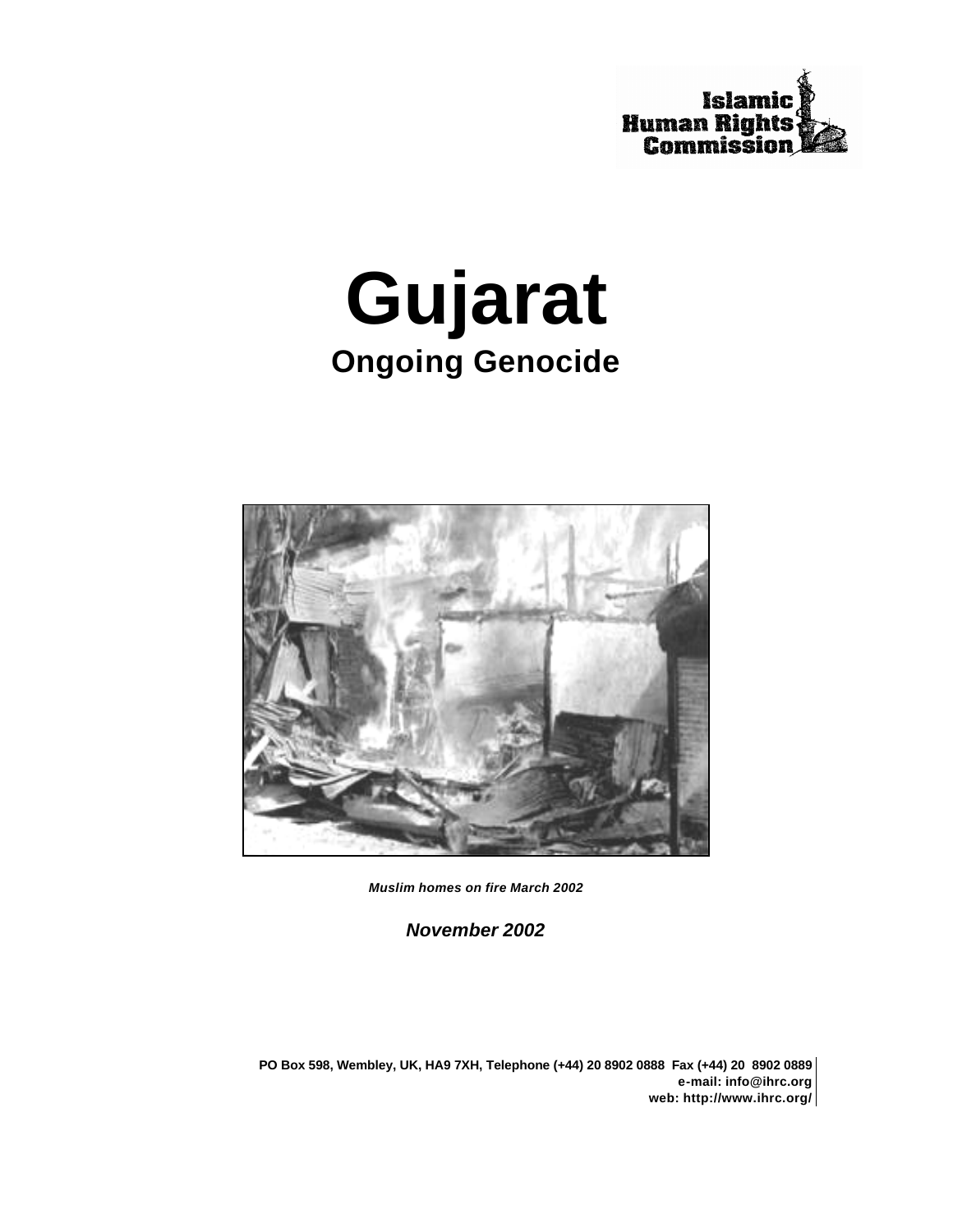Islamic Human Rights Commission

# Gujarat

## Ongoing Genocide

*Muslim homes on fire March 2002*

***November 2002***

**PO Box 598, Wembley, UK, HA9 7XH, Telephone (+44) 20 8902 0888 Fax (+44) 20 8902 0889**
**e-mail: info@ihrc.org**
**web: http://www.ihrc.org/**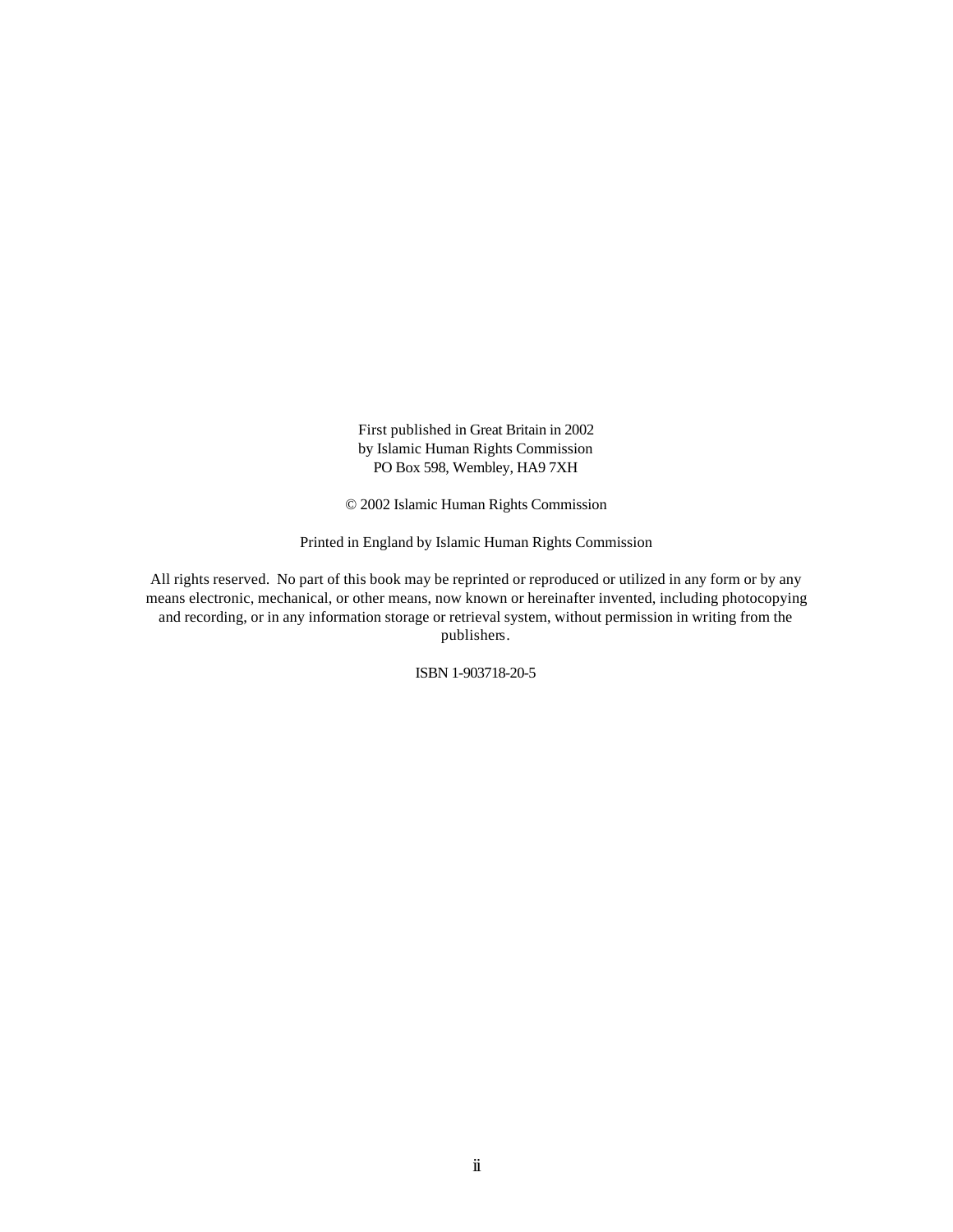First published in Great Britain in 2002
by Islamic Human Rights Commission
PO Box 598, Wembley, HA9 7XH

© 2002 Islamic Human Rights Commission

Printed in England by Islamic Human Rights Commission

All rights reserved. No part of this book may be reprinted or reproduced or utilized in any form or by any means electronic, mechanical, or other means, now known or hereinafter invented, including photocopying and recording, or in any information storage or retrieval system, without permission in writing from the publishers.

ISBN 1-903718-20-5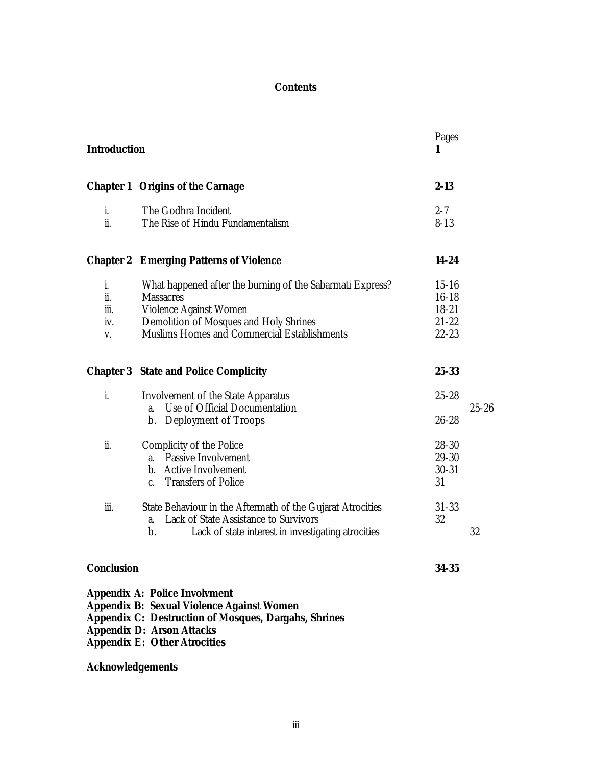# Contents

| | | Pages |
|---|---|---|
| **Introduction** | | **1** |
| **Chapter 1** | **Origins of the Carnage** | **2-13** |
| i. | The Godhra Incident | 2-7 |
| ii. | The Rise of Hindu Fundamentalism | 8-13 |
| **Chapter 2** | **Emerging Patterns of Violence** | **14-24** |
| i. | What happened after the burning of the Sabarmati Express? | 15-16 |
| ii. | Massacres | 16-18 |
| iii. | Violence Against Women | 18-21 |
| iv. | Demolition of Mosques and Holy Shrines | 21-22 |
| v. | Muslims Homes and Commercial Establishments | 22-23 |
| **Chapter 3** | **State and Police Complicity** | **25-33** |
| i. | Involvement of the State Apparatus | 25-28 |
| | a. Use of Official Documentation | 25-26 |
| | b. Deployment of Troops | 26-28 |
| ii. | Complicity of the Police | 28-30 |
| | a. Passive Involvement | 29-30 |
| | b. Active Involvement | 30-31 |
| | c. Transfers of Police | 31 |
| iii. | State Behaviour in the Aftermath of the Gujarat Atrocities | 31-33 |
| | a. Lack of State Assistance to Survivors | 32 |
| | b. Lack of state interest in investigating atrocities | 32 |
| **Conclusion** | | **34-35** |

**Appendix A: Police Involvment**
**Appendix B: Sexual Violence Against Women**
**Appendix C: Destruction of Mosques, Dargahs, Shrines**
**Appendix D: Arson Attacks**
**Appendix E: Other Atrocities**

**Acknowledgements**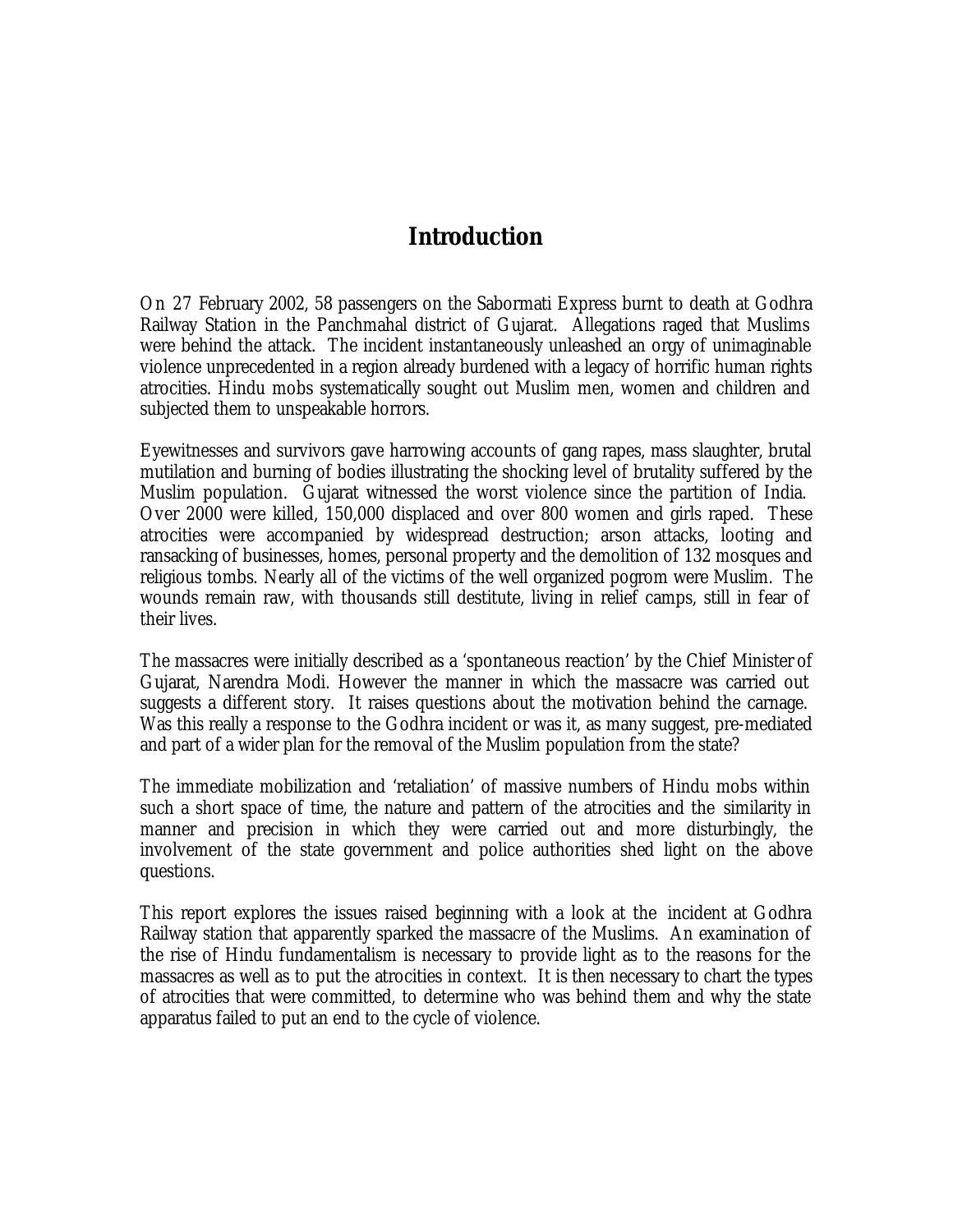# Introduction

On 27 February 2002, 58 passengers on the Sabormati Express burnt to death at Godhra Railway Station in the Panchmahal district of Gujarat. Allegations raged that Muslims were behind the attack. The incident instantaneously unleashed an orgy of unimaginable violence unprecedented in a region already burdened with a legacy of horrific human rights atrocities. Hindu mobs systematically sought out Muslim men, women and children and subjected them to unspeakable horrors.

Eyewitnesses and survivors gave harrowing accounts of gang rapes, mass slaughter, brutal mutilation and burning of bodies illustrating the shocking level of brutality suffered by the Muslim population. Gujarat witnessed the worst violence since the partition of India. Over 2000 were killed, 150,000 displaced and over 800 women and girls raped. These atrocities were accompanied by widespread destruction; arson attacks, looting and ransacking of businesses, homes, personal property and the demolition of 132 mosques and religious tombs. Nearly all of the victims of the well organized pogrom were Muslim. The wounds remain raw, with thousands still destitute, living in relief camps, still in fear of their lives.

The massacres were initially described as a 'spontaneous reaction' by the Chief Minister of Gujarat, Narendra Modi. However the manner in which the massacre was carried out suggests a different story. It raises questions about the motivation behind the carnage. Was this really a response to the Godhra incident or was it, as many suggest, pre-mediated and part of a wider plan for the removal of the Muslim population from the state?

The immediate mobilization and 'retaliation' of massive numbers of Hindu mobs within such a short space of time, the nature and pattern of the atrocities and the similarity in manner and precision in which they were carried out and more disturbingly, the involvement of the state government and police authorities shed light on the above questions.

This report explores the issues raised beginning with a look at the incident at Godhra Railway station that apparently sparked the massacre of the Muslims. An examination of the rise of Hindu fundamentalism is necessary to provide light as to the reasons for the massacres as well as to put the atrocities in context. It is then necessary to chart the types of atrocities that were committed, to determine who was behind them and why the state apparatus failed to put an end to the cycle of violence.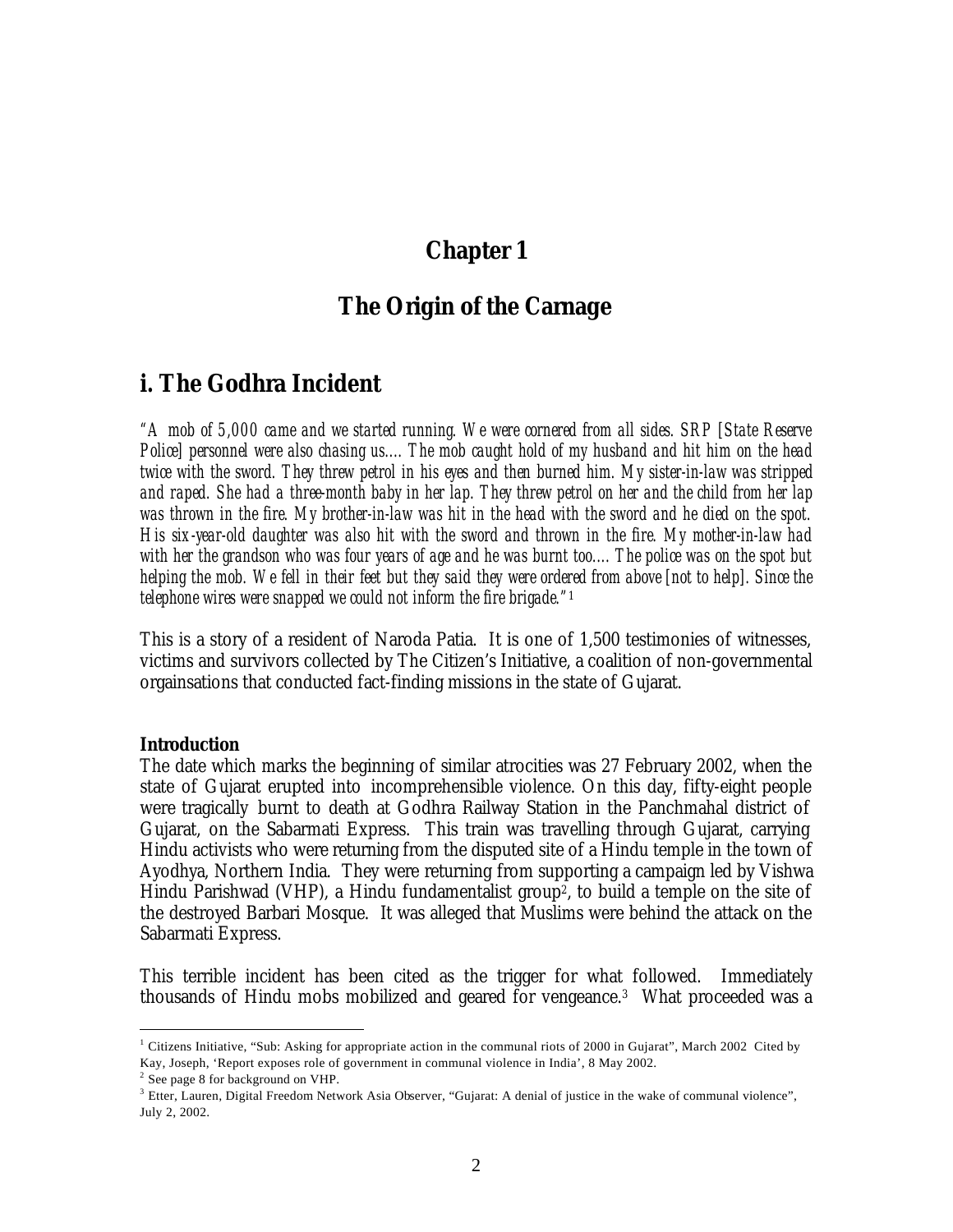# Chapter 1

# The Origin of the Carnage

## i. The Godhra Incident

*"A mob of 5,000 came and we started running. We were cornered from all sides. SRP [State Reserve Police] personnel were also chasing us…. The mob caught hold of my husband and hit him on the head twice with the sword. They threw petrol in his eyes and then burned him. My sister-in-law was stripped and raped. She had a three-month baby in her lap. They threw petrol on her and the child from her lap was thrown in the fire. My brother-in-law was hit in the head with the sword and he died on the spot. His six-year-old daughter was also hit with the sword and thrown in the fire. My mother-in-law had with her the grandson who was four years of age and he was burnt too…. The police was on the spot but helping the mob. We fell in their feet but they said they were ordered from above [not to help]. Since the telephone wires were snapped we could not inform the fire brigade."*[1]

This is a story of a resident of Naroda Patia. It is one of 1,500 testimonies of witnesses, victims and survivors collected by The Citizen's Initiative, a coalition of non-governmental orgainsations that conducted fact-finding missions in the state of Gujarat.

**Introduction**

The date which marks the beginning of similar atrocities was 27 February 2002, when the state of Gujarat erupted into incomprehensible violence. On this day, fifty-eight people were tragically burnt to death at Godhra Railway Station in the Panchmahal district of Gujarat, on the Sabarmati Express. This train was travelling through Gujarat, carrying Hindu activists who were returning from the disputed site of a Hindu temple in the town of Ayodhya, Northern India. They were returning from supporting a campaign led by Vishwa Hindu Parishwad (VHP), a Hindu fundamentalist group[2], to build a temple on the site of the destroyed Barbari Mosque. It was alleged that Muslims were behind the attack on the Sabarmati Express.

This terrible incident has been cited as the trigger for what followed. Immediately thousands of Hindu mobs mobilized and geared for vengeance.[3] What proceeded was a

---

[1] Citizens Initiative, "Sub: Asking for appropriate action in the communal riots of 2000 in Gujarat", March 2002 Cited by Kay, Joseph, 'Report exposes role of government in communal violence in India', 8 May 2002.

[2] See page 8 for background on VHP.

[3] Etter, Lauren, Digital Freedom Network Asia Observer, "Gujarat: A denial of justice in the wake of communal violence", July 2, 2002.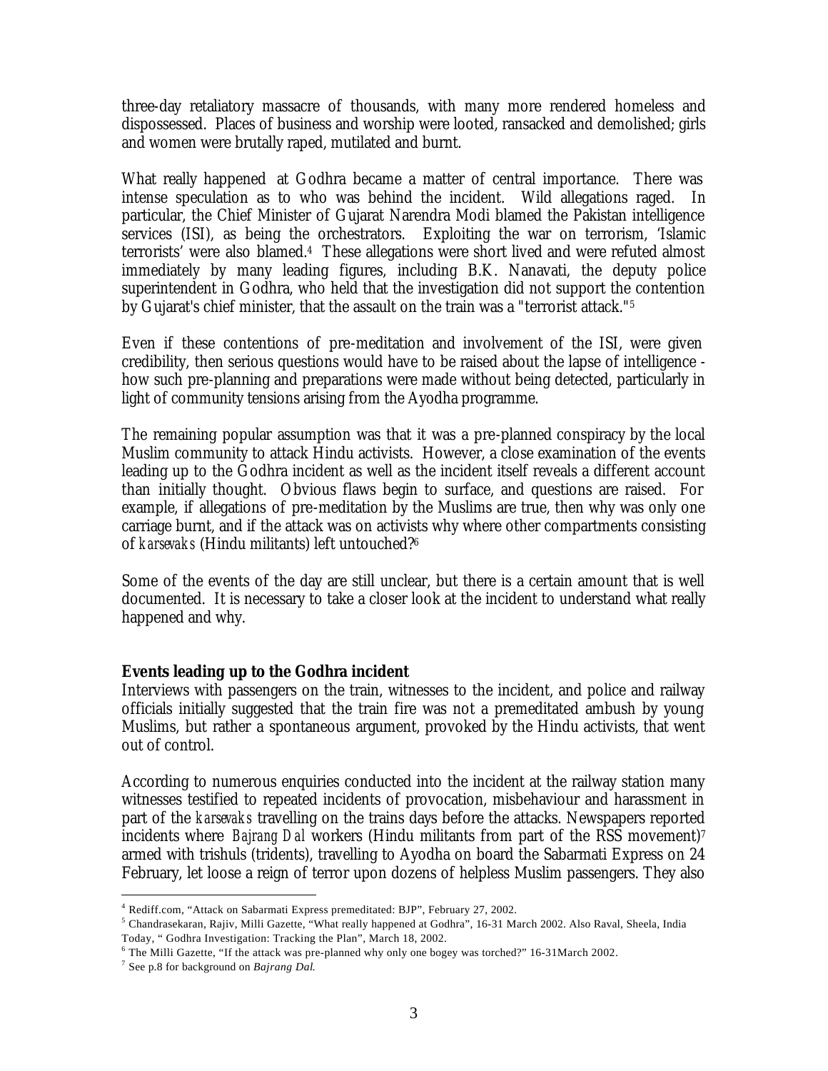three-day retaliatory massacre of thousands, with many more rendered homeless and dispossessed. Places of business and worship were looted, ransacked and demolished; girls and women were brutally raped, mutilated and burnt.

What really happened at Godhra became a matter of central importance. There was intense speculation as to who was behind the incident. Wild allegations raged. In particular, the Chief Minister of Gujarat Narendra Modi blamed the Pakistan intelligence services (ISI), as being the orchestrators. Exploiting the war on terrorism, 'Islamic terrorists' were also blamed.[4] These allegations were short lived and were refuted almost immediately by many leading figures, including B.K. Nanavati, the deputy police superintendent in Godhra, who held that the investigation did not support the contention by Gujarat's chief minister, that the assault on the train was a "terrorist attack."[5]

Even if these contentions of pre-meditation and involvement of the ISI, were given credibility, then serious questions would have to be raised about the lapse of intelligence - how such pre-planning and preparations were made without being detected, particularly in light of community tensions arising from the Ayodha programme.

The remaining popular assumption was that it was a pre-planned conspiracy by the local Muslim community to attack Hindu activists. However, a close examination of the events leading up to the Godhra incident as well as the incident itself reveals a different account than initially thought. Obvious flaws begin to surface, and questions are raised. For example, if allegations of pre-meditation by the Muslims are true, then why was only one carriage burnt, and if the attack was on activists why where other compartments consisting of *karsevaks* (Hindu militants) left untouched?[6]

Some of the events of the day are still unclear, but there is a certain amount that is well documented. It is necessary to take a closer look at the incident to understand what really happened and why.

**Events leading up to the Godhra incident**

Interviews with passengers on the train, witnesses to the incident, and police and railway officials initially suggested that the train fire was not a premeditated ambush by young Muslims, but rather a spontaneous argument, provoked by the Hindu activists, that went out of control.

According to numerous enquiries conducted into the incident at the railway station many witnesses testified to repeated incidents of provocation, misbehaviour and harassment in part of the *karsevaks* travelling on the trains days before the attacks. Newspapers reported incidents where *Bajrang Dal* workers (Hindu militants from part of the RSS movement)[7] armed with trishuls (tridents), travelling to Ayodha on board the Sabarmati Express on 24 February, let loose a reign of terror upon dozens of helpless Muslim passengers. They also

---

[4] Rediff.com, "Attack on Sabarmati Express premeditated: BJP", February 27, 2002.

[5] Chandrasekaran, Rajiv, Milli Gazette, "What really happened at Godhra", 16-31 March 2002. Also Raval, Sheela, India Today, " Godhra Investigation: Tracking the Plan", March 18, 2002.

[6] The Milli Gazette, "If the attack was pre-planned why only one bogey was torched?" 16-31March 2002.

[7] See p.8 for background on *Bajrang Dal*.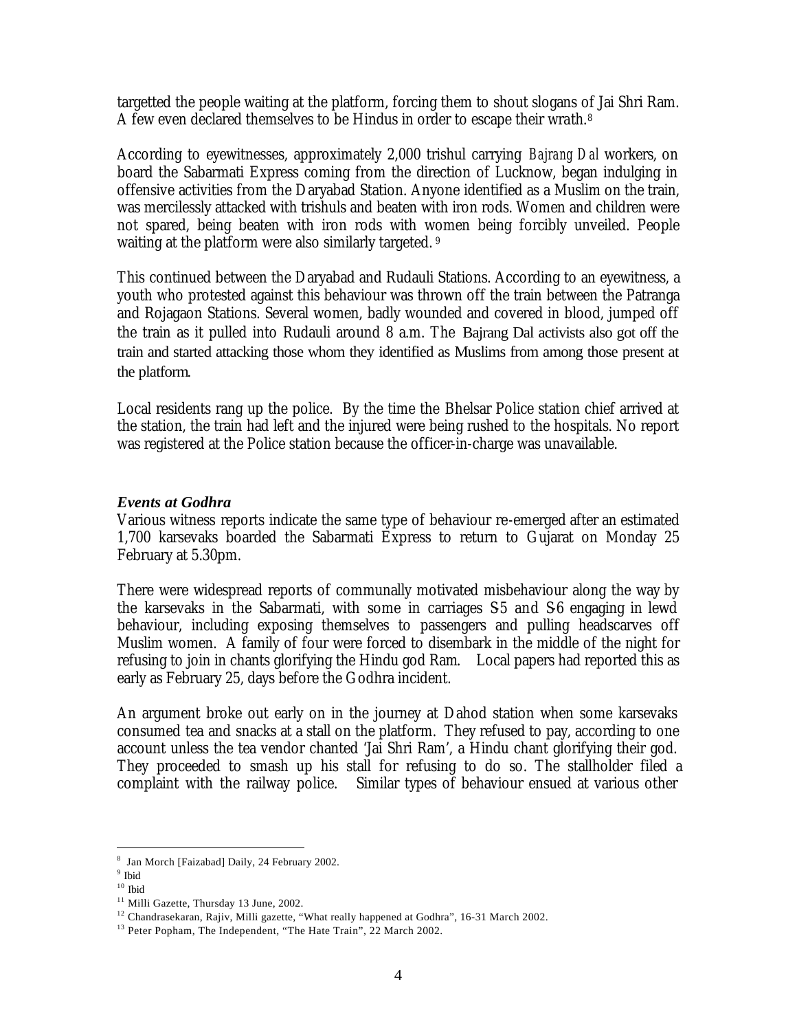targetted the people waiting at the platform, forcing them to shout slogans of Jai Shri Ram. A few even declared themselves to be Hindus in order to escape their wrath.[8]

According to eyewitnesses, approximately 2,000 trishul carrying *Bajrang Dal* workers, on board the Sabarmati Express coming from the direction of Lucknow, began indulging in offensive activities from the Daryabad Station. Anyone identified as a Muslim on the train, was mercilessly attacked with trishuls and beaten with iron rods. Women and children were not spared, being beaten with iron rods with women being forcibly unveiled. People waiting at the platform were also similarly targeted.[9]

This continued between the Daryabad and Rudauli Stations. According to an eyewitness, a youth who protested against this behaviour was thrown off the train between the Patranga and Rojagaon Stations. Several women, badly wounded and covered in blood, jumped off the train as it pulled into Rudauli around 8 a.m. The Bajrang Dal activists also got off the train and started attacking those whom they identified as Muslims from among those present at the platform.

Local residents rang up the police. By the time the Bhelsar Police station chief arrived at the station, the train had left and the injured were being rushed to the hospitals. No report was registered at the Police station because the officer-in-charge was unavailable.

***Events at Godhra***

Various witness reports indicate the same type of behaviour re-emerged after an estimated 1,700 karsevaks boarded the Sabarmati Express to return to Gujarat on Monday 25 February at 5.30pm.

There were widespread reports of communally motivated misbehaviour along the way by the karsevaks in the Sabarmati, with some in carriages S-5 and S-6 engaging in lewd behaviour, including exposing themselves to passengers and pulling headscarves off Muslim women. A family of four were forced to disembark in the middle of the night for refusing to join in chants glorifying the Hindu god Ram. Local papers had reported this as early as February 25, days before the Godhra incident.

An argument broke out early on in the journey at Dahod station when some karsevaks consumed tea and snacks at a stall on the platform. They refused to pay, according to one account unless the tea vendor chanted 'Jai Shri Ram', a Hindu chant glorifying their god. They proceeded to smash up his stall for refusing to do so. The stallholder filed a complaint with the railway police. Similar types of behaviour ensued at various other

---

[8] Jan Morch [Faizabad] Daily, 24 February 2002.
[9] Ibid
[10] Ibid
[11] Milli Gazette, Thursday 13 June, 2002.
[12] Chandrasekaran, Rajiv, Milli gazette, "What really happened at Godhra", 16-31 March 2002.
[13] Peter Popham, The Independent, "The Hate Train", 22 March 2002.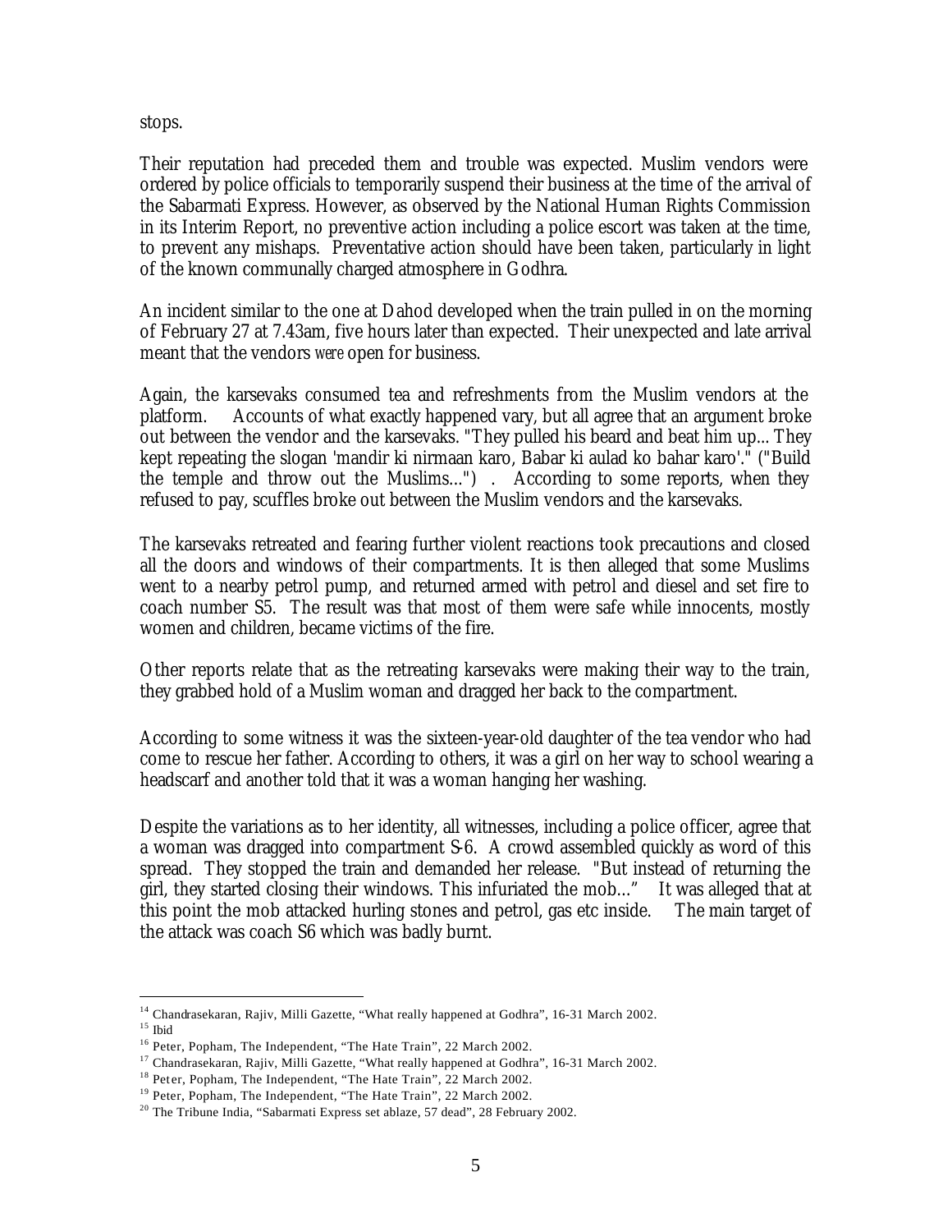stops.

Their reputation had preceded them and trouble was expected. Muslim vendors were ordered by police officials to temporarily suspend their business at the time of the arrival of the Sabarmati Express. However, as observed by the National Human Rights Commission in its Interim Report, no preventive action including a police escort was taken at the time, to prevent any mishaps. Preventative action should have been taken, particularly in light of the known communally charged atmosphere in Godhra.

An incident similar to the one at Dahod developed when the train pulled in on the morning of February 27 at 7.43am, five hours later than expected. Their unexpected and late arrival meant that the vendors *were* open for business.

Again, the karsevaks consumed tea and refreshments from the Muslim vendors at the platform. Accounts of what exactly happened vary, but all agree that an argument broke out between the vendor and the karsevaks. "They pulled his beard and beat him up... They kept repeating the slogan 'mandir ki nirmaan karo, Babar ki aulad ko bahar karo'." ("Build the temple and throw out the Muslims...") . According to some reports, when they refused to pay, scuffles broke out between the Muslim vendors and the karsevaks.

The karsevaks retreated and fearing further violent reactions took precautions and closed all the doors and windows of their compartments. It is then alleged that some Muslims went to a nearby petrol pump, and returned armed with petrol and diesel and set fire to coach number S5. The result was that most of them were safe while innocents, mostly women and children, became victims of the fire.

Other reports relate that as the retreating karsevaks were making their way to the train, they grabbed hold of a Muslim woman and dragged her back to the compartment.

According to some witness it was the sixteen-year-old daughter of the tea vendor who had come to rescue her father. According to others, it was a girl on her way to school wearing a headscarf and another told that it was a woman hanging her washing.

Despite the variations as to her identity, all witnesses, including a police officer, agree that a woman was dragged into compartment S-6. A crowd assembled quickly as word of this spread. They stopped the train and demanded her release. "But instead of returning the girl, they started closing their windows. This infuriated the mob..." It was alleged that at this point the mob attacked hurling stones and petrol, gas etc inside. The main target of the attack was coach S6 which was badly burnt.

---

[14] Chandrasekaran, Rajiv, Milli Gazette, "What really happened at Godhra", 16-31 March 2002.
[15] Ibid
[16] Peter, Popham, The Independent, "The Hate Train", 22 March 2002.
[17] Chandrasekaran, Rajiv, Milli Gazette, "What really happened at Godhra", 16-31 March 2002.
[18] Peter, Popham, The Independent, "The Hate Train", 22 March 2002.
[19] Peter, Popham, The Independent, "The Hate Train", 22 March 2002.
[20] The Tribune India, "Sabarmati Express set ablaze, 57 dead", 28 February 2002.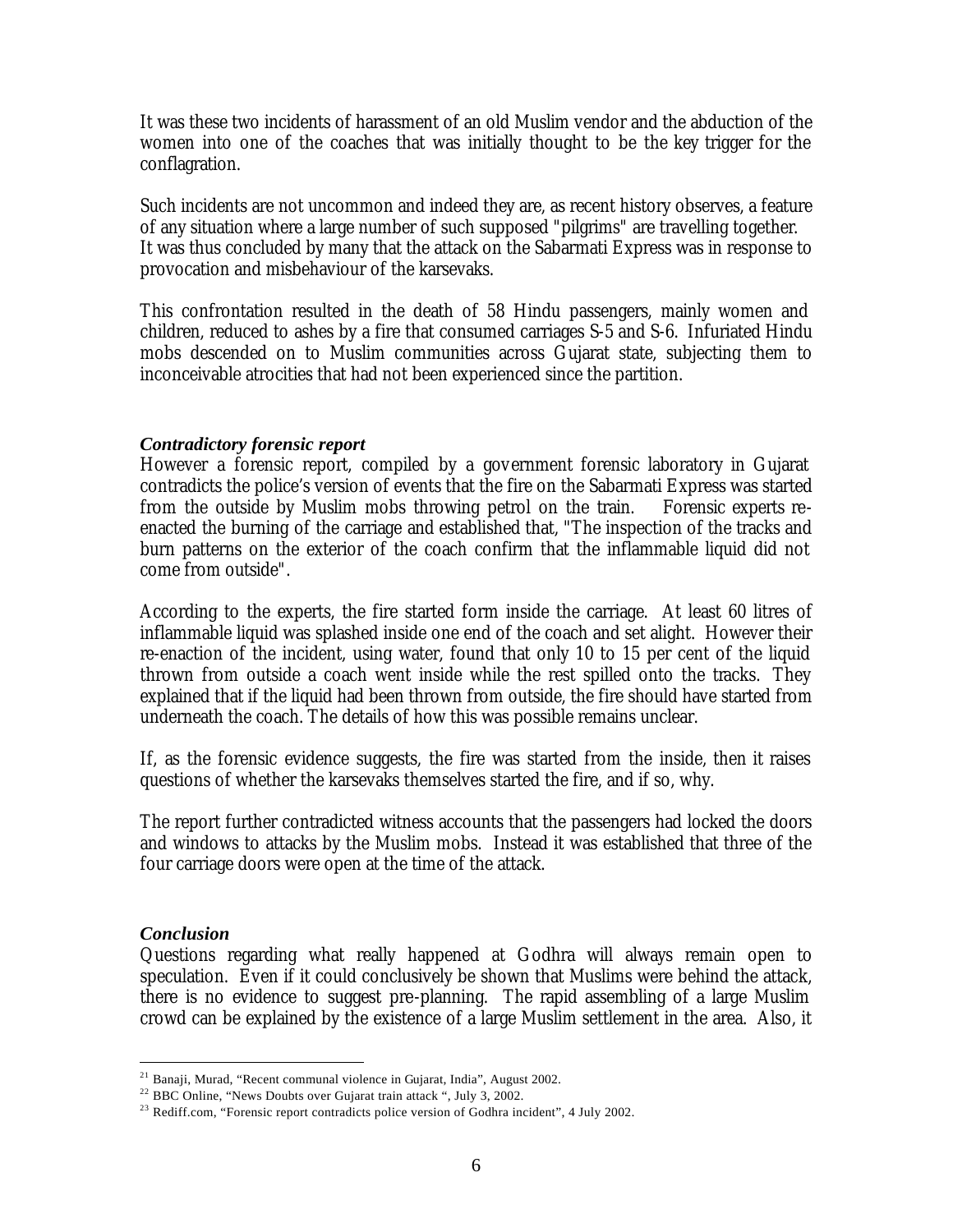It was these two incidents of harassment of an old Muslim vendor and the abduction of the women into one of the coaches that was initially thought to be the key trigger for the conflagration.

Such incidents are not uncommon and indeed they are, as recent history observes, a feature of any situation where a large number of such supposed "pilgrims" are travelling together. It was thus concluded by many that the attack on the Sabarmati Express was in response to provocation and misbehaviour of the karsevaks.

This confrontation resulted in the death of 58 Hindu passengers, mainly women and children, reduced to ashes by a fire that consumed carriages S-5 and S-6. Infuriated Hindu mobs descended on to Muslim communities across Gujarat state, subjecting them to inconceivable atrocities that had not been experienced since the partition.

***Contradictory forensic report***

However a forensic report, compiled by a government forensic laboratory in Gujarat contradicts the police's version of events that the fire on the Sabarmati Express was started from the outside by Muslim mobs throwing petrol on the train. Forensic experts re-enacted the burning of the carriage and established that, "The inspection of the tracks and burn patterns on the exterior of the coach confirm that the inflammable liquid did not come from outside".

According to the experts, the fire started form inside the carriage. At least 60 litres of inflammable liquid was splashed inside one end of the coach and set alight. However their re-enaction of the incident, using water, found that only 10 to 15 per cent of the liquid thrown from outside a coach went inside while the rest spilled onto the tracks. They explained that if the liquid had been thrown from outside, the fire should have started from underneath the coach. The details of how this was possible remains unclear.

If, as the forensic evidence suggests, the fire was started from the inside, then it raises questions of whether the karsevaks themselves started the fire, and if so, why.

The report further contradicted witness accounts that the passengers had locked the doors and windows to attacks by the Muslim mobs. Instead it was established that three of the four carriage doors were open at the time of the attack.

***Conclusion***

Questions regarding what really happened at Godhra will always remain open to speculation. Even if it could conclusively be shown that Muslims were behind the attack, there is no evidence to suggest pre-planning. The rapid assembling of a large Muslim crowd can be explained by the existence of a large Muslim settlement in the area. Also, it

---

[21] Banaji, Murad, "Recent communal violence in Gujarat, India", August 2002.

[22] BBC Online, "News Doubts over Gujarat train attack ", July 3, 2002.

[23] Rediff.com, "Forensic report contradicts police version of Godhra incident", 4 July 2002.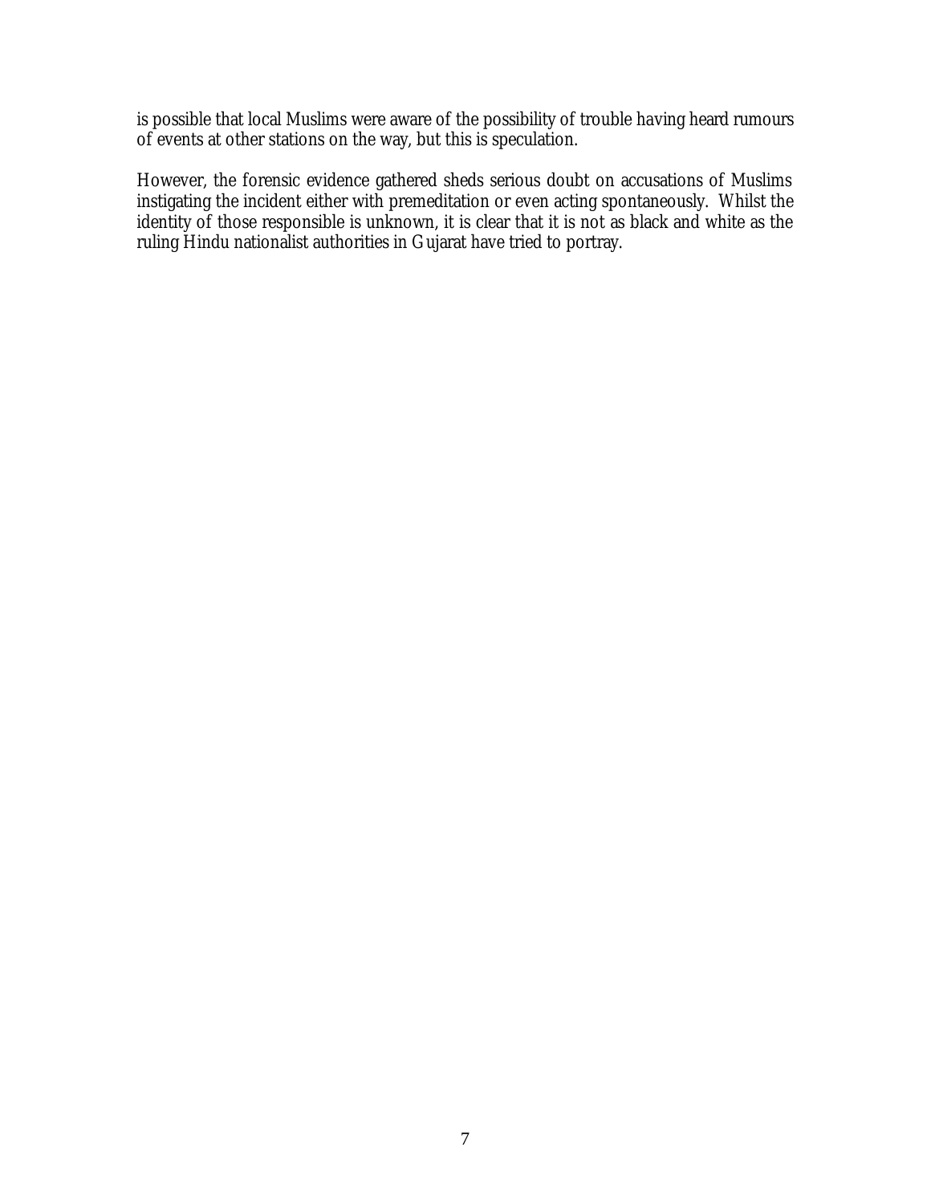is possible that local Muslims were aware of the possibility of trouble having heard rumours of events at other stations on the way, but this is speculation.

However, the forensic evidence gathered sheds serious doubt on accusations of Muslims instigating the incident either with premeditation or even acting spontaneously. Whilst the identity of those responsible is unknown, it is clear that it is not as black and white as the ruling Hindu nationalist authorities in Gujarat have tried to portray.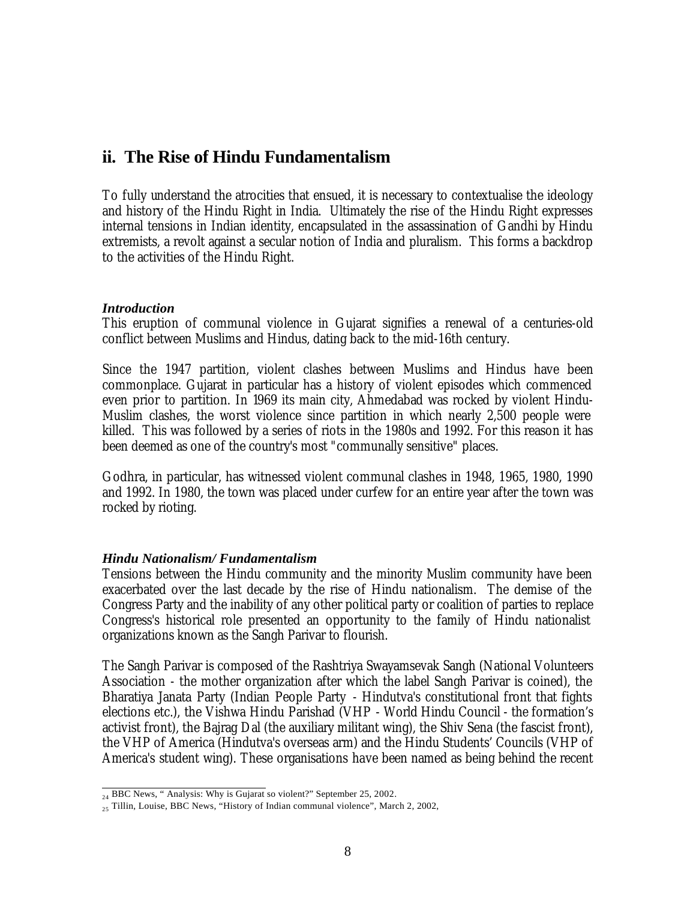## ii. The Rise of Hindu Fundamentalism

To fully understand the atrocities that ensued, it is necessary to contextualise the ideology and history of the Hindu Right in India. Ultimately the rise of the Hindu Right expresses internal tensions in Indian identity, encapsulated in the assassination of Gandhi by Hindu extremists, a revolt against a secular notion of India and pluralism. This forms a backdrop to the activities of the Hindu Right.

### *Introduction*

This eruption of communal violence in Gujarat signifies a renewal of a centuries-old conflict between Muslims and Hindus, dating back to the mid-16th century.

Since the 1947 partition, violent clashes between Muslims and Hindus have been commonplace. Gujarat in particular has a history of violent episodes which commenced even prior to partition. In 1969 its main city, Ahmedabad was rocked by violent Hindu-Muslim clashes, the worst violence since partition in which nearly 2,500 people were killed. This was followed by a series of riots in the 1980s and 1992. For this reason it has been deemed as one of the country's most "communally sensitive" places.

Godhra, in particular, has witnessed violent communal clashes in 1948, 1965, 1980, 1990 and 1992. In 1980, the town was placed under curfew for an entire year after the town was rocked by rioting.

### *Hindu Nationalism/ Fundamentalism*

Tensions between the Hindu community and the minority Muslim community have been exacerbated over the last decade by the rise of Hindu nationalism. The demise of the Congress Party and the inability of any other political party or coalition of parties to replace Congress's historical role presented an opportunity to the family of Hindu nationalist organizations known as the Sangh Parivar to flourish.

The Sangh Parivar is composed of the Rashtriya Swayamsevak Sangh (National Volunteers Association - the mother organization after which the label Sangh Parivar is coined), the Bharatiya Janata Party (Indian People Party - Hindutva's constitutional front that fights elections etc.), the Vishwa Hindu Parishad (VHP - World Hindu Council - the formation's activist front), the Bajrag Dal (the auxiliary militant wing), the Shiv Sena (the fascist front), the VHP of America (Hindutva's overseas arm) and the Hindu Students' Councils (VHP of America's student wing). These organisations have been named as being behind the recent

---

[24] BBC News, " Analysis: Why is Gujarat so violent?" September 25, 2002.

[25] Tillin, Louise, BBC News, "History of Indian communal violence", March 2, 2002,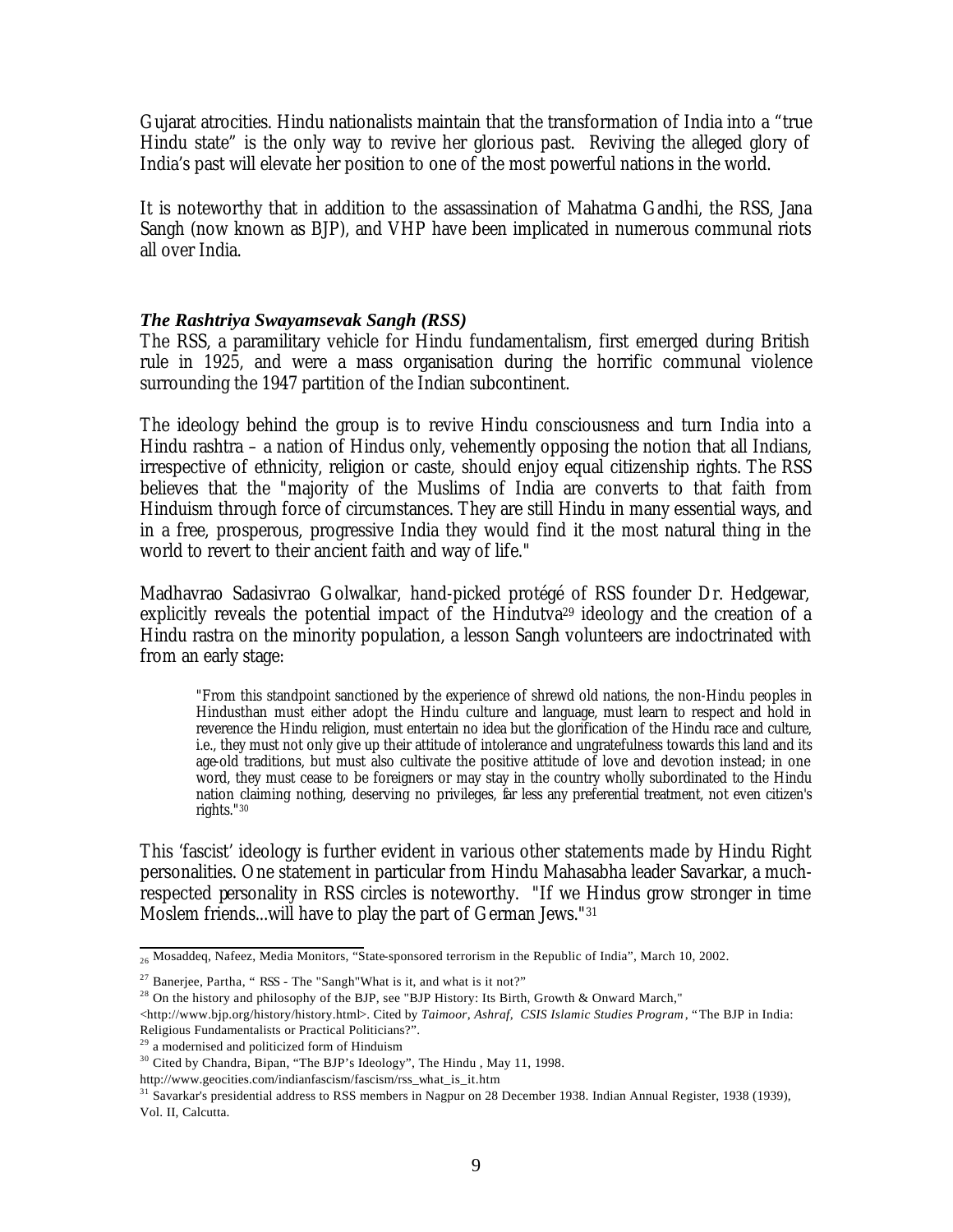Gujarat atrocities. Hindu nationalists maintain that the transformation of India into a "true Hindu state" is the only way to revive her glorious past. Reviving the alleged glory of India's past will elevate her position to one of the most powerful nations in the world.

It is noteworthy that in addition to the assassination of Mahatma Gandhi, the RSS, Jana Sangh (now known as BJP), and VHP have been implicated in numerous communal riots all over India.

### *The Rashtriya Swayamsevak Sangh (RSS)*

The RSS, a paramilitary vehicle for Hindu fundamentalism, first emerged during British rule in 1925, and were a mass organisation during the horrific communal violence surrounding the 1947 partition of the Indian subcontinent.

The ideology behind the group is to revive Hindu consciousness and turn India into a Hindu rashtra – a nation of Hindus only, vehemently opposing the notion that all Indians, irrespective of ethnicity, religion or caste, should enjoy equal citizenship rights. The RSS believes that the "majority of the Muslims of India are converts to that faith from Hinduism through force of circumstances. They are still Hindu in many essential ways, and in a free, prosperous, progressive India they would find it the most natural thing in the world to revert to their ancient faith and way of life."

Madhavrao Sadasivrao Golwalkar, hand-picked protégé of RSS founder Dr. Hedgewar, explicitly reveals the potential impact of the Hindutva[29] ideology and the creation of a Hindu rastra on the minority population, a lesson Sangh volunteers are indoctrinated with from an early stage:

> "From this standpoint sanctioned by the experience of shrewd old nations, the non-Hindu peoples in Hindusthan must either adopt the Hindu culture and language, must learn to respect and hold in reverence the Hindu religion, must entertain no idea but the glorification of the Hindu race and culture, i.e., they must not only give up their attitude of intolerance and ungratefulness towards this land and its age-old traditions, but must also cultivate the positive attitude of love and devotion instead; in one word, they must cease to be foreigners or may stay in the country wholly subordinated to the Hindu nation claiming nothing, deserving no privileges, far less any preferential treatment, not even citizen's rights."[30]

This 'fascist' ideology is further evident in various other statements made by Hindu Right personalities. One statement in particular from Hindu Mahasabha leader Savarkar, a much-respected personality in RSS circles is noteworthy. "If we Hindus grow stronger in time Moslem friends...will have to play the part of German Jews."[31]

---

[26] Mosaddeq, Nafeez, Media Monitors, "State-sponsored terrorism in the Republic of India", March 10, 2002.

[27] Banerjee, Partha, " RSS - The "Sangh"What is it, and what is it not?"

[28] On the history and philosophy of the BJP, see "BJP History: Its Birth, Growth & Onward March," <http://www.bjp.org/history/history.html>. Cited by *Taimoor, Ashraf, CSIS Islamic Studies Program*, "The BJP in India: Religious Fundamentalists or Practical Politicians?".

[29] a modernised and politicized form of Hinduism

[30] Cited by Chandra, Bipan, "The BJP's Ideology", The Hindu , May 11, 1998. http://www.geocities.com/indianfascism/fascism/rss_what_is_it.htm

[31] Savarkar's presidential address to RSS members in Nagpur on 28 December 1938. Indian Annual Register, 1938 (1939), Vol. II, Calcutta.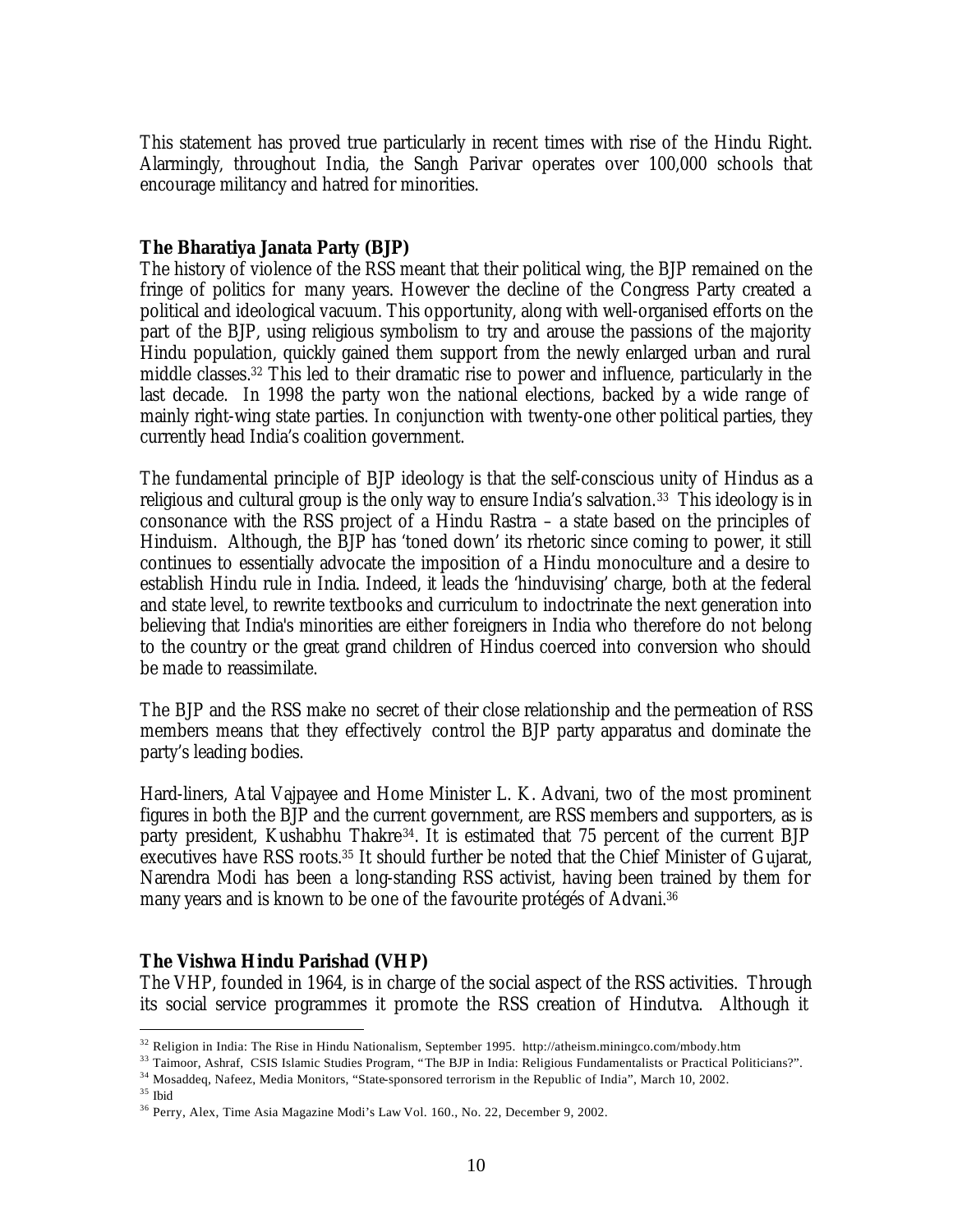This statement has proved true particularly in recent times with rise of the Hindu Right. Alarmingly, throughout India, the Sangh Parivar operates over 100,000 schools that encourage militancy and hatred for minorities.

### The Bharatiya Janata Party (BJP)

The history of violence of the RSS meant that their political wing, the BJP remained on the fringe of politics for many years. However the decline of the Congress Party created a political and ideological vacuum. This opportunity, along with well-organised efforts on the part of the BJP, using religious symbolism to try and arouse the passions of the majority Hindu population, quickly gained them support from the newly enlarged urban and rural middle classes.[32] This led to their dramatic rise to power and influence, particularly in the last decade. In 1998 the party won the national elections, backed by a wide range of mainly right-wing state parties. In conjunction with twenty-one other political parties, they currently head India's coalition government.

The fundamental principle of BJP ideology is that the self-conscious unity of Hindus as a religious and cultural group is the only way to ensure India's salvation.[33] This ideology is in consonance with the RSS project of a Hindu Rastra – a state based on the principles of Hinduism. Although, the BJP has 'toned down' its rhetoric since coming to power, it still continues to essentially advocate the imposition of a Hindu monoculture and a desire to establish Hindu rule in India. Indeed, it leads the 'hinduvising' charge, both at the federal and state level, to rewrite textbooks and curriculum to indoctrinate the next generation into believing that India's minorities are either foreigners in India who therefore do not belong to the country or the great grand children of Hindus coerced into conversion who should be made to reassimilate.

The BJP and the RSS make no secret of their close relationship and the permeation of RSS members means that they effectively control the BJP party apparatus and dominate the party's leading bodies.

Hard-liners, Atal Vajpayee and Home Minister L. K. Advani, two of the most prominent figures in both the BJP and the current government, are RSS members and supporters, as is party president, Kushabhu Thakre[34]. It is estimated that 75 percent of the current BJP executives have RSS roots.[35] It should further be noted that the Chief Minister of Gujarat, Narendra Modi has been a long-standing RSS activist, having been trained by them for many years and is known to be one of the favourite protégés of Advani.[36]

### The Vishwa Hindu Parishad (VHP)

The VHP, founded in 1964, is in charge of the social aspect of the RSS activities. Through its social service programmes it promote the RSS creation of Hindutva. Although it

---

[32] Religion in India: The Rise in Hindu Nationalism, September 1995. http://atheism.miningco.com/mbody.htm

[33] Taimoor, Ashraf, CSIS Islamic Studies Program, "The BJP in India: Religious Fundamentalists or Practical Politicians?".

[34] Mosaddeq, Nafeez, Media Monitors, "State-sponsored terrorism in the Republic of India", March 10, 2002.

[35] Ibid

[36] Perry, Alex, Time Asia Magazine Modi's Law Vol. 160., No. 22, December 9, 2002.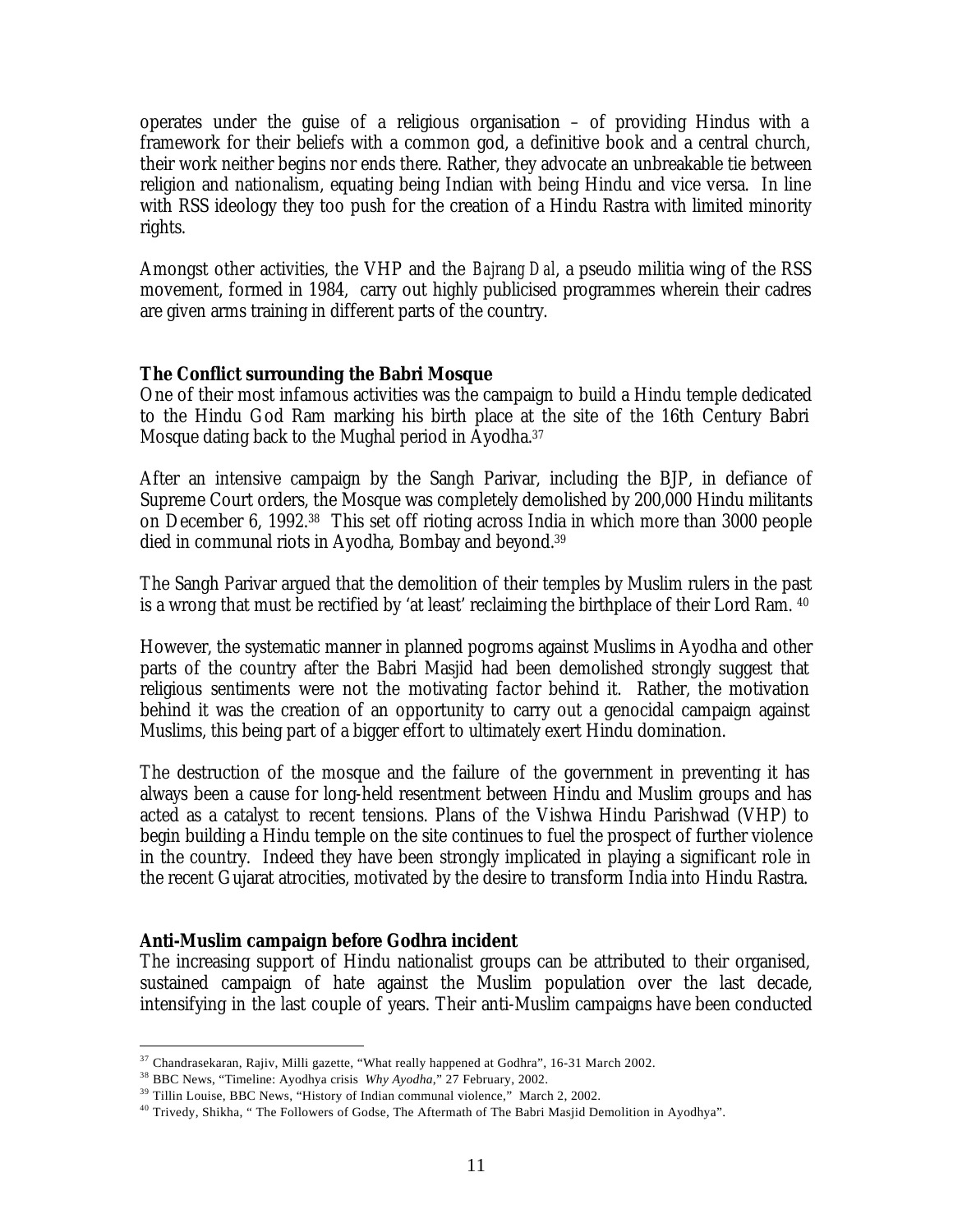operates under the guise of a religious organisation – of providing Hindus with a framework for their beliefs with a common god, a definitive book and a central church, their work neither begins nor ends there. Rather, they advocate an unbreakable tie between religion and nationalism, equating being Indian with being Hindu and vice versa. In line with RSS ideology they too push for the creation of a Hindu Rastra with limited minority rights.

Amongst other activities, the VHP and the *Bajrang Dal*, a pseudo militia wing of the RSS movement, formed in 1984, carry out highly publicised programmes wherein their cadres are given arms training in different parts of the country.

### The Conflict surrounding the Babri Mosque

One of their most infamous activities was the campaign to build a Hindu temple dedicated to the Hindu God Ram marking his birth place at the site of the 16th Century Babri Mosque dating back to the Mughal period in Ayodha.[37]

After an intensive campaign by the Sangh Parivar, including the BJP, in defiance of Supreme Court orders, the Mosque was completely demolished by 200,000 Hindu militants on December 6, 1992.[38] This set off rioting across India in which more than 3000 people died in communal riots in Ayodha, Bombay and beyond.[39]

The Sangh Parivar argued that the demolition of their temples by Muslim rulers in the past is a wrong that must be rectified by 'at least' reclaiming the birthplace of their Lord Ram. [40]

However, the systematic manner in planned pogroms against Muslims in Ayodha and other parts of the country after the Babri Masjid had been demolished strongly suggest that religious sentiments were not the motivating factor behind it. Rather, the motivation behind it was the creation of an opportunity to carry out a genocidal campaign against Muslims, this being part of a bigger effort to ultimately exert Hindu domination.

The destruction of the mosque and the failure of the government in preventing it has always been a cause for long-held resentment between Hindu and Muslim groups and has acted as a catalyst to recent tensions. Plans of the Vishwa Hindu Parishwad (VHP) to begin building a Hindu temple on the site continues to fuel the prospect of further violence in the country. Indeed they have been strongly implicated in playing a significant role in the recent Gujarat atrocities, motivated by the desire to transform India into Hindu Rastra.

### Anti-Muslim campaign before Godhra incident

The increasing support of Hindu nationalist groups can be attributed to their organised, sustained campaign of hate against the Muslim population over the last decade, intensifying in the last couple of years. Their anti-Muslim campaigns have been conducted

---

[37] Chandrasekaran, Rajiv, Milli gazette, "What really happened at Godhra", 16-31 March 2002.

[38] BBC News, "Timeline: Ayodhya crisis *Why Ayodha*," 27 February, 2002.

[39] Tillin Louise, BBC News, "History of Indian communal violence," March 2, 2002.

[40] Trivedy, Shikha, " The Followers of Godse, The Aftermath of The Babri Masjid Demolition in Ayodhya".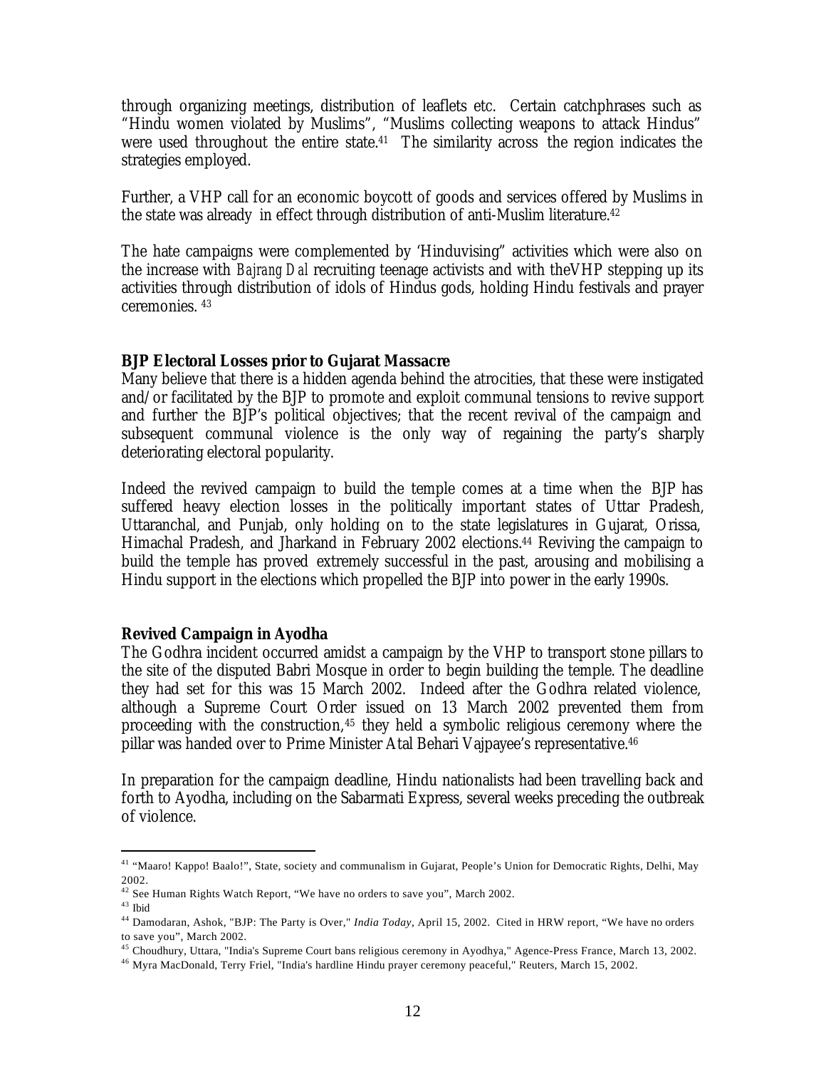through organizing meetings, distribution of leaflets etc. Certain catchphrases such as "Hindu women violated by Muslims", "Muslims collecting weapons to attack Hindus" were used throughout the entire state.[41] The similarity across the region indicates the strategies employed.

Further, a VHP call for an economic boycott of goods and services offered by Muslims in the state was already in effect through distribution of anti-Muslim literature.[42]

The hate campaigns were complemented by 'Hinduvising" activities which were also on the increase with *Bajrang Dal* recruiting teenage activists and with theVHP stepping up its activities through distribution of idols of Hindus gods, holding Hindu festivals and prayer ceremonies. [43]

**BJP Electoral Losses prior to Gujarat Massacre**

Many believe that there is a hidden agenda behind the atrocities, that these were instigated and/or facilitated by the BJP to promote and exploit communal tensions to revive support and further the BJP's political objectives; that the recent revival of the campaign and subsequent communal violence is the only way of regaining the party's sharply deteriorating electoral popularity.

Indeed the revived campaign to build the temple comes at a time when the BJP has suffered heavy election losses in the politically important states of Uttar Pradesh, Uttaranchal, and Punjab, only holding on to the state legislatures in Gujarat, Orissa, Himachal Pradesh, and Jharkand in February 2002 elections.[44] Reviving the campaign to build the temple has proved extremely successful in the past, arousing and mobilising a Hindu support in the elections which propelled the BJP into power in the early 1990s.

**Revived Campaign in Ayodha**

The Godhra incident occurred amidst a campaign by the VHP to transport stone pillars to the site of the disputed Babri Mosque in order to begin building the temple. The deadline they had set for this was 15 March 2002. Indeed after the Godhra related violence, although a Supreme Court Order issued on 13 March 2002 prevented them from proceeding with the construction,[45] they held a symbolic religious ceremony where the pillar was handed over to Prime Minister Atal Behari Vajpayee's representative.[46]

In preparation for the campaign deadline, Hindu nationalists had been travelling back and forth to Ayodha, including on the Sabarmati Express, several weeks preceding the outbreak of violence.

---

[41] "Maaro! Kappo! Baalo!", State, society and communalism in Gujarat, People's Union for Democratic Rights, Delhi, May 2002.

[42] See Human Rights Watch Report, "We have no orders to save you", March 2002.

[43] Ibid

[44] Damodaran, Ashok, "BJP: The Party is Over," *India Today*, April 15, 2002. Cited in HRW report, "We have no orders to save you", March 2002.

[45] Choudhury, Uttara, "India's Supreme Court bans religious ceremony in Ayodhya," Agence-Press France, March 13, 2002.

[46] Myra MacDonald, Terry Friel, "India's hardline Hindu prayer ceremony peaceful," Reuters, March 15, 2002.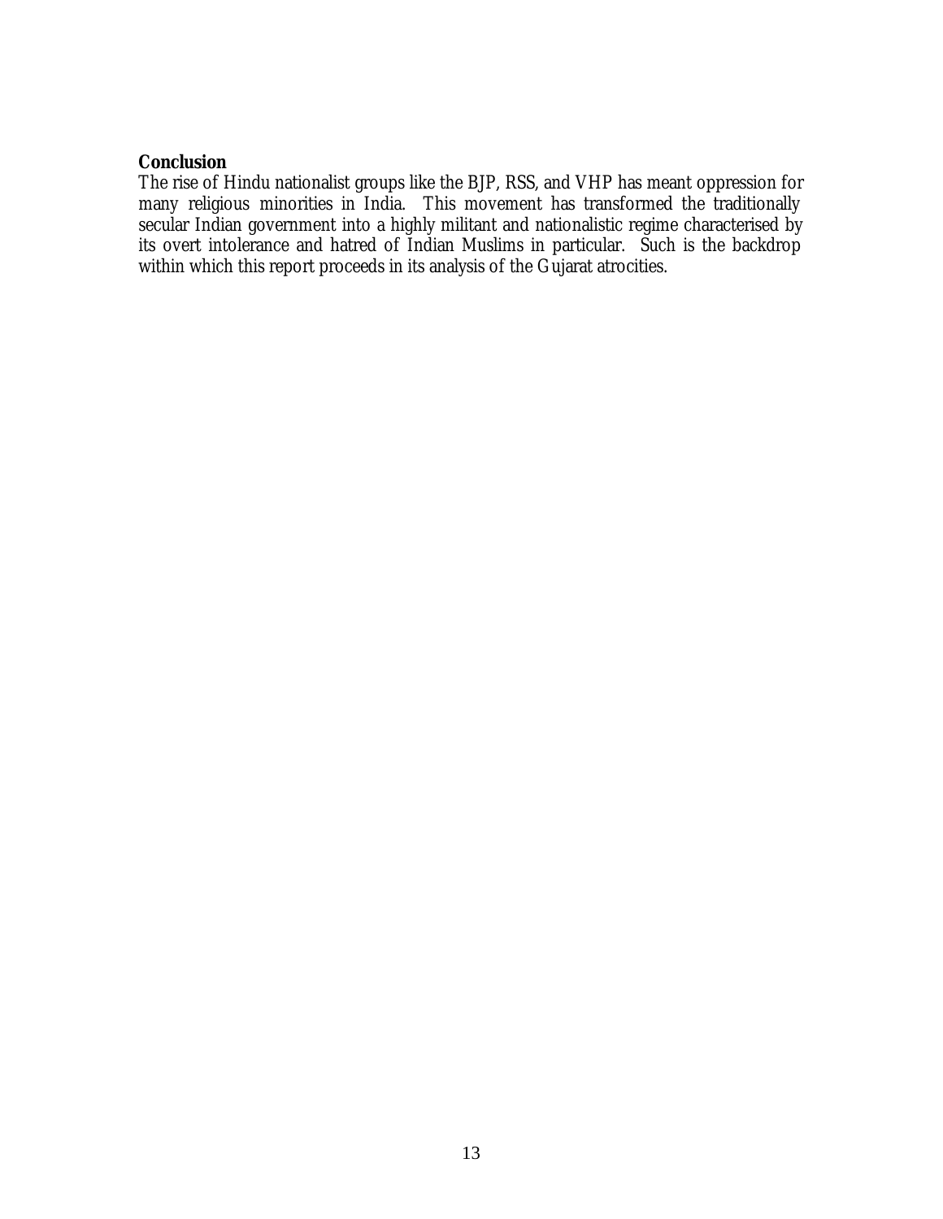**Conclusion**

The rise of Hindu nationalist groups like the BJP, RSS, and VHP has meant oppression for many religious minorities in India. This movement has transformed the traditionally secular Indian government into a highly militant and nationalistic regime characterised by its overt intolerance and hatred of Indian Muslims in particular. Such is the backdrop within which this report proceeds in its analysis of the Gujarat atrocities.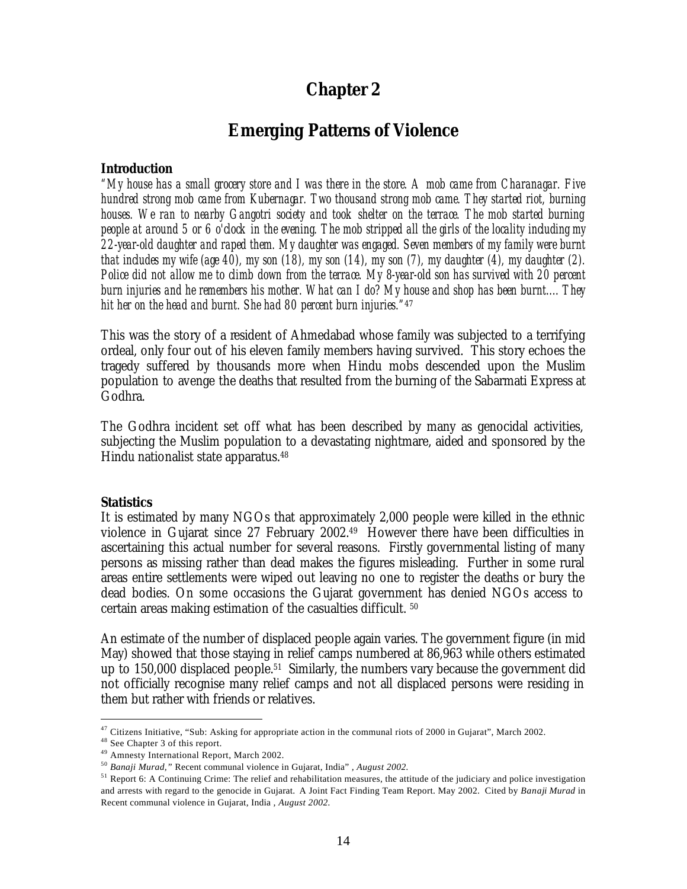# Chapter 2

## Emerging Patterns of Violence

### Introduction

*"My house has a small grocery store and I was there in the store. A mob came from Charanagar. Five hundred strong mob came from Kubernagar. Two thousand strong mob came. They started riot, burning houses. We ran to nearby Gangotri society and took shelter on the terrace. The mob started burning people at around 5 or 6 o'clock in the evening. The mob stripped all the girls of the locality including my 22-year-old daughter and raped them. My daughter was engaged. Seven members of my family were burnt that includes my wife (age 40), my son (18), my son (14), my son (7), my daughter (4), my daughter (2). Police did not allow me to climb down from the terrace. My 8-year-old son has survived with 20 percent burn injuries and he remembers his mother. What can I do? My house and shop has been burnt.... They hit her on the head and burnt. She had 80 percent burn injuries."*[47]

This was the story of a resident of Ahmedabad whose family was subjected to a terrifying ordeal, only four out of his eleven family members having survived. This story echoes the tragedy suffered by thousands more when Hindu mobs descended upon the Muslim population to avenge the deaths that resulted from the burning of the Sabarmati Express at Godhra.

The Godhra incident set off what has been described by many as genocidal activities, subjecting the Muslim population to a devastating nightmare, aided and sponsored by the Hindu nationalist state apparatus.[48]

### Statistics

It is estimated by many NGOs that approximately 2,000 people were killed in the ethnic violence in Gujarat since 27 February 2002.[49] However there have been difficulties in ascertaining this actual number for several reasons. Firstly governmental listing of many persons as missing rather than dead makes the figures misleading. Further in some rural areas entire settlements were wiped out leaving no one to register the deaths or bury the dead bodies. On some occasions the Gujarat government has denied NGOs access to certain areas making estimation of the casualties difficult.[50]

An estimate of the number of displaced people again varies. The government figure (in mid May) showed that those staying in relief camps numbered at 86,963 while others estimated up to 150,000 displaced people.[51] Similarly, the numbers vary because the government did not officially recognise many relief camps and not all displaced persons were residing in them but rather with friends or relatives.

---

[47] Citizens Initiative, "Sub: Asking for appropriate action in the communal riots of 2000 in Gujarat", March 2002.

[48] See Chapter 3 of this report.

[49] Amnesty International Report, March 2002.

[50] *Banaji Murad,"* Recent communal violence in Gujarat, India" , *August 2002.*

[51] Report 6: A Continuing Crime: The relief and rehabilitation measures, the attitude of the judiciary and police investigation and arrests with regard to the genocide in Gujarat. A Joint Fact Finding Team Report. May 2002. Cited by *Banaji Murad* in Recent communal violence in Gujarat, India , *August 2002.*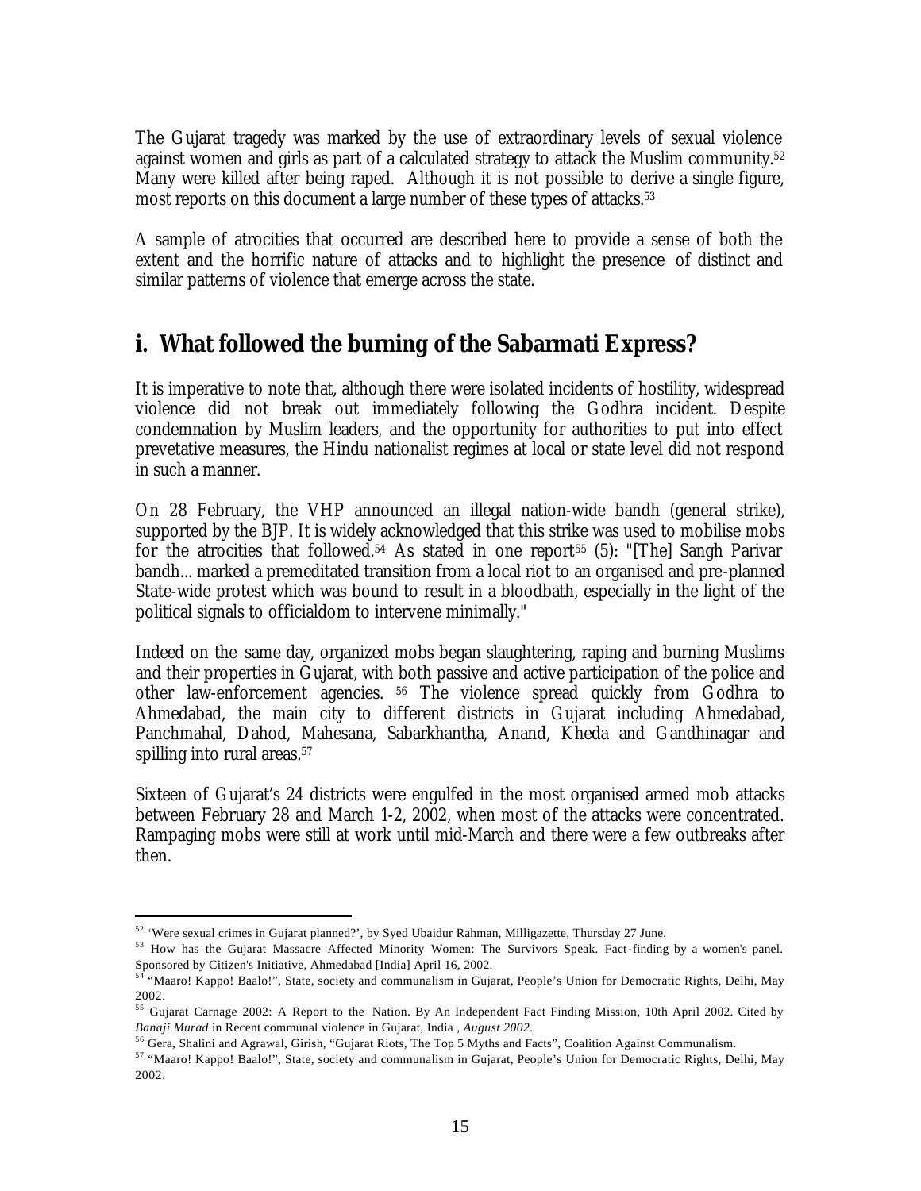The Gujarat tragedy was marked by the use of extraordinary levels of sexual violence against women and girls as part of a calculated strategy to attack the Muslim community.[52] Many were killed after being raped. Although it is not possible to derive a single figure, most reports on this document a large number of these types of attacks.[53]

A sample of atrocities that occurred are described here to provide a sense of both the extent and the horrific nature of attacks and to highlight the presence of distinct and similar patterns of violence that emerge across the state.

## i. What followed the burning of the Sabarmati Express?

It is imperative to note that, although there were isolated incidents of hostility, widespread violence did not break out immediately following the Godhra incident. Despite condemnation by Muslim leaders, and the opportunity for authorities to put into effect prevetative measures, the Hindu nationalist regimes at local or state level did not respond in such a manner.

On 28 February, the VHP announced an illegal nation-wide bandh (general strike), supported by the BJP. It is widely acknowledged that this strike was used to mobilise mobs for the atrocities that followed.[54] As stated in one report[55] (5): "[The] Sangh Parivar bandh... marked a premeditated transition from a local riot to an organised and pre-planned State-wide protest which was bound to result in a bloodbath, especially in the light of the political signals to officialdom to intervene minimally."

Indeed on the same day, organized mobs began slaughtering, raping and burning Muslims and their properties in Gujarat, with both passive and active participation of the police and other law-enforcement agencies. [56] The violence spread quickly from Godhra to Ahmedabad, the main city to different districts in Gujarat including Ahmedabad, Panchmahal, Dahod, Mahesana, Sabarkhantha, Anand, Kheda and Gandhinagar and spilling into rural areas.[57]

Sixteen of Gujarat's 24 districts were engulfed in the most organised armed mob attacks between February 28 and March 1-2, 2002, when most of the attacks were concentrated. Rampaging mobs were still at work until mid-March and there were a few outbreaks after then.

---

[52] 'Were sexual crimes in Gujarat planned?', by Syed Ubaidur Rahman, Milligazette, Thursday 27 June.

[53] How has the Gujarat Massacre Affected Minority Women: The Survivors Speak. Fact-finding by a women's panel. Sponsored by Citizen's Initiative, Ahmedabad [India] April 16, 2002.

[54] "Maaro! Kappo! Baalo!", State, society and communalism in Gujarat, People's Union for Democratic Rights, Delhi, May 2002.

[55] Gujarat Carnage 2002: A Report to the Nation. By An Independent Fact Finding Mission, 10th April 2002. Cited by *Banaji Murad* in Recent communal violence in Gujarat, India , *August 2002*.

[56] Gera, Shalini and Agrawal, Girish, "Gujarat Riots, The Top 5 Myths and Facts", Coalition Against Communalism.

[57] "Maaro! Kappo! Baalo!", State, society and communalism in Gujarat, People's Union for Democratic Rights, Delhi, May 2002.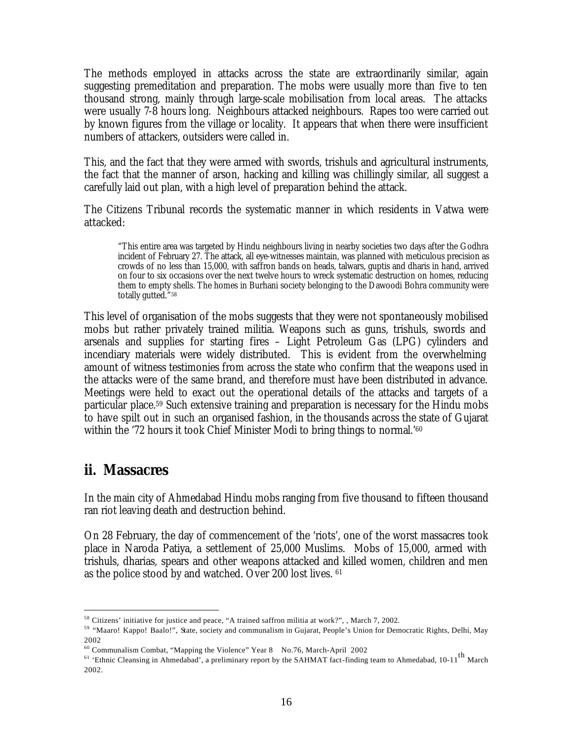The methods employed in attacks across the state are extraordinarily similar, again suggesting premeditation and preparation. The mobs were usually more than five to ten thousand strong, mainly through large-scale mobilisation from local areas. The attacks were usually 7-8 hours long. Neighbours attacked neighbours. Rapes too were carried out by known figures from the village or locality. It appears that when there were insufficient numbers of attackers, outsiders were called in.

This, and the fact that they were armed with swords, trishuls and agricultural instruments, the fact that the manner of arson, hacking and killing was chillingly similar, all suggest a carefully laid out plan, with a high level of preparation behind the attack.

The Citizens Tribunal records the systematic manner in which residents in Vatwa were attacked:

> "This entire area was targeted by Hindu neighbours living in nearby societies two days after the Godhra incident of February 27. The attack, all eye-witnesses maintain, was planned with meticulous precision as crowds of no less than 15,000, with saffron bands on heads, talwars, guptis and dharis in hand, arrived on four to six occasions over the next twelve hours to wreck systematic destruction on homes, reducing them to empty shells. The homes in Burhani society belonging to the Dawoodi Bohra community were totally gutted."[58]

This level of organisation of the mobs suggests that they were not spontaneously mobilised mobs but rather privately trained militia. Weapons such as guns, trishuls, swords and arsenals and supplies for starting fires – Light Petroleum Gas (LPG) cylinders and incendiary materials were widely distributed. This is evident from the overwhelming amount of witness testimonies from across the state who confirm that the weapons used in the attacks were of the same brand, and therefore must have been distributed in advance. Meetings were held to exact out the operational details of the attacks and targets of a particular place.[59] Such extensive training and preparation is necessary for the Hindu mobs to have spilt out in such an organised fashion, in the thousands across the state of Gujarat within the '72 hours it took Chief Minister Modi to bring things to normal.'[60]

## ii. Massacres

In the main city of Ahmedabad Hindu mobs ranging from five thousand to fifteen thousand ran riot leaving death and destruction behind.

On 28 February, the day of commencement of the 'riots', one of the worst massacres took place in Naroda Patiya, a settlement of 25,000 Muslims. Mobs of 15,000, armed with trishuls, dharias, spears and other weapons attacked and killed women, children and men as the police stood by and watched. Over 200 lost lives. [61]

---

[58] Citizens' initiative for justice and peace, "A trained saffron militia at work?", , March 7, 2002.

[59] "Maaro! Kappo! Baalo!", State, society and communalism in Gujarat, People's Union for Democratic Rights, Delhi, May 2002

[60] Communalism Combat, "Mapping the Violence" Year 8 No.76, March-April 2002

[61] 'Ethnic Cleansing in Ahmedabad', a preliminary report by the SAHMAT fact-finding team to Ahmedabad, 10-11th March 2002.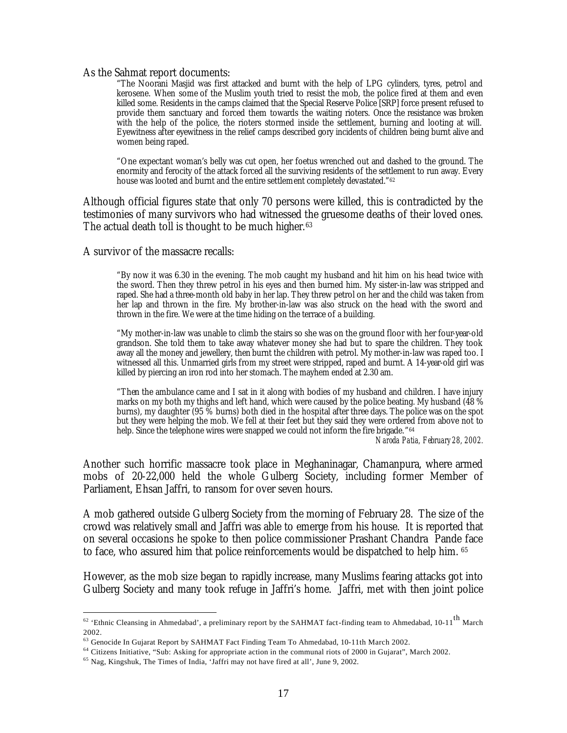As the Sahmat report documents:

> "The Noorani Masjid was first attacked and burnt with the help of LPG cylinders, tyres, petrol and kerosene. When some of the Muslim youth tried to resist the mob, the police fired at them and even killed some. Residents in the camps claimed that the Special Reserve Police [SRP] force present refused to provide them sanctuary and forced them towards the waiting rioters. Once the resistance was broken with the help of the police, the rioters stormed inside the settlement, burning and looting at will. Eyewitness after eyewitness in the relief camps described gory incidents of children being burnt alive and women being raped.
>
> "One expectant woman's belly was cut open, her foetus wrenched out and dashed to the ground. The enormity and ferocity of the attack forced all the surviving residents of the settlement to run away. Every house was looted and burnt and the entire settlement completely devastated."[62]

Although official figures state that only 70 persons were killed, this is contradicted by the testimonies of many survivors who had witnessed the gruesome deaths of their loved ones. The actual death toll is thought to be much higher.[63]

A survivor of the massacre recalls:

> "By now it was 6.30 in the evening. The mob caught my husband and hit him on his head twice with the sword. Then they threw petrol in his eyes and then burned him. My sister-in-law was stripped and raped. She had a three-month old baby in her lap. They threw petrol on her and the child was taken from her lap and thrown in the fire. My brother-in-law was also struck on the head with the sword and thrown in the fire. We were at the time hiding on the terrace of a building.
>
> "My mother-in-law was unable to climb the stairs so she was on the ground floor with her four-year-old grandson. She told them to take away whatever money she had but to spare the children. They took away all the money and jewellery, then burnt the children with petrol. My mother-in-law was raped too. I witnessed all this. Unmarried girls from my street were stripped, raped and burnt. A 14-year-old girl was killed by piercing an iron rod into her stomach. The mayhem ended at 2.30 am.
>
> "Then the ambulance came and I sat in it along with bodies of my husband and children. I have injury marks on my both my thighs and left hand, which were caused by the police beating. My husband (48 % burns), my daughter (95 % burns) both died in the hospital after three days. The police was on the spot but they were helping the mob. We fell at their feet but they said they were ordered from above not to help. Since the telephone wires were snapped we could not inform the fire brigade."[64]
>
> *Naroda Patia, February 28, 2002.*

Another such horrific massacre took place in Meghaninagar, Chamanpura, where armed mobs of 20-22,000 held the whole Gulberg Society, including former Member of Parliament, Ehsan Jaffri, to ransom for over seven hours.

A mob gathered outside Gulberg Society from the morning of February 28. The size of the crowd was relatively small and Jaffri was able to emerge from his house. It is reported that on several occasions he spoke to then police commissioner Prashant Chandra Pande face to face, who assured him that police reinforcements would be dispatched to help him.[65]

However, as the mob size began to rapidly increase, many Muslims fearing attacks got into Gulberg Society and many took refuge in Jaffri's home. Jaffri, met with then joint police

---

[62] 'Ethnic Cleansing in Ahmedabad', a preliminary report by the SAHMAT fact-finding team to Ahmedabad, 10-11th March 2002.

[63] Genocide In Gujarat Report by SAHMAT Fact Finding Team To Ahmedabad, 10-11th March 2002.

[64] Citizens Initiative, "Sub: Asking for appropriate action in the communal riots of 2000 in Gujarat", March 2002.

[65] Nag, Kingshuk, The Times of India, 'Jaffri may not have fired at all', June 9, 2002.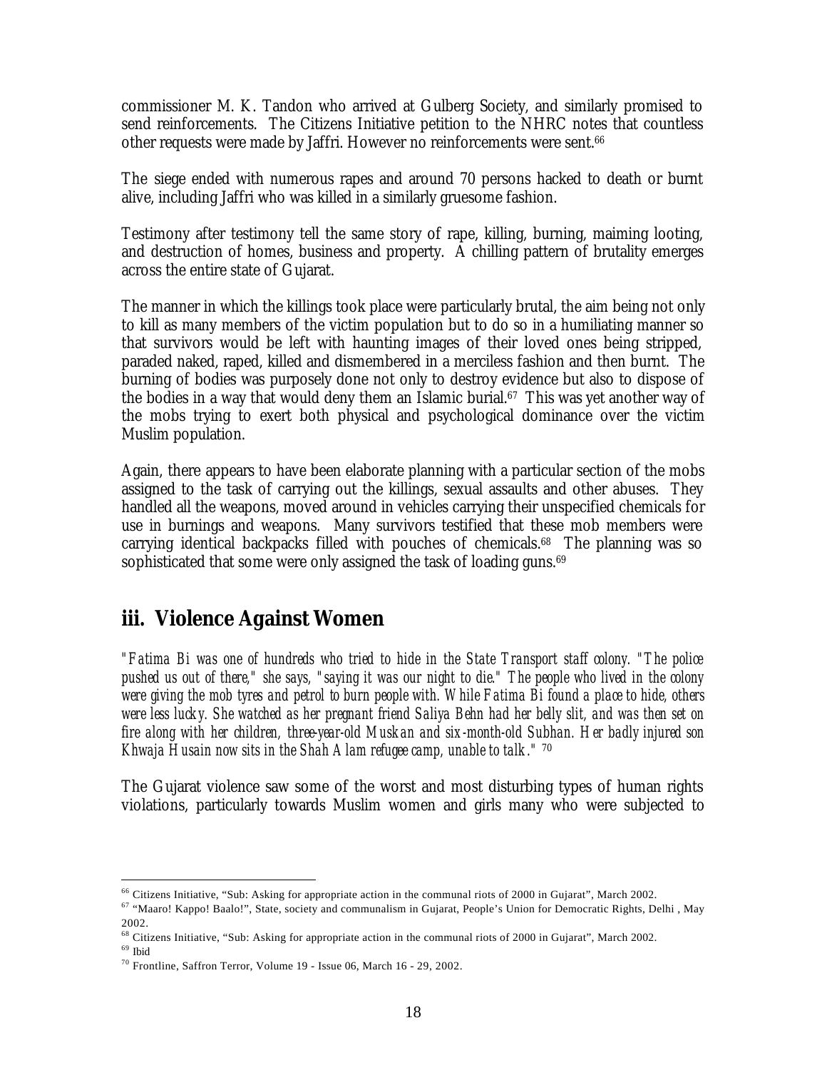commissioner M. K. Tandon who arrived at Gulberg Society, and similarly promised to send reinforcements. The Citizens Initiative petition to the NHRC notes that countless other requests were made by Jaffri. However no reinforcements were sent.[66]

The siege ended with numerous rapes and around 70 persons hacked to death or burnt alive, including Jaffri who was killed in a similarly gruesome fashion.

Testimony after testimony tell the same story of rape, killing, burning, maiming looting, and destruction of homes, business and property. A chilling pattern of brutality emerges across the entire state of Gujarat.

The manner in which the killings took place were particularly brutal, the aim being not only to kill as many members of the victim population but to do so in a humiliating manner so that survivors would be left with haunting images of their loved ones being stripped, paraded naked, raped, killed and dismembered in a merciless fashion and then burnt. The burning of bodies was purposely done not only to destroy evidence but also to dispose of the bodies in a way that would deny them an Islamic burial.[67] This was yet another way of the mobs trying to exert both physical and psychological dominance over the victim Muslim population.

Again, there appears to have been elaborate planning with a particular section of the mobs assigned to the task of carrying out the killings, sexual assaults and other abuses. They handled all the weapons, moved around in vehicles carrying their unspecified chemicals for use in burnings and weapons. Many survivors testified that these mob members were carrying identical backpacks filled with pouches of chemicals.[68] The planning was so sophisticated that some were only assigned the task of loading guns.[69]

## iii. Violence Against Women

*"Fatima Bi was one of hundreds who tried to hide in the State Transport staff colony. "The police pushed us out of there," she says, "saying it was our night to die." The people who lived in the colony were giving the mob tyres and petrol to burn people with. While Fatima Bi found a place to hide, others were less lucky. She watched as her pregnant friend Saliya Behn had her belly slit, and was then set on fire along with her children, three-year-old Muskan and six-month-old Subhan. Her badly injured son Khwaja Husain now sits in the Shah Alam refugee camp, unable to talk."* [70]

The Gujarat violence saw some of the worst and most disturbing types of human rights violations, particularly towards Muslim women and girls many who were subjected to

---

[66] Citizens Initiative, "Sub: Asking for appropriate action in the communal riots of 2000 in Gujarat", March 2002.

[67] "Maaro! Kappo! Baalo!", State, society and communalism in Gujarat, People's Union for Democratic Rights, Delhi , May 2002.

[68] Citizens Initiative, "Sub: Asking for appropriate action in the communal riots of 2000 in Gujarat", March 2002.

[69] Ibid

[70] Frontline, Saffron Terror, Volume 19 - Issue 06, March 16 - 29, 2002.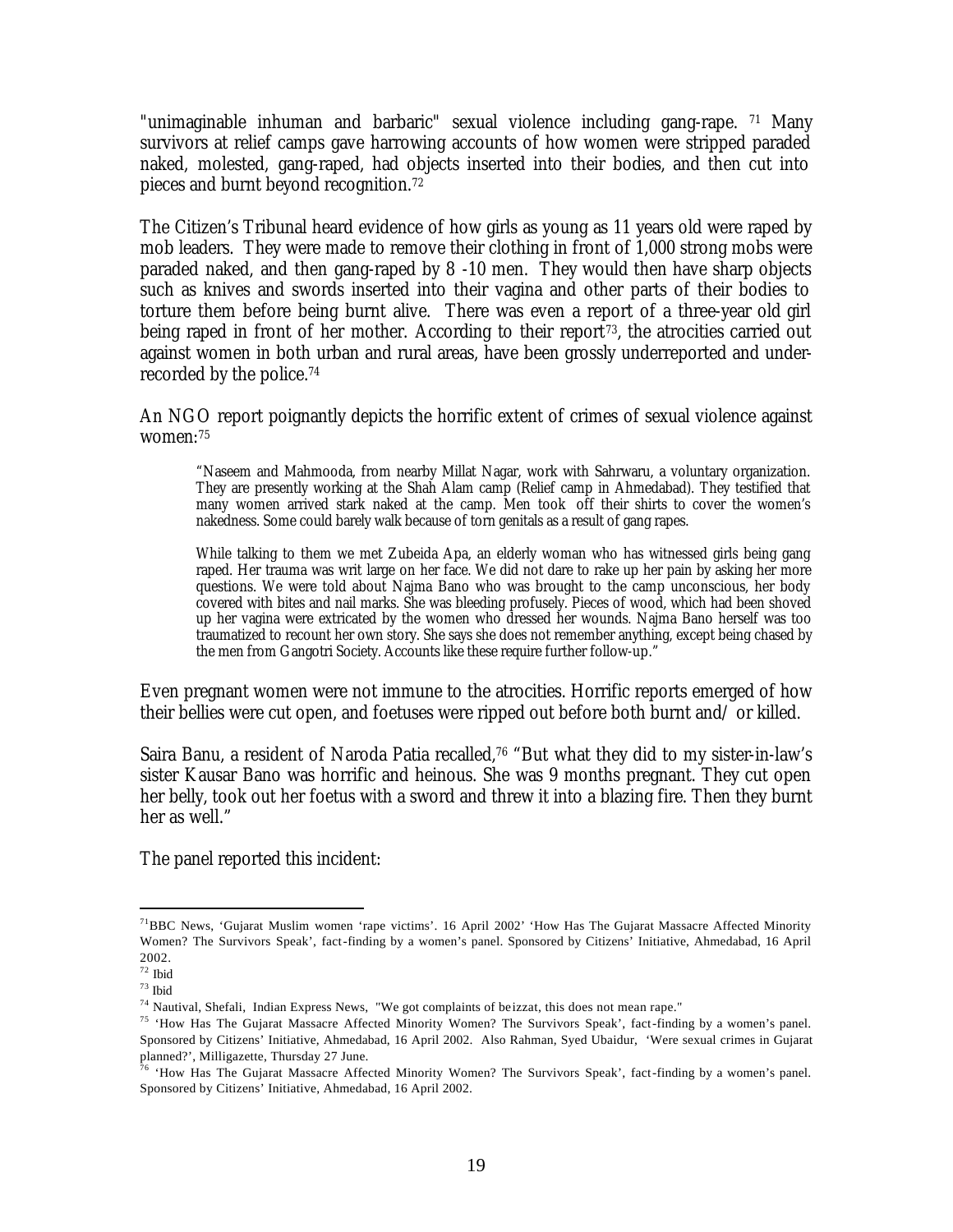"unimaginable inhuman and barbaric" sexual violence including gang-rape. [71] Many survivors at relief camps gave harrowing accounts of how women were stripped paraded naked, molested, gang-raped, had objects inserted into their bodies, and then cut into pieces and burnt beyond recognition.[72]

The Citizen's Tribunal heard evidence of how girls as young as 11 years old were raped by mob leaders. They were made to remove their clothing in front of 1,000 strong mobs were paraded naked, and then gang-raped by 8 -10 men. They would then have sharp objects such as knives and swords inserted into their vagina and other parts of their bodies to torture them before being burnt alive. There was even a report of a three-year old girl being raped in front of her mother. According to their report[73], the atrocities carried out against women in both urban and rural areas, have been grossly underreported and under-recorded by the police.[74]

An NGO report poignantly depicts the horrific extent of crimes of sexual violence against women:[75]

> "Naseem and Mahmooda, from nearby Millat Nagar, work with Sahrwaru, a voluntary organization. They are presently working at the Shah Alam camp (Relief camp in Ahmedabad). They testified that many women arrived stark naked at the camp. Men took off their shirts to cover the women's nakedness. Some could barely walk because of torn genitals as a result of gang rapes.
>
> While talking to them we met Zubeida Apa, an elderly woman who has witnessed girls being gang raped. Her trauma was writ large on her face. We did not dare to rake up her pain by asking her more questions. We were told about Najma Bano who was brought to the camp unconscious, her body covered with bites and nail marks. She was bleeding profusely. Pieces of wood, which had been shoved up her vagina were extricated by the women who dressed her wounds. Najma Bano herself was too traumatized to recount her own story. She says she does not remember anything, except being chased by the men from Gangotri Society. Accounts like these require further follow-up."

Even pregnant women were not immune to the atrocities. Horrific reports emerged of how their bellies were cut open, and foetuses were ripped out before both burnt and/ or killed.

Saira Banu, a resident of Naroda Patia recalled,[76] "But what they did to my sister-in-law's sister Kausar Bano was horrific and heinous. She was 9 months pregnant. They cut open her belly, took out her foetus with a sword and threw it into a blazing fire. Then they burnt her as well."

The panel reported this incident:

---

[71] BBC News, 'Gujarat Muslim women 'rape victims'. 16 April 2002' 'How Has The Gujarat Massacre Affected Minority Women? The Survivors Speak', fact-finding by a women's panel. Sponsored by Citizens' Initiative, Ahmedabad, 16 April 2002.

[72] Ibid

[73] Ibid

[74] Nautival, Shefali, Indian Express News, "We got complaints of beizzat, this does not mean rape."

[75] 'How Has The Gujarat Massacre Affected Minority Women? The Survivors Speak', fact-finding by a women's panel. Sponsored by Citizens' Initiative, Ahmedabad, 16 April 2002. Also Rahman, Syed Ubaidur, 'Were sexual crimes in Gujarat planned?', Milligazette, Thursday 27 June.

[76] 'How Has The Gujarat Massacre Affected Minority Women? The Survivors Speak', fact-finding by a women's panel. Sponsored by Citizens' Initiative, Ahmedabad, 16 April 2002.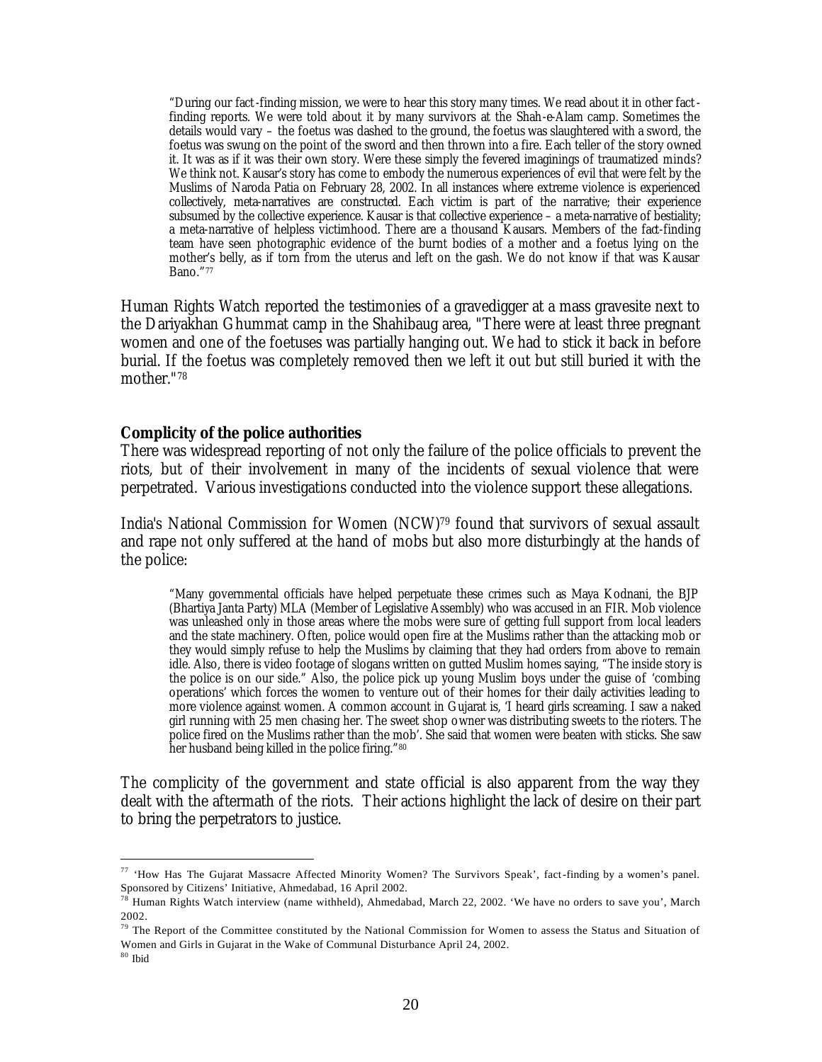> "During our fact-finding mission, we were to hear this story many times. We read about it in other fact-finding reports. We were told about it by many survivors at the Shah-e-Alam camp. Sometimes the details would vary – the foetus was dashed to the ground, the foetus was slaughtered with a sword, the foetus was swung on the point of the sword and then thrown into a fire. Each teller of the story owned it. It was as if it was their own story. Were these simply the fevered imaginings of traumatized minds? We think not. Kausar's story has come to embody the numerous experiences of evil that were felt by the Muslims of Naroda Patia on February 28, 2002. In all instances where extreme violence is experienced collectively, meta-narratives are constructed. Each victim is part of the narrative; their experience subsumed by the collective experience. Kausar is that collective experience – a meta-narrative of bestiality; a meta-narrative of helpless victimhood. There are a thousand Kausars. Members of the fact-finding team have seen photographic evidence of the burnt bodies of a mother and a foetus lying on the mother's belly, as if torn from the uterus and left on the gash. We do not know if that was Kausar Bano."[77]

Human Rights Watch reported the testimonies of a gravedigger at a mass gravesite next to the Dariyakhan Ghummat camp in the Shahibaug area, "There were at least three pregnant women and one of the foetuses was partially hanging out. We had to stick it back in before burial. If the foetus was completely removed then we left it out but still buried it with the mother."[78]

**Complicity of the police authorities**

There was widespread reporting of not only the failure of the police officials to prevent the riots, but of their involvement in many of the incidents of sexual violence that were perpetrated. Various investigations conducted into the violence support these allegations.

India's National Commission for Women (NCW)[79] found that survivors of sexual assault and rape not only suffered at the hand of mobs but also more disturbingly at the hands of the police:

> "Many governmental officials have helped perpetuate these crimes such as Maya Kodnani, the BJP (Bhartiya Janta Party) MLA (Member of Legislative Assembly) who was accused in an FIR. Mob violence was unleashed only in those areas where the mobs were sure of getting full support from local leaders and the state machinery. Often, police would open fire at the Muslims rather than the attacking mob or they would simply refuse to help the Muslims by claiming that they had orders from above to remain idle. Also, there is video footage of slogans written on gutted Muslim homes saying, "The inside story is the police is on our side." Also, the police pick up young Muslim boys under the guise of 'combing operations' which forces the women to venture out of their homes for their daily activities leading to more violence against women. A common account in Gujarat is, 'I heard girls screaming. I saw a naked girl running with 25 men chasing her. The sweet shop owner was distributing sweets to the rioters. The police fired on the Muslims rather than the mob'. She said that women were beaten with sticks. She saw her husband being killed in the police firing."[80]

The complicity of the government and state official is also apparent from the way they dealt with the aftermath of the riots. Their actions highlight the lack of desire on their part to bring the perpetrators to justice.

---

[77] 'How Has The Gujarat Massacre Affected Minority Women? The Survivors Speak', fact-finding by a women's panel. Sponsored by Citizens' Initiative, Ahmedabad, 16 April 2002.

[78] Human Rights Watch interview (name withheld), Ahmedabad, March 22, 2002. 'We have no orders to save you', March 2002.

[79] The Report of the Committee constituted by the National Commission for Women to assess the Status and Situation of Women and Girls in Gujarat in the Wake of Communal Disturbance April 24, 2002.

[80] Ibid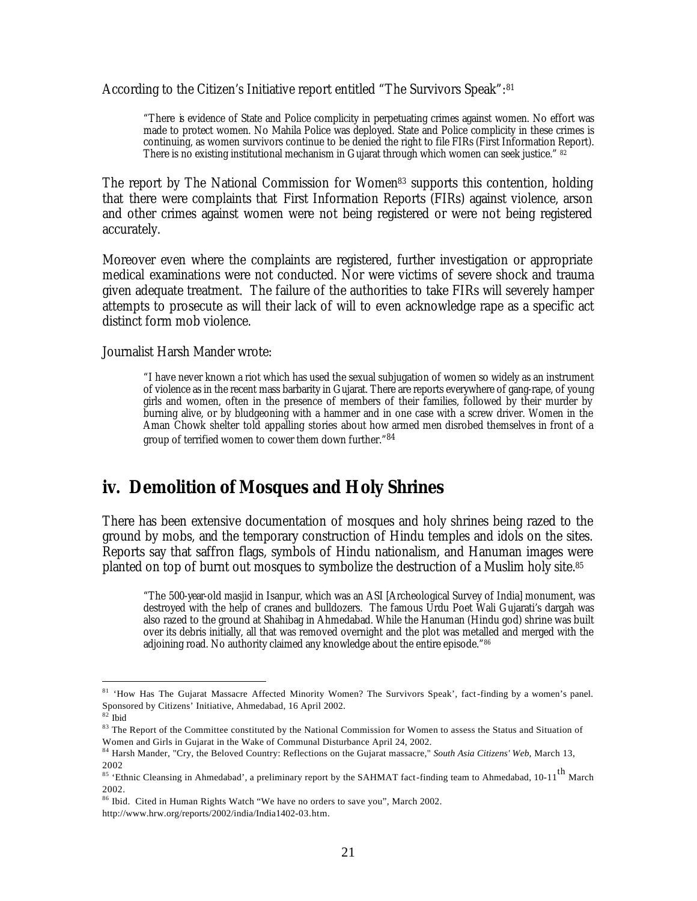According to the Citizen's Initiative report entitled "The Survivors Speak":[81]

> "There is evidence of State and Police complicity in perpetuating crimes against women. No effort was made to protect women. No Mahila Police was deployed. State and Police complicity in these crimes is continuing, as women survivors continue to be denied the right to file FIRs (First Information Report). There is no existing institutional mechanism in Gujarat through which women can seek justice." [82]

The report by The National Commission for Women[83] supports this contention, holding that there were complaints that First Information Reports (FIRs) against violence, arson and other crimes against women were not being registered or were not being registered accurately.

Moreover even where the complaints are registered, further investigation or appropriate medical examinations were not conducted. Nor were victims of severe shock and trauma given adequate treatment. The failure of the authorities to take FIRs will severely hamper attempts to prosecute as will their lack of will to even acknowledge rape as a specific act distinct form mob violence.

Journalist Harsh Mander wrote:

> "I have never known a riot which has used the sexual subjugation of women so widely as an instrument of violence as in the recent mass barbarity in Gujarat. There are reports everywhere of gang-rape, of young girls and women, often in the presence of members of their families, followed by their murder by burning alive, or by bludgeoning with a hammer and in one case with a screw driver. Women in the Aman Chowk shelter told appalling stories about how armed men disrobed themselves in front of a group of terrified women to cower them down further."[84]

## iv. Demolition of Mosques and Holy Shrines

There has been extensive documentation of mosques and holy shrines being razed to the ground by mobs, and the temporary construction of Hindu temples and idols on the sites. Reports say that saffron flags, symbols of Hindu nationalism, and Hanuman images were planted on top of burnt out mosques to symbolize the destruction of a Muslim holy site.[85]

> "The 500-year-old masjid in Isanpur, which was an ASI [Archeological Survey of India] monument, was destroyed with the help of cranes and bulldozers. The famous Urdu Poet Wali Gujarati's dargah was also razed to the ground at Shahibag in Ahmedabad. While the Hanuman (Hindu god) shrine was built over its debris initially, all that was removed overnight and the plot was metalled and merged with the adjoining road. No authority claimed any knowledge about the entire episode."[86]

---

[81] 'How Has The Gujarat Massacre Affected Minority Women? The Survivors Speak', fact-finding by a women's panel. Sponsored by Citizens' Initiative, Ahmedabad, 16 April 2002.

[82] Ibid

[83] The Report of the Committee constituted by the National Commission for Women to assess the Status and Situation of Women and Girls in Gujarat in the Wake of Communal Disturbance April 24, 2002.

[84] Harsh Mander, "Cry, the Beloved Country: Reflections on the Gujarat massacre," *South Asia Citizens' Web*, March 13, 2002

[85] 'Ethnic Cleansing in Ahmedabad', a preliminary report by the SAHMAT fact-finding team to Ahmedabad, 10-11th March 2002.

[86] Ibid. Cited in Human Rights Watch "We have no orders to save you", March 2002. http://www.hrw.org/reports/2002/india/India1402-03.htm.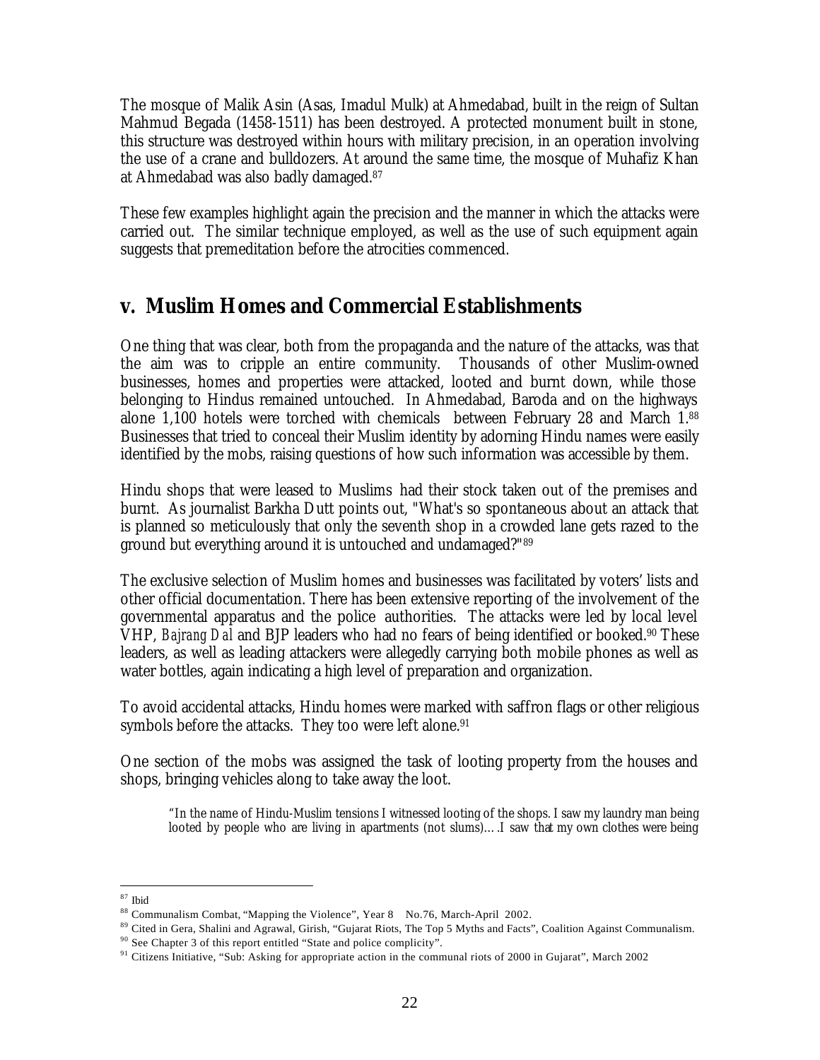The mosque of Malik Asin (Asas, Imadul Mulk) at Ahmedabad, built in the reign of Sultan Mahmud Begada (1458-1511) has been destroyed. A protected monument built in stone, this structure was destroyed within hours with military precision, in an operation involving the use of a crane and bulldozers. At around the same time, the mosque of Muhafiz Khan at Ahmedabad was also badly damaged.[87]

These few examples highlight again the precision and the manner in which the attacks were carried out. The similar technique employed, as well as the use of such equipment again suggests that premeditation before the atrocities commenced.

## v. Muslim Homes and Commercial Establishments

One thing that was clear, both from the propaganda and the nature of the attacks, was that the aim was to cripple an entire community. Thousands of other Muslim-owned businesses, homes and properties were attacked, looted and burnt down, while those belonging to Hindus remained untouched. In Ahmedabad, Baroda and on the highways alone 1,100 hotels were torched with chemicals between February 28 and March 1.[88] Businesses that tried to conceal their Muslim identity by adorning Hindu names were easily identified by the mobs, raising questions of how such information was accessible by them.

Hindu shops that were leased to Muslims had their stock taken out of the premises and burnt. As journalist Barkha Dutt points out, "What's so spontaneous about an attack that is planned so meticulously that only the seventh shop in a crowded lane gets razed to the ground but everything around it is untouched and undamaged?"[89]

The exclusive selection of Muslim homes and businesses was facilitated by voters' lists and other official documentation. There has been extensive reporting of the involvement of the governmental apparatus and the police authorities. The attacks were led by local level VHP, *Bajrang Dal* and BJP leaders who had no fears of being identified or booked.[90] These leaders, as well as leading attackers were allegedly carrying both mobile phones as well as water bottles, again indicating a high level of preparation and organization.

To avoid accidental attacks, Hindu homes were marked with saffron flags or other religious symbols before the attacks. They too were left alone.[91]

One section of the mobs was assigned the task of looting property from the houses and shops, bringing vehicles along to take away the loot.

> "In the name of Hindu-Muslim tensions I witnessed looting of the shops. I saw my laundry man being looted by people who are living in apartments (not slums)….I saw that my own clothes were being

---

[87] Ibid

[88] Communalism Combat, "Mapping the Violence", Year 8 No.76, March-April 2002.

[89] Cited in Gera, Shalini and Agrawal, Girish, "Gujarat Riots, The Top 5 Myths and Facts", Coalition Against Communalism.

[90] See Chapter 3 of this report entitled "State and police complicity".

[91] Citizens Initiative, "Sub: Asking for appropriate action in the communal riots of 2000 in Gujarat", March 2002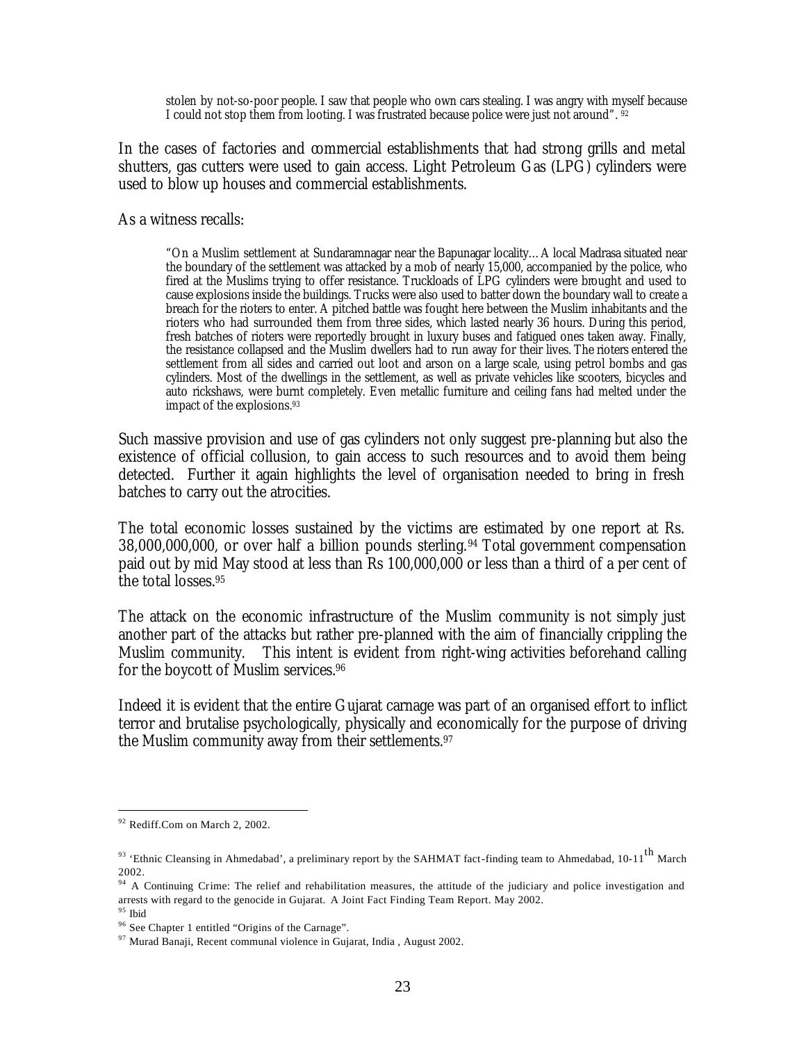> stolen by not-so-poor people. I saw that people who own cars stealing. I was angry with myself because I could not stop them from looting. I was frustrated because police were just not around". [92]

In the cases of factories and commercial establishments that had strong grills and metal shutters, gas cutters were used to gain access. Light Petroleum Gas (LPG) cylinders were used to blow up houses and commercial establishments.

As a witness recalls:

> "On a Muslim settlement at Sundaramnagar near the Bapunagar locality…A local Madrasa situated near the boundary of the settlement was attacked by a mob of nearly 15,000, accompanied by the police, who fired at the Muslims trying to offer resistance. Truckloads of LPG cylinders were brought and used to cause explosions inside the buildings. Trucks were also used to batter down the boundary wall to create a breach for the rioters to enter. A pitched battle was fought here between the Muslim inhabitants and the rioters who had surrounded them from three sides, which lasted nearly 36 hours. During this period, fresh batches of rioters were reportedly brought in luxury buses and fatigued ones taken away. Finally, the resistance collapsed and the Muslim dwellers had to run away for their lives. The rioters entered the settlement from all sides and carried out loot and arson on a large scale, using petrol bombs and gas cylinders. Most of the dwellings in the settlement, as well as private vehicles like scooters, bicycles and auto rickshaws, were burnt completely. Even metallic furniture and ceiling fans had melted under the impact of the explosions.[93]

Such massive provision and use of gas cylinders not only suggest pre-planning but also the existence of official collusion, to gain access to such resources and to avoid them being detected. Further it again highlights the level of organisation needed to bring in fresh batches to carry out the atrocities.

The total economic losses sustained by the victims are estimated by one report at Rs. 38,000,000,000, or over half a billion pounds sterling.[94] Total government compensation paid out by mid May stood at less than Rs 100,000,000 or less than a third of a per cent of the total losses.[95]

The attack on the economic infrastructure of the Muslim community is not simply just another part of the attacks but rather pre-planned with the aim of financially crippling the Muslim community. This intent is evident from right-wing activities beforehand calling for the boycott of Muslim services.[96]

Indeed it is evident that the entire Gujarat carnage was part of an organised effort to inflict terror and brutalise psychologically, physically and economically for the purpose of driving the Muslim community away from their settlements.[97]

---

[92] Rediff.Com on March 2, 2002.

[93] 'Ethnic Cleansing in Ahmedabad', a preliminary report by the SAHMAT fact-finding team to Ahmedabad, 10-11th March 2002.

[94] A Continuing Crime: The relief and rehabilitation measures, the attitude of the judiciary and police investigation and arrests with regard to the genocide in Gujarat. A Joint Fact Finding Team Report. May 2002.

[95] Ibid

[96] See Chapter 1 entitled "Origins of the Carnage".

[97] Murad Banaji, Recent communal violence in Gujarat, India , August 2002.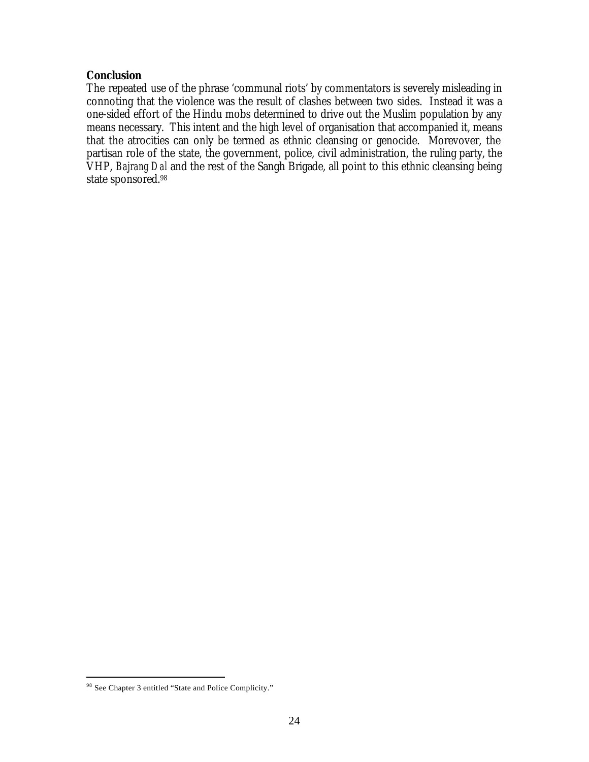**Conclusion**

The repeated use of the phrase 'communal riots' by commentators is severely misleading in connoting that the violence was the result of clashes between two sides. Instead it was a one-sided effort of the Hindu mobs determined to drive out the Muslim population by any means necessary. This intent and the high level of organisation that accompanied it, means that the atrocities can only be termed as ethnic cleansing or genocide. Morevover, the partisan role of the state, the government, police, civil administration, the ruling party, the VHP, *Bajrang Dal* and the rest of the Sangh Brigade, all point to this ethnic cleansing being state sponsored.[98]

---

[98] See Chapter 3 entitled "State and Police Complicity."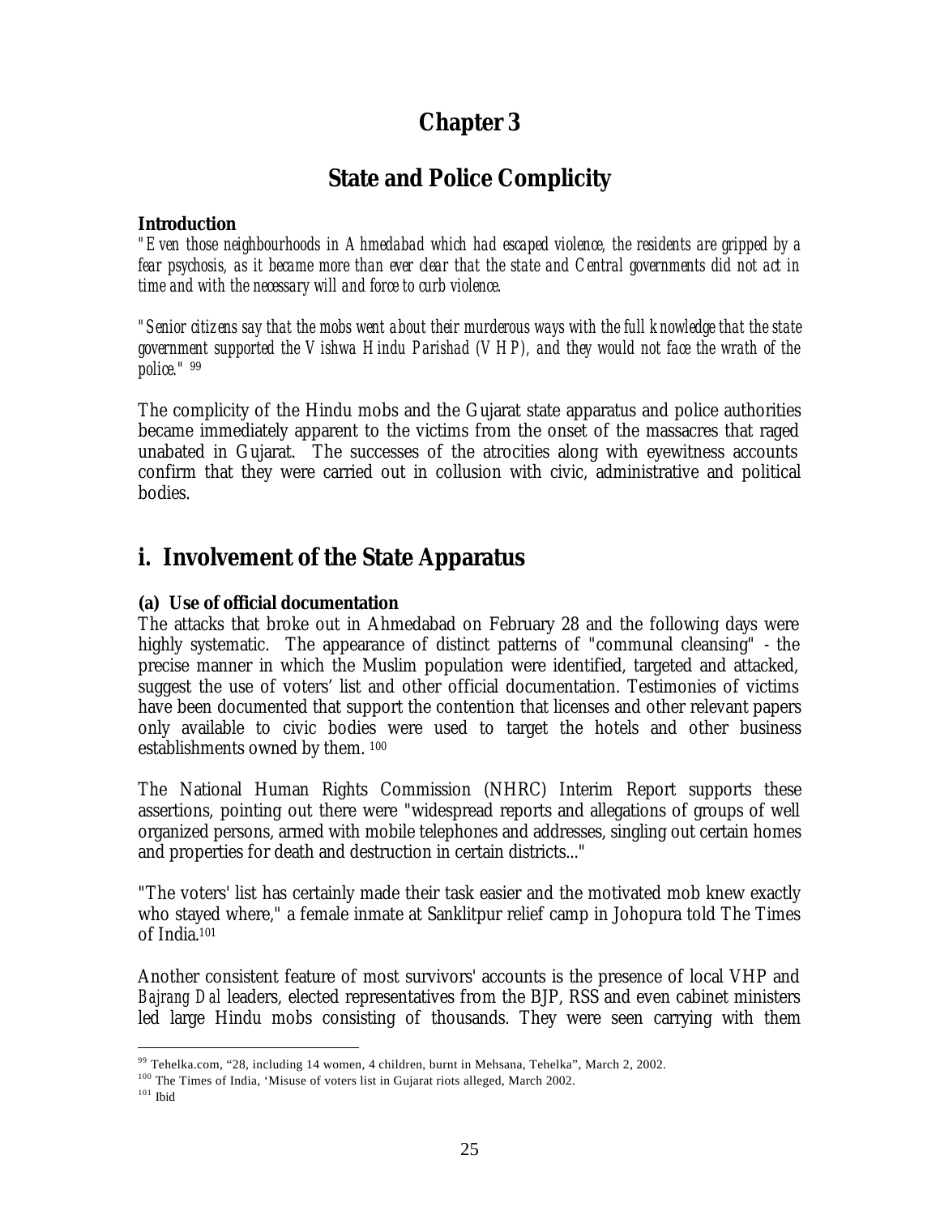# Chapter 3

## State and Police Complicity

**Introduction**

*"Even those neighbourhoods in Ahmedabad which had escaped violence, the residents are gripped by a fear psychosis, as it became more than ever clear that the state and Central governments did not act in time and with the necessary will and force to curb violence.*

*"Senior citizens say that the mobs went about their murderous ways with the full knowledge that the state government supported the Vishwa Hindu Parishad (VHP), and they would not face the wrath of the police."* [99]

The complicity of the Hindu mobs and the Gujarat state apparatus and police authorities became immediately apparent to the victims from the onset of the massacres that raged unabated in Gujarat. The successes of the atrocities along with eyewitness accounts confirm that they were carried out in collusion with civic, administrative and political bodies.

## i. Involvement of the State Apparatus

**(a) Use of official documentation**

The attacks that broke out in Ahmedabad on February 28 and the following days were highly systematic. The appearance of distinct patterns of "communal cleansing" - the precise manner in which the Muslim population were identified, targeted and attacked, suggest the use of voters' list and other official documentation. Testimonies of victims have been documented that support the contention that licenses and other relevant papers only available to civic bodies were used to target the hotels and other business establishments owned by them. [100]

The National Human Rights Commission (NHRC) Interim Report supports these assertions, pointing out there were "widespread reports and allegations of groups of well organized persons, armed with mobile telephones and addresses, singling out certain homes and properties for death and destruction in certain districts..."

"The voters' list has certainly made their task easier and the motivated mob knew exactly who stayed where," a female inmate at Sanklitpur relief camp in Johopura told The Times of India.[101]

Another consistent feature of most survivors' accounts is the presence of local VHP and *Bajrang Dal* leaders, elected representatives from the BJP, RSS and even cabinet ministers led large Hindu mobs consisting of thousands. They were seen carrying with them

---

[99] Tehelka.com, "28, including 14 women, 4 children, burnt in Mehsana, Tehelka", March 2, 2002.

[100] The Times of India, 'Misuse of voters list in Gujarat riots alleged, March 2002.

[101] Ibid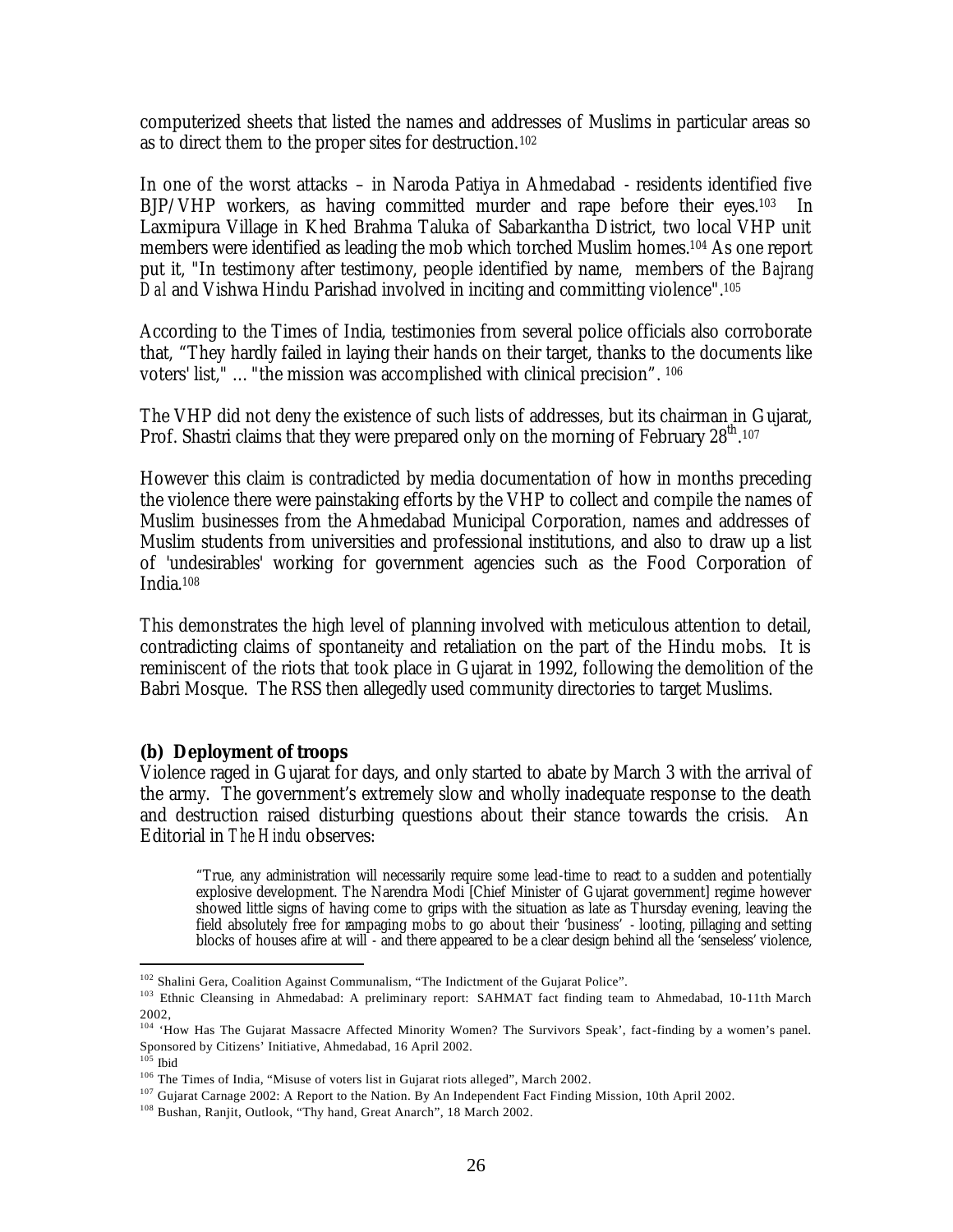computerized sheets that listed the names and addresses of Muslims in particular areas so as to direct them to the proper sites for destruction.[102]

In one of the worst attacks – in Naroda Patiya in Ahmedabad - residents identified five BJP/VHP workers, as having committed murder and rape before their eyes.[103] In Laxmipura Village in Khed Brahma Taluka of Sabarkantha District, two local VHP unit members were identified as leading the mob which torched Muslim homes.[104] As one report put it, "In testimony after testimony, people identified by name, members of the *Bajrang Dal* and Vishwa Hindu Parishad involved in inciting and committing violence".[105]

According to the Times of India, testimonies from several police officials also corroborate that, "They hardly failed in laying their hands on their target, thanks to the documents like voters' list," … "the mission was accomplished with clinical precision". [106]

The VHP did not deny the existence of such lists of addresses, but its chairman in Gujarat, Prof. Shastri claims that they were prepared only on the morning of February 28th.[107]

However this claim is contradicted by media documentation of how in months preceding the violence there were painstaking efforts by the VHP to collect and compile the names of Muslim businesses from the Ahmedabad Municipal Corporation, names and addresses of Muslim students from universities and professional institutions, and also to draw up a list of 'undesirables' working for government agencies such as the Food Corporation of India.[108]

This demonstrates the high level of planning involved with meticulous attention to detail, contradicting claims of spontaneity and retaliation on the part of the Hindu mobs. It is reminiscent of the riots that took place in Gujarat in 1992, following the demolition of the Babri Mosque. The RSS then allegedly used community directories to target Muslims.

**(b) Deployment of troops**

Violence raged in Gujarat for days, and only started to abate by March 3 with the arrival of the army. The government's extremely slow and wholly inadequate response to the death and destruction raised disturbing questions about their stance towards the crisis. An Editorial in *The Hindu* observes:

> "True, any administration will necessarily require some lead-time to react to a sudden and potentially explosive development. The Narendra Modi [Chief Minister of Gujarat government] regime however showed little signs of having come to grips with the situation as late as Thursday evening, leaving the field absolutely free for rampaging mobs to go about their 'business' - looting, pillaging and setting blocks of houses afire at will - and there appeared to be a clear design behind all the 'senseless' violence,

---

[102] Shalini Gera, Coalition Against Communalism, "The Indictment of the Gujarat Police".

[103] Ethnic Cleansing in Ahmedabad: A preliminary report: SAHMAT fact finding team to Ahmedabad, 10-11th March 2002,

[104] 'How Has The Gujarat Massacre Affected Minority Women? The Survivors Speak', fact-finding by a women's panel. Sponsored by Citizens' Initiative, Ahmedabad, 16 April 2002.

[105] Ibid

[106] The Times of India, "Misuse of voters list in Gujarat riots alleged", March 2002.

[107] Gujarat Carnage 2002: A Report to the Nation. By An Independent Fact Finding Mission, 10th April 2002.

[108] Bushan, Ranjit, Outlook, "Thy hand, Great Anarch", 18 March 2002.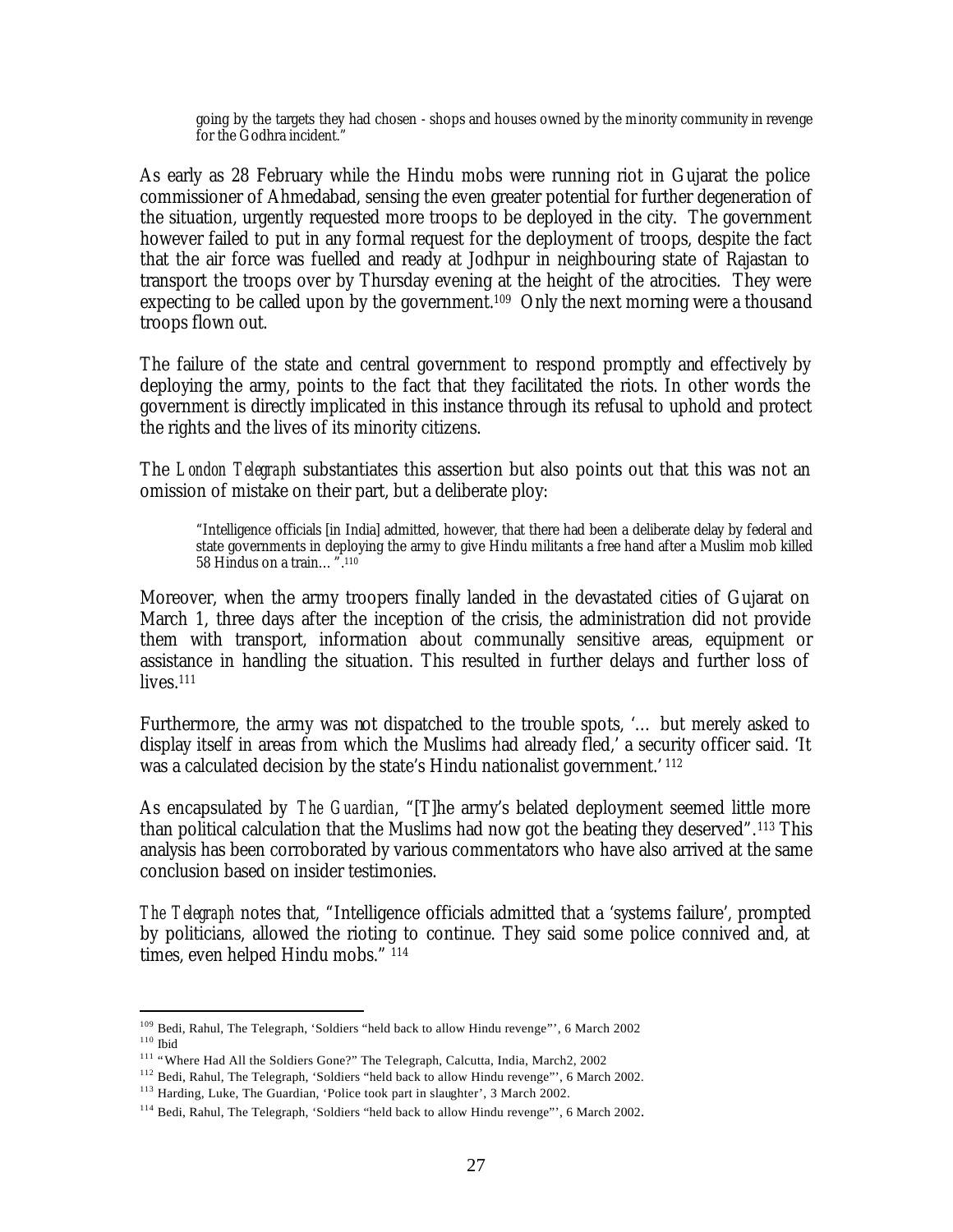> going by the targets they had chosen - shops and houses owned by the minority community in revenge for the Godhra incident."

As early as 28 February while the Hindu mobs were running riot in Gujarat the police commissioner of Ahmedabad, sensing the even greater potential for further degeneration of the situation, urgently requested more troops to be deployed in the city. The government however failed to put in any formal request for the deployment of troops, despite the fact that the air force was fuelled and ready at Jodhpur in neighbouring state of Rajastan to transport the troops over by Thursday evening at the height of the atrocities. They were expecting to be called upon by the government.[109] Only the next morning were a thousand troops flown out.

The failure of the state and central government to respond promptly and effectively by deploying the army, points to the fact that they facilitated the riots. In other words the government is directly implicated in this instance through its refusal to uphold and protect the rights and the lives of its minority citizens.

The *London Telegraph* substantiates this assertion but also points out that this was not an omission of mistake on their part, but a deliberate ploy:

> "Intelligence officials [in India] admitted, however, that there had been a deliberate delay by federal and state governments in deploying the army to give Hindu militants a free hand after a Muslim mob killed 58 Hindus on a train…".[110]

Moreover, when the army troopers finally landed in the devastated cities of Gujarat on March 1, three days after the inception of the crisis, the administration did not provide them with transport, information about communally sensitive areas, equipment or assistance in handling the situation. This resulted in further delays and further loss of lives.[111]

Furthermore, the army was not dispatched to the trouble spots, '… but merely asked to display itself in areas from which the Muslims had already fled,' a security officer said. 'It was a calculated decision by the state's Hindu nationalist government.'[112]

As encapsulated by *The Guardian*, "[T]he army's belated deployment seemed little more than political calculation that the Muslims had now got the beating they deserved".[113] This analysis has been corroborated by various commentators who have also arrived at the same conclusion based on insider testimonies.

*The Telegraph* notes that, "Intelligence officials admitted that a 'systems failure', prompted by politicians, allowed the rioting to continue. They said some police connived and, at times, even helped Hindu mobs."[114]

---

[109] Bedi, Rahul, The Telegraph, 'Soldiers "held back to allow Hindu revenge"', 6 March 2002
[110] Ibid
[111] "Where Had All the Soldiers Gone?" The Telegraph, Calcutta, India, March2, 2002
[112] Bedi, Rahul, The Telegraph, 'Soldiers "held back to allow Hindu revenge"', 6 March 2002.
[113] Harding, Luke, The Guardian, 'Police took part in slaughter', 3 March 2002.
[114] Bedi, Rahul, The Telegraph, 'Soldiers "held back to allow Hindu revenge"', 6 March 2002.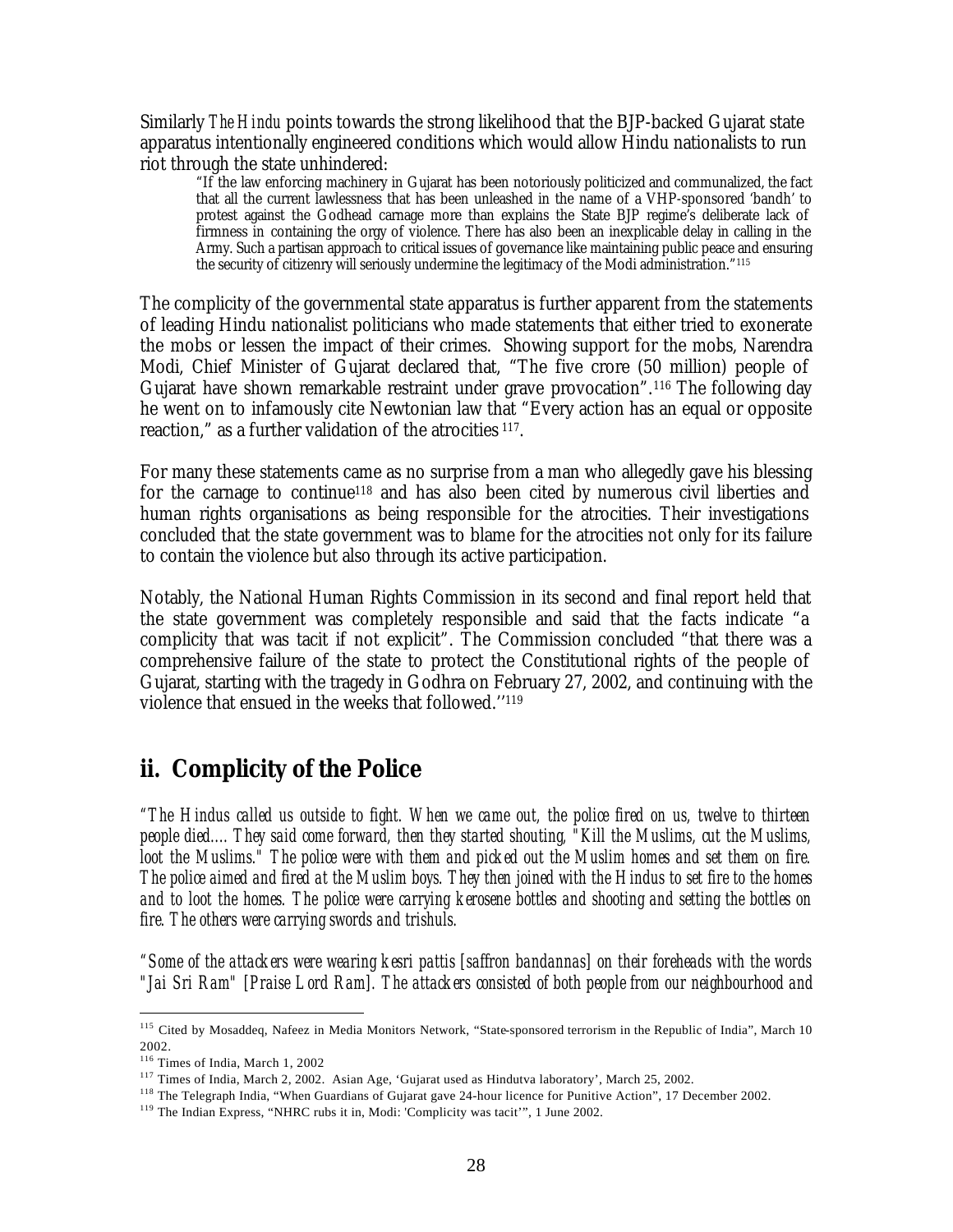Similarly *The Hindu* points towards the strong likelihood that the BJP-backed Gujarat state apparatus intentionally engineered conditions which would allow Hindu nationalists to run riot through the state unhindered:

> "If the law enforcing machinery in Gujarat has been notoriously politicized and communalized, the fact that all the current lawlessness that has been unleashed in the name of a VHP-sponsored 'bandh' to protest against the Godhead carnage more than explains the State BJP regime's deliberate lack of firmness in containing the orgy of violence. There has also been an inexplicable delay in calling in the Army. Such a partisan approach to critical issues of governance like maintaining public peace and ensuring the security of citizenry will seriously undermine the legitimacy of the Modi administration."[115]

The complicity of the governmental state apparatus is further apparent from the statements of leading Hindu nationalist politicians who made statements that either tried to exonerate the mobs or lessen the impact of their crimes. Showing support for the mobs, Narendra Modi, Chief Minister of Gujarat declared that, "The five crore (50 million) people of Gujarat have shown remarkable restraint under grave provocation".[116] The following day he went on to infamously cite Newtonian law that "Every action has an equal or opposite reaction," as a further validation of the atrocities [117].

For many these statements came as no surprise from a man who allegedly gave his blessing for the carnage to continue[118] and has also been cited by numerous civil liberties and human rights organisations as being responsible for the atrocities. Their investigations concluded that the state government was to blame for the atrocities not only for its failure to contain the violence but also through its active participation.

Notably, the National Human Rights Commission in its second and final report held that the state government was completely responsible and said that the facts indicate "a complicity that was tacit if not explicit". The Commission concluded "that there was a comprehensive failure of the state to protect the Constitutional rights of the people of Gujarat, starting with the tragedy in Godhra on February 27, 2002, and continuing with the violence that ensued in the weeks that followed.''[119]

## ii. Complicity of the Police

*"The Hindus called us outside to fight. When we came out, the police fired on us, twelve to thirteen people died.... They said come forward, then they started shouting, "Kill the Muslims, cut the Muslims, loot the Muslims." The police were with them and picked out the Muslim homes and set them on fire. The police aimed and fired at the Muslim boys. They then joined with the Hindus to set fire to the homes and to loot the homes. The police were carrying kerosene bottles and shooting and setting the bottles on fire. The others were carrying swords and trishuls.*

*"Some of the attackers were wearing kesri pattis [saffron bandannas] on their foreheads with the words "Jai Sri Ram" [Praise Lord Ram]. The attackers consisted of both people from our neighbourhood and*

---

[115] Cited by Mosaddeq, Nafeez in Media Monitors Network, "State-sponsored terrorism in the Republic of India", March 10 2002.

[116] Times of India, March 1, 2002

[117] Times of India, March 2, 2002. Asian Age, 'Gujarat used as Hindutva laboratory', March 25, 2002.

[118] The Telegraph India, "When Guardians of Gujarat gave 24-hour licence for Punitive Action", 17 December 2002.

[119] The Indian Express, "NHRC rubs it in, Modi: 'Complicity was tacit'", 1 June 2002.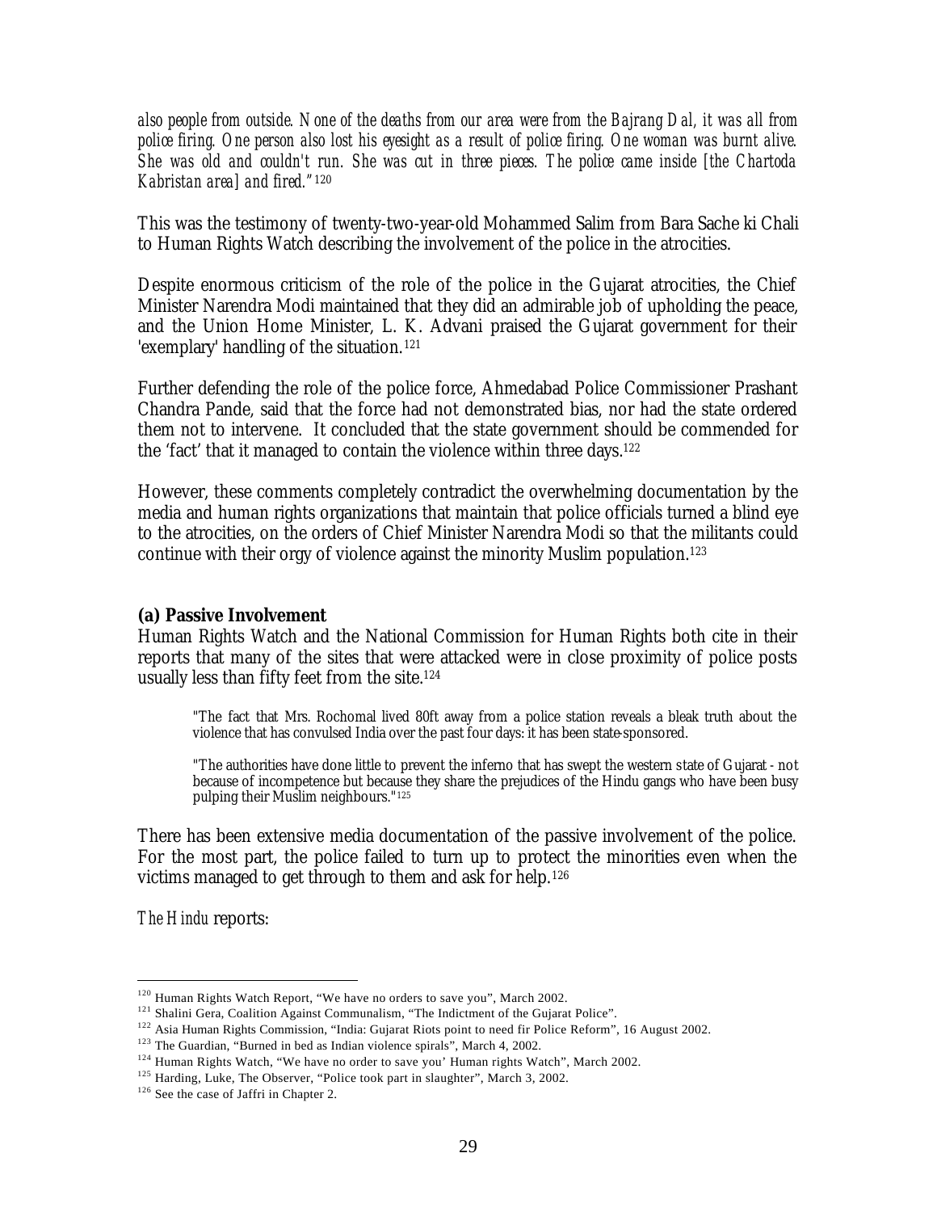*also people from outside. None of the deaths from our area were from the Bajrang Dal, it was all from police firing. One person also lost his eyesight as a result of police firing. One woman was burnt alive. She was old and couldn't run. She was cut in three pieces. The police came inside [the Chartoda Kabristan area] and fired."*[120]

This was the testimony of twenty-two-year-old Mohammed Salim from Bara Sache ki Chali to Human Rights Watch describing the involvement of the police in the atrocities.

Despite enormous criticism of the role of the police in the Gujarat atrocities, the Chief Minister Narendra Modi maintained that they did an admirable job of upholding the peace, and the Union Home Minister, L. K. Advani praised the Gujarat government for their 'exemplary' handling of the situation.[121]

Further defending the role of the police force, Ahmedabad Police Commissioner Prashant Chandra Pande, said that the force had not demonstrated bias, nor had the state ordered them not to intervene. It concluded that the state government should be commended for the 'fact' that it managed to contain the violence within three days.[122]

However, these comments completely contradict the overwhelming documentation by the media and human rights organizations that maintain that police officials turned a blind eye to the atrocities, on the orders of Chief Minister Narendra Modi so that the militants could continue with their orgy of violence against the minority Muslim population.[123]

**(a) Passive Involvement**

Human Rights Watch and the National Commission for Human Rights both cite in their reports that many of the sites that were attacked were in close proximity of police posts usually less than fifty feet from the site.[124]

> "The fact that Mrs. Rochomal lived 80ft away from a police station reveals a bleak truth about the violence that has convulsed India over the past four days: it has been state-sponsored.
>
> "The authorities have done little to prevent the inferno that has swept the western state of Gujarat - not because of incompetence but because they share the prejudices of the Hindu gangs who have been busy pulping their Muslim neighbours."[125]

There has been extensive media documentation of the passive involvement of the police. For the most part, the police failed to turn up to protect the minorities even when the victims managed to get through to them and ask for help.[126]

*The Hindu* reports:

---

[120] Human Rights Watch Report, "We have no orders to save you", March 2002.
[121] Shalini Gera, Coalition Against Communalism, "The Indictment of the Gujarat Police".
[122] Asia Human Rights Commission, "India: Gujarat Riots point to need fir Police Reform", 16 August 2002.
[123] The Guardian, "Burned in bed as Indian violence spirals", March 4, 2002.
[124] Human Rights Watch, "We have no order to save you' Human rights Watch", March 2002.
[125] Harding, Luke, The Observer, "Police took part in slaughter", March 3, 2002.
[126] See the case of Jaffri in Chapter 2.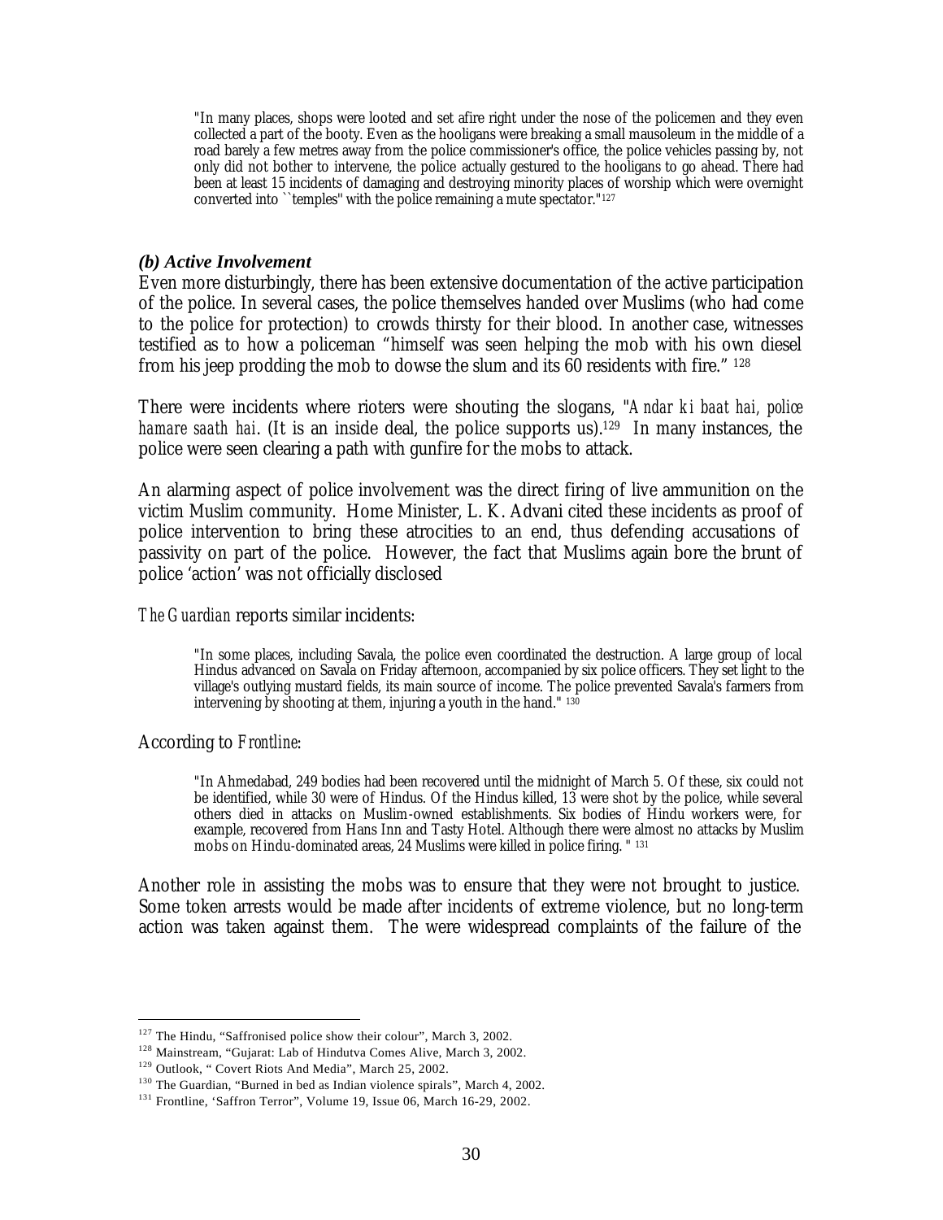> "In many places, shops were looted and set afire right under the nose of the policemen and they even collected a part of the booty. Even as the hooligans were breaking a small mausoleum in the middle of a road barely a few metres away from the police commissioner's office, the police vehicles passing by, not only did not bother to intervene, the police actually gestured to the hooligans to go ahead. There had been at least 15 incidents of damaging and destroying minority places of worship which were overnight converted into ``temples'' with the police remaining a mute spectator."[127]

### *(b) Active Involvement*

Even more disturbingly, there has been extensive documentation of the active participation of the police. In several cases, the police themselves handed over Muslims (who had come to the police for protection) to crowds thirsty for their blood. In another case, witnesses testified as to how a policeman "himself was seen helping the mob with his own diesel from his jeep prodding the mob to dowse the slum and its 60 residents with fire." [128]

There were incidents where rioters were shouting the slogans, "*Andar ki baat hai, police hamare saath hai*. (It is an inside deal, the police supports us).[129] In many instances, the police were seen clearing a path with gunfire for the mobs to attack.

An alarming aspect of police involvement was the direct firing of live ammunition on the victim Muslim community. Home Minister, L. K. Advani cited these incidents as proof of police intervention to bring these atrocities to an end, thus defending accusations of passivity on part of the police. However, the fact that Muslims again bore the brunt of police 'action' was not officially disclosed

*The Guardian* reports similar incidents:

> "In some places, including Savala, the police even coordinated the destruction. A large group of local Hindus advanced on Savala on Friday afternoon, accompanied by six police officers. They set light to the village's outlying mustard fields, its main source of income. The police prevented Savala's farmers from intervening by shooting at them, injuring a youth in the hand." [130]

According to *Frontline*:

> "In Ahmedabad, 249 bodies had been recovered until the midnight of March 5. Of these, six could not be identified, while 30 were of Hindus. Of the Hindus killed, 13 were shot by the police, while several others died in attacks on Muslim-owned establishments. Six bodies of Hindu workers were, for example, recovered from Hans Inn and Tasty Hotel. Although there were almost no attacks by Muslim mobs on Hindu-dominated areas, 24 Muslims were killed in police firing. " [131]

Another role in assisting the mobs was to ensure that they were not brought to justice. Some token arrests would be made after incidents of extreme violence, but no long-term action was taken against them. The were widespread complaints of the failure of the

---

[127] The Hindu, "Saffronised police show their colour", March 3, 2002.

[128] Mainstream, "Gujarat: Lab of Hindutva Comes Alive, March 3, 2002.

[129] Outlook, " Covert Riots And Media", March 25, 2002.

[130] The Guardian, "Burned in bed as Indian violence spirals", March 4, 2002.

[131] Frontline, 'Saffron Terror", Volume 19, Issue 06, March 16-29, 2002.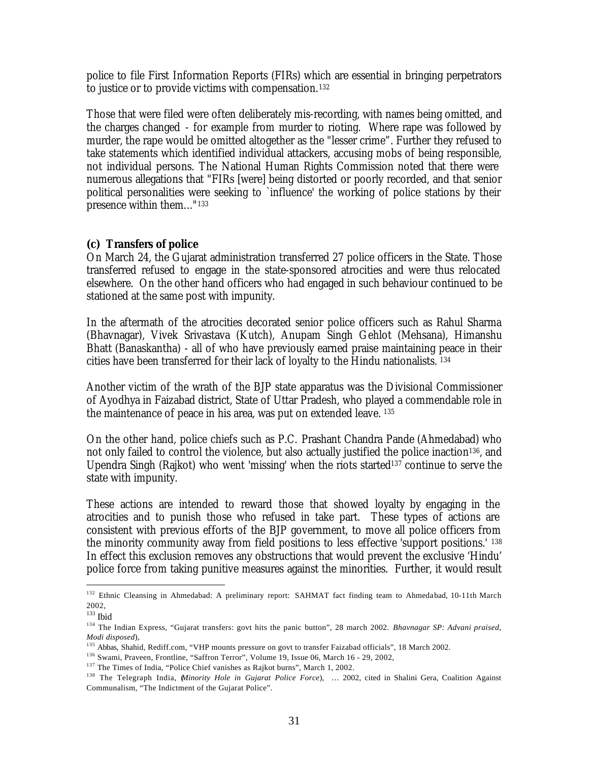police to file First Information Reports (FIRs) which are essential in bringing perpetrators to justice or to provide victims with compensation.[132]

Those that were filed were often deliberately mis-recording, with names being omitted, and the charges changed - for example from murder to rioting. Where rape was followed by murder, the rape would be omitted altogether as the "lesser crime". Further they refused to take statements which identified individual attackers, accusing mobs of being responsible, not individual persons. The National Human Rights Commission noted that there were numerous allegations that "FIRs [were] being distorted or poorly recorded, and that senior political personalities were seeking to `influence' the working of police stations by their presence within them..."[133]

**(c) Transfers of police**

On March 24, the Gujarat administration transferred 27 police officers in the State. Those transferred refused to engage in the state-sponsored atrocities and were thus relocated elsewhere. On the other hand officers who had engaged in such behaviour continued to be stationed at the same post with impunity.

In the aftermath of the atrocities decorated senior police officers such as Rahul Sharma (Bhavnagar), Vivek Srivastava (Kutch), Anupam Singh Gehlot (Mehsana), Himanshu Bhatt (Banaskantha) - all of who have previously earned praise maintaining peace in their cities have been transferred for their lack of loyalty to the Hindu nationalists. [134]

Another victim of the wrath of the BJP state apparatus was the Divisional Commissioner of Ayodhya in Faizabad district, State of Uttar Pradesh, who played a commendable role in the maintenance of peace in his area, was put on extended leave. [135]

On the other hand, police chiefs such as P.C. Prashant Chandra Pande (Ahmedabad) who not only failed to control the violence, but also actually justified the police inaction[136], and Upendra Singh (Rajkot) who went 'missing' when the riots started[137] continue to serve the state with impunity.

These actions are intended to reward those that showed loyalty by engaging in the atrocities and to punish those who refused in take part. These types of actions are consistent with previous efforts of the BJP government, to move all police officers from the minority community away from field positions to less effective 'support positions.' [138] In effect this exclusion removes any obstructions that would prevent the exclusive 'Hindu' police force from taking punitive measures against the minorities. Further, it would result

---

[132] Ethnic Cleansing in Ahmedabad: A preliminary report: SAHMAT fact finding team to Ahmedabad, 10-11th March 2002,

[133] Ibid

[134] The Indian Express, "Gujarat transfers: govt hits the panic button", 28 march 2002. *Bhavnagar SP: Advani praised, Modi disposed*),

[135] Abbas, Shahid, Rediff.com, "VHP mounts pressure on govt to transfer Faizabad officials", 18 March 2002.

[136] Swami, Praveen, Frontline, "Saffron Terror", Volume 19, Issue 06, March 16 - 29, 2002,

[137] The Times of India, "Police Chief vanishes as Rajkot burns", March 1, 2002.

[138] The Telegraph India, (*Minority Hole in Gujarat Police Force*), … 2002, cited in Shalini Gera, Coalition Against Communalism, "The Indictment of the Gujarat Police".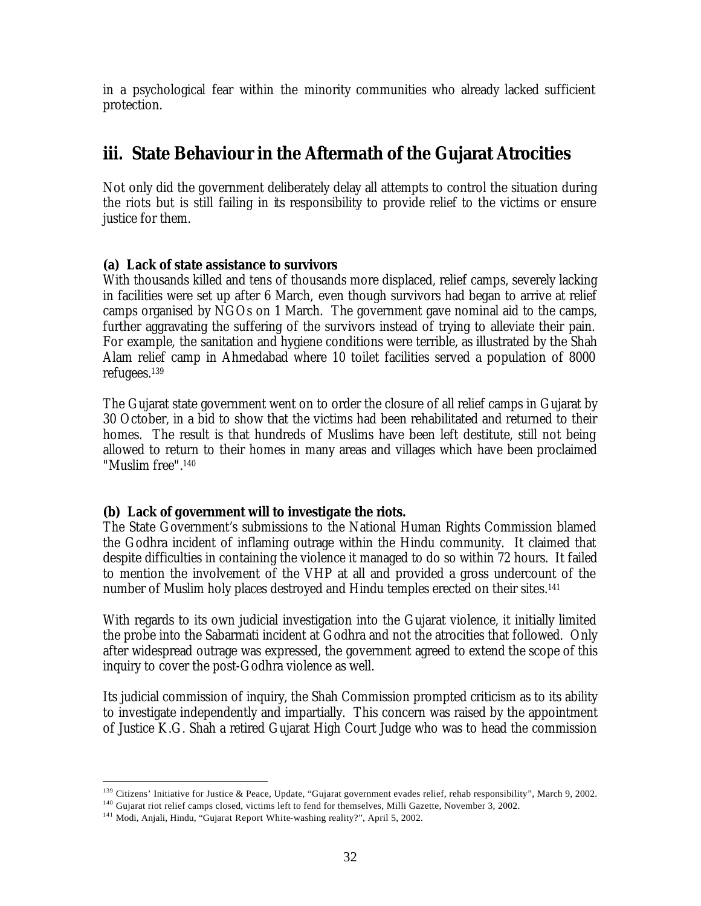in a psychological fear within the minority communities who already lacked sufficient protection.

## iii. State Behaviour in the Aftermath of the Gujarat Atrocities

Not only did the government deliberately delay all attempts to control the situation during the riots but is still failing in its responsibility to provide relief to the victims or ensure justice for them.

**(a) Lack of state assistance to survivors**

With thousands killed and tens of thousands more displaced, relief camps, severely lacking in facilities were set up after 6 March, even though survivors had began to arrive at relief camps organised by NGOs on 1 March. The government gave nominal aid to the camps, further aggravating the suffering of the survivors instead of trying to alleviate their pain. For example, the sanitation and hygiene conditions were terrible, as illustrated by the Shah Alam relief camp in Ahmedabad where 10 toilet facilities served a population of 8000 refugees.[139]

The Gujarat state government went on to order the closure of all relief camps in Gujarat by 30 October, in a bid to show that the victims had been rehabilitated and returned to their homes. The result is that hundreds of Muslims have been left destitute, still not being allowed to return to their homes in many areas and villages which have been proclaimed "Muslim free".[140]

**(b) Lack of government will to investigate the riots.**

The State Government's submissions to the National Human Rights Commission blamed the Godhra incident of inflaming outrage within the Hindu community. It claimed that despite difficulties in containing the violence it managed to do so within 72 hours. It failed to mention the involvement of the VHP at all and provided a gross undercount of the number of Muslim holy places destroyed and Hindu temples erected on their sites.[141]

With regards to its own judicial investigation into the Gujarat violence, it initially limited the probe into the Sabarmati incident at Godhra and not the atrocities that followed. Only after widespread outrage was expressed, the government agreed to extend the scope of this inquiry to cover the post-Godhra violence as well.

Its judicial commission of inquiry, the Shah Commission prompted criticism as to its ability to investigate independently and impartially. This concern was raised by the appointment of Justice K.G. Shah a retired Gujarat High Court Judge who was to head the commission

---

[139] Citizens' Initiative for Justice & Peace, Update, "Gujarat government evades relief, rehab responsibility", March 9, 2002.

[140] Gujarat riot relief camps closed, victims left to fend for themselves, Milli Gazette, November 3, 2002.

[141] Modi, Anjali, Hindu, "Gujarat Report White-washing reality?", April 5, 2002.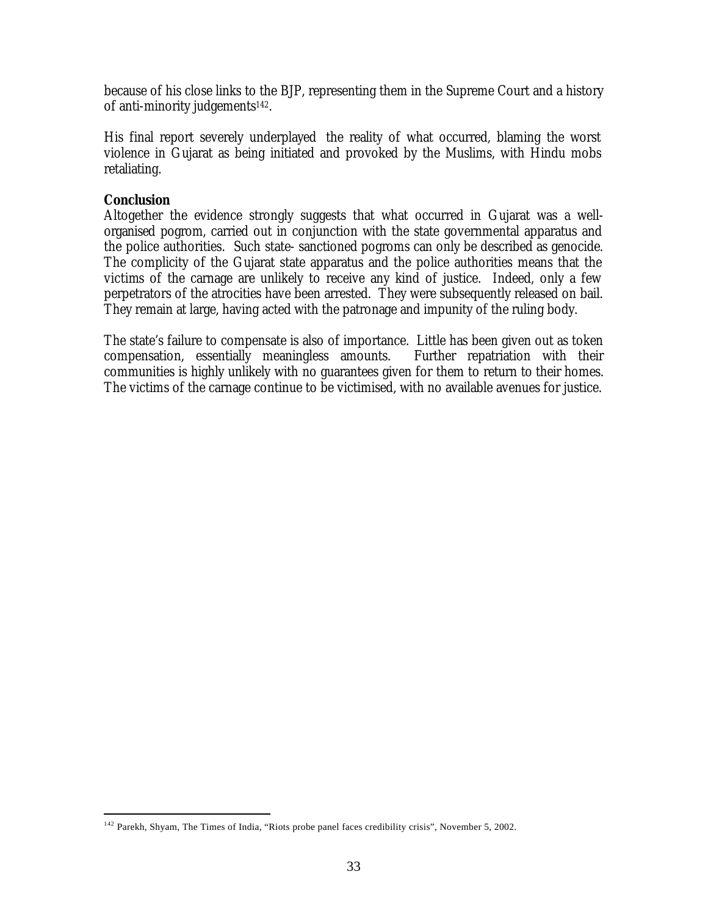because of his close links to the BJP, representing them in the Supreme Court and a history of anti-minority judgements[142].

His final report severely underplayed the reality of what occurred, blaming the worst violence in Gujarat as being initiated and provoked by the Muslims, with Hindu mobs retaliating.

**Conclusion**

Altogether the evidence strongly suggests that what occurred in Gujarat was a well-organised pogrom, carried out in conjunction with the state governmental apparatus and the police authorities. Such state- sanctioned pogroms can only be described as genocide. The complicity of the Gujarat state apparatus and the police authorities means that the victims of the carnage are unlikely to receive any kind of justice. Indeed, only a few perpetrators of the atrocities have been arrested. They were subsequently released on bail. They remain at large, having acted with the patronage and impunity of the ruling body.

The state's failure to compensate is also of importance. Little has been given out as token compensation, essentially meaningless amounts. Further repatriation with their communities is highly unlikely with no guarantees given for them to return to their homes. The victims of the carnage continue to be victimised, with no available avenues for justice.

[142] Parekh, Shyam, The Times of India, "Riots probe panel faces credibility crisis", November 5, 2002.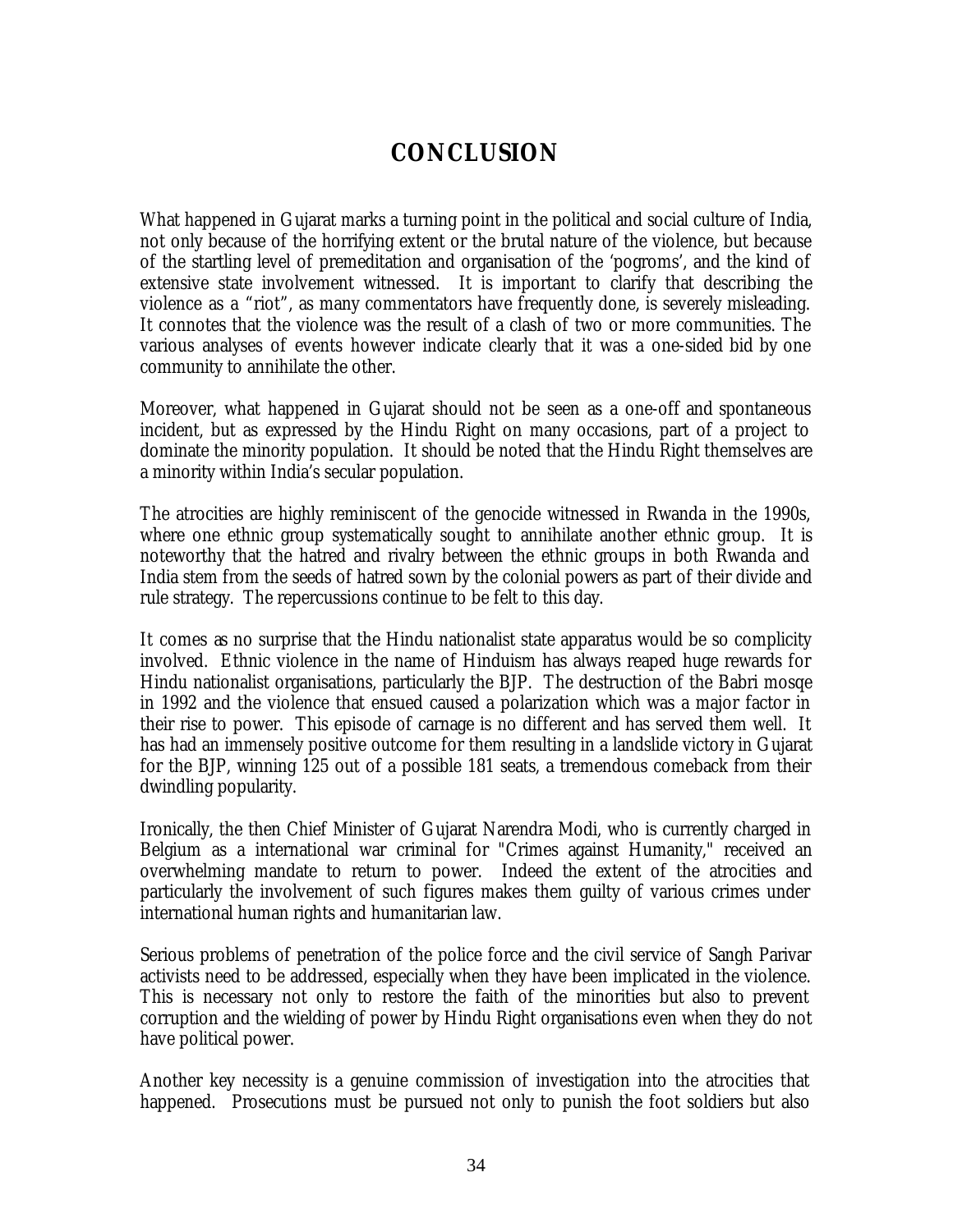# CONCLUSION

What happened in Gujarat marks a turning point in the political and social culture of India, not only because of the horrifying extent or the brutal nature of the violence, but because of the startling level of premeditation and organisation of the 'pogroms', and the kind of extensive state involvement witnessed. It is important to clarify that describing the violence as a "riot", as many commentators have frequently done, is severely misleading. It connotes that the violence was the result of a clash of two or more communities. The various analyses of events however indicate clearly that it was a one-sided bid by one community to annihilate the other.

Moreover, what happened in Gujarat should not be seen as a one-off and spontaneous incident, but as expressed by the Hindu Right on many occasions, part of a project to dominate the minority population. It should be noted that the Hindu Right themselves are a minority within India's secular population.

The atrocities are highly reminiscent of the genocide witnessed in Rwanda in the 1990s, where one ethnic group systematically sought to annihilate another ethnic group. It is noteworthy that the hatred and rivalry between the ethnic groups in both Rwanda and India stem from the seeds of hatred sown by the colonial powers as part of their divide and rule strategy. The repercussions continue to be felt to this day.

It comes as no surprise that the Hindu nationalist state apparatus would be so complicity involved. Ethnic violence in the name of Hinduism has always reaped huge rewards for Hindu nationalist organisations, particularly the BJP. The destruction of the Babri mosqe in 1992 and the violence that ensued caused a polarization which was a major factor in their rise to power. This episode of carnage is no different and has served them well. It has had an immensely positive outcome for them resulting in a landslide victory in Gujarat for the BJP, winning 125 out of a possible 181 seats, a tremendous comeback from their dwindling popularity.

Ironically, the then Chief Minister of Gujarat Narendra Modi, who is currently charged in Belgium as a international war criminal for "Crimes against Humanity," received an overwhelming mandate to return to power. Indeed the extent of the atrocities and particularly the involvement of such figures makes them guilty of various crimes under international human rights and humanitarian law.

Serious problems of penetration of the police force and the civil service of Sangh Parivar activists need to be addressed, especially when they have been implicated in the violence. This is necessary not only to restore the faith of the minorities but also to prevent corruption and the wielding of power by Hindu Right organisations even when they do not have political power.

Another key necessity is a genuine commission of investigation into the atrocities that happened. Prosecutions must be pursued not only to punish the foot soldiers but also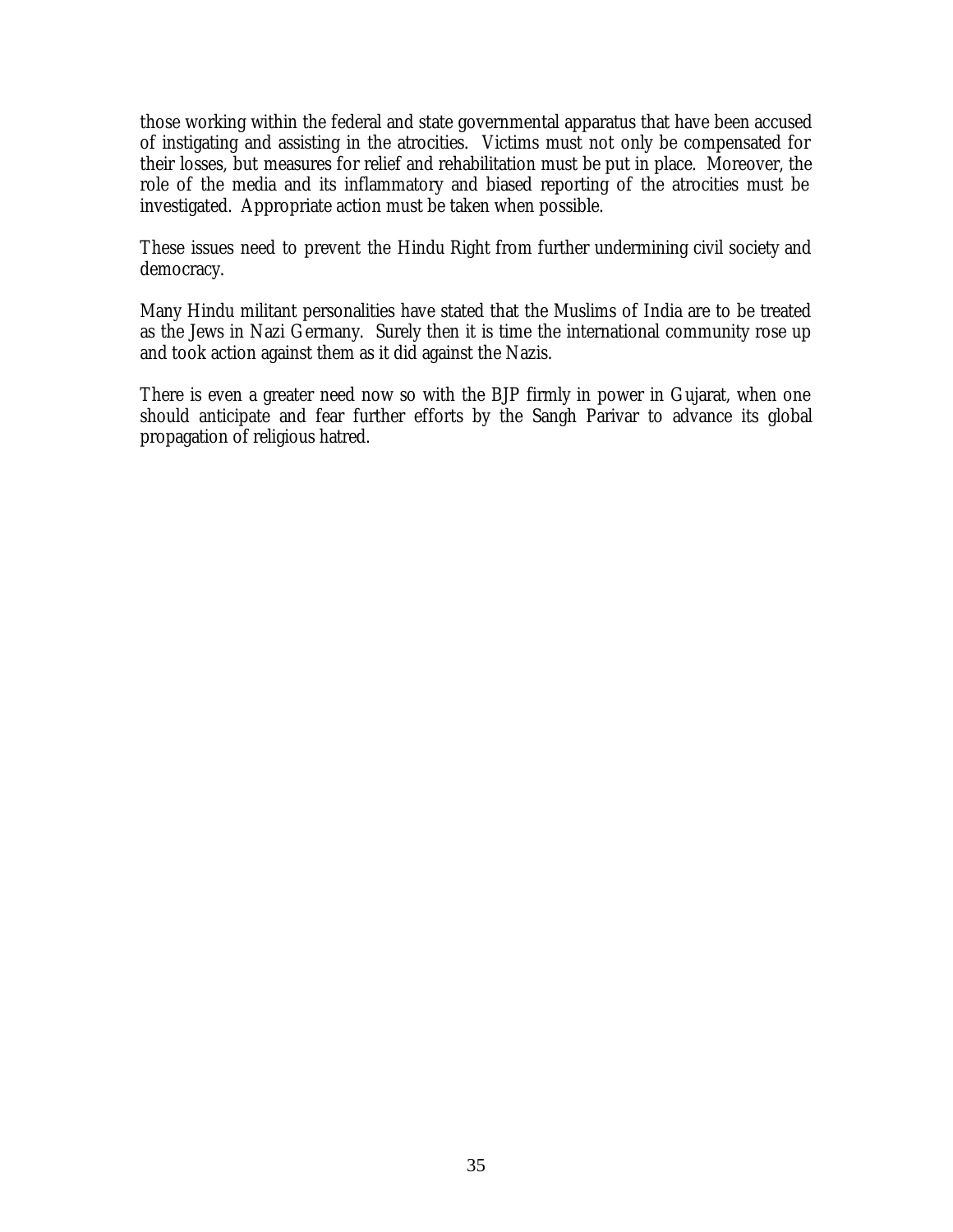those working within the federal and state governmental apparatus that have been accused of instigating and assisting in the atrocities. Victims must not only be compensated for their losses, but measures for relief and rehabilitation must be put in place. Moreover, the role of the media and its inflammatory and biased reporting of the atrocities must be investigated. Appropriate action must be taken when possible.

These issues need to prevent the Hindu Right from further undermining civil society and democracy.

Many Hindu militant personalities have stated that the Muslims of India are to be treated as the Jews in Nazi Germany. Surely then it is time the international community rose up and took action against them as it did against the Nazis.

There is even a greater need now so with the BJP firmly in power in Gujarat, when one should anticipate and fear further efforts by the Sangh Parivar to advance its global propagation of religious hatred.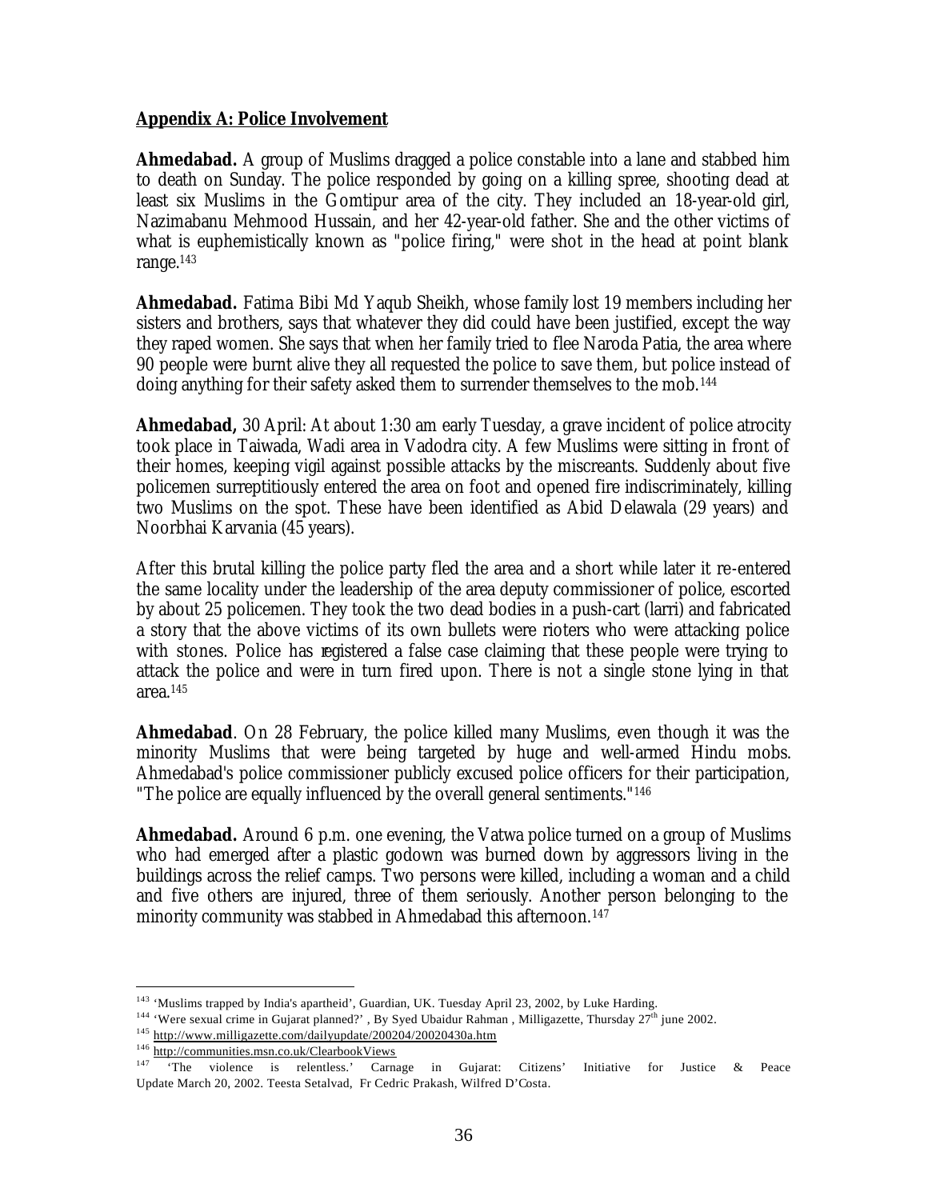## Appendix A: Police Involvement

**Ahmedabad.** A group of Muslims dragged a police constable into a lane and stabbed him to death on Sunday. The police responded by going on a killing spree, shooting dead at least six Muslims in the Gomtipur area of the city. They included an 18-year-old girl, Nazimabanu Mehmood Hussain, and her 42-year-old father. She and the other victims of what is euphemistically known as "police firing," were shot in the head at point blank range.[143]

**Ahmedabad.** Fatima Bibi Md Yaqub Sheikh, whose family lost 19 members including her sisters and brothers, says that whatever they did could have been justified, except the way they raped women. She says that when her family tried to flee Naroda Patia, the area where 90 people were burnt alive they all requested the police to save them, but police instead of doing anything for their safety asked them to surrender themselves to the mob.[144]

**Ahmedabad,** 30 April: At about 1:30 am early Tuesday, a grave incident of police atrocity took place in Taiwada, Wadi area in Vadodra city. A few Muslims were sitting in front of their homes, keeping vigil against possible attacks by the miscreants. Suddenly about five policemen surreptitiously entered the area on foot and opened fire indiscriminately, killing two Muslims on the spot. These have been identified as Abid Delawala (29 years) and Noorbhai Karvania (45 years).

After this brutal killing the police party fled the area and a short while later it re-entered the same locality under the leadership of the area deputy commissioner of police, escorted by about 25 policemen. They took the two dead bodies in a push-cart (larri) and fabricated a story that the above victims of its own bullets were rioters who were attacking police with stones. Police has registered a false case claiming that these people were trying to attack the police and were in turn fired upon. There is not a single stone lying in that area.[145]

**Ahmedabad**. On 28 February, the police killed many Muslims, even though it was the minority Muslims that were being targeted by huge and well-armed Hindu mobs. Ahmedabad's police commissioner publicly excused police officers for their participation, "The police are equally influenced by the overall general sentiments."[146]

**Ahmedabad.** Around 6 p.m. one evening, the Vatwa police turned on a group of Muslims who had emerged after a plastic godown was burned down by aggressors living in the buildings across the relief camps. Two persons were killed, including a woman and a child and five others are injured, three of them seriously. Another person belonging to the minority community was stabbed in Ahmedabad this afternoon.[147]

---

[143] 'Muslims trapped by India's apartheid', Guardian, UK. Tuesday April 23, 2002, by Luke Harding.
[144] 'Were sexual crime in Gujarat planned?' , By Syed Ubaidur Rahman , Milligazette, Thursday 27th june 2002.
[145] http://www.milligazette.com/dailyupdate/200204/20020430a.htm
[146] http://communities.msn.co.uk/ClearbookViews
[147] 'The violence is relentless.' Carnage in Gujarat: Citizens' Initiative for Justice & Peace Update March 20, 2002. Teesta Setalvad, Fr Cedric Prakash, Wilfred D'Costa.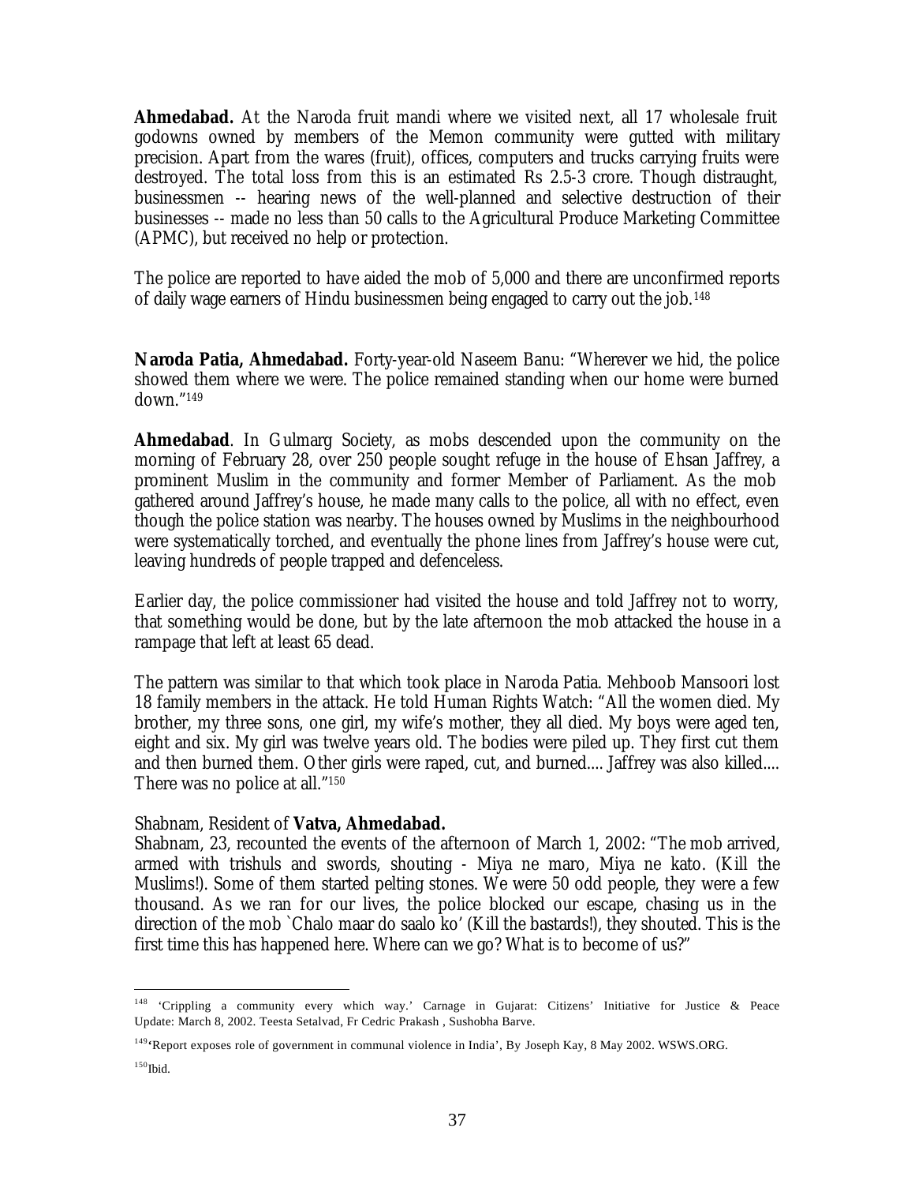**Ahmedabad.** At the Naroda fruit mandi where we visited next, all 17 wholesale fruit godowns owned by members of the Memon community were gutted with military precision. Apart from the wares (fruit), offices, computers and trucks carrying fruits were destroyed. The total loss from this is an estimated Rs 2.5-3 crore. Though distraught, businessmen -- hearing news of the well-planned and selective destruction of their businesses -- made no less than 50 calls to the Agricultural Produce Marketing Committee (APMC), but received no help or protection.

The police are reported to have aided the mob of 5,000 and there are unconfirmed reports of daily wage earners of Hindu businessmen being engaged to carry out the job.[148]

**Naroda Patia, Ahmedabad.** Forty-year-old Naseem Banu: "Wherever we hid, the police showed them where we were. The police remained standing when our home were burned down."[149]

**Ahmedabad**. In Gulmarg Society, as mobs descended upon the community on the morning of February 28, over 250 people sought refuge in the house of Ehsan Jaffrey, a prominent Muslim in the community and former Member of Parliament. As the mob gathered around Jaffrey's house, he made many calls to the police, all with no effect, even though the police station was nearby. The houses owned by Muslims in the neighbourhood were systematically torched, and eventually the phone lines from Jaffrey's house were cut, leaving hundreds of people trapped and defenceless.

Earlier day, the police commissioner had visited the house and told Jaffrey not to worry, that something would be done, but by the late afternoon the mob attacked the house in a rampage that left at least 65 dead.

The pattern was similar to that which took place in Naroda Patia. Mehboob Mansoori lost 18 family members in the attack. He told Human Rights Watch: "All the women died. My brother, my three sons, one girl, my wife's mother, they all died. My boys were aged ten, eight and six. My girl was twelve years old. The bodies were piled up. They first cut them and then burned them. Other girls were raped, cut, and burned.... Jaffrey was also killed.... There was no police at all."[150]

Shabnam, Resident of **Vatva, Ahmedabad.**

Shabnam, 23, recounted the events of the afternoon of March 1, 2002: "The mob arrived, armed with trishuls and swords, shouting - Miya ne maro, Miya ne kato. (Kill the Muslims!). Some of them started pelting stones. We were 50 odd people, they were a few thousand. As we ran for our lives, the police blocked our escape, chasing us in the direction of the mob `Chalo maar do saalo ko' (Kill the bastards!), they shouted. This is the first time this has happened here. Where can we go? What is to become of us?"

---

[148] 'Crippling a community every which way.' Carnage in Gujarat: Citizens' Initiative for Justice & Peace Update: March 8, 2002. Teesta Setalvad, Fr Cedric Prakash , Sushobha Barve.

[149] 'Report exposes role of government in communal violence in India', By Joseph Kay, 8 May 2002. WSWS.ORG.

[150] Ibid.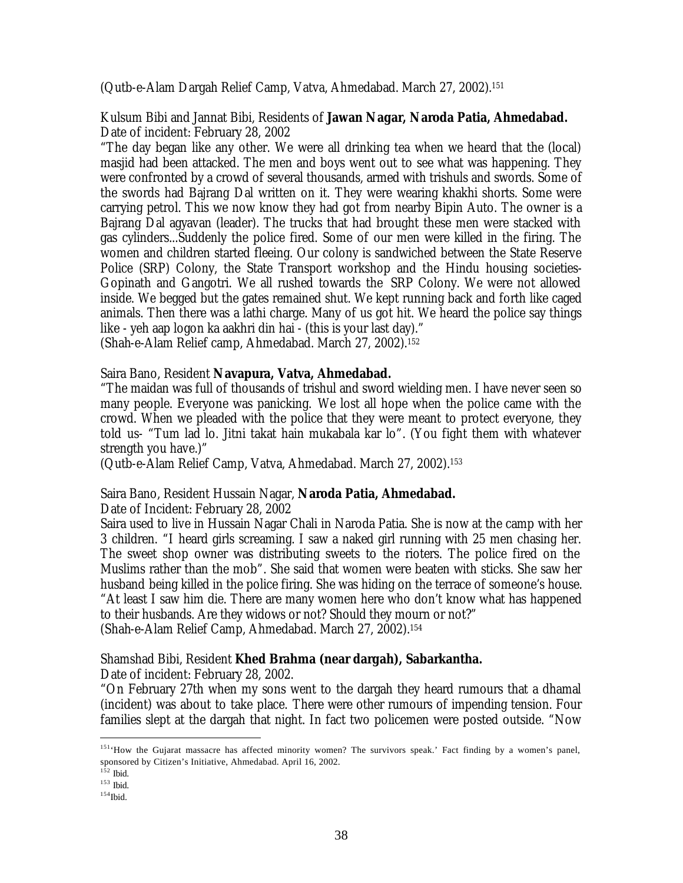(Qutb-e-Alam Dargah Relief Camp, Vatva, Ahmedabad. March 27, 2002).[151]

Kulsum Bibi and Jannat Bibi, Residents of **Jawan Nagar, Naroda Patia, Ahmedabad.**
Date of incident: February 28, 2002

"The day began like any other. We were all drinking tea when we heard that the (local) masjid had been attacked. The men and boys went out to see what was happening. They were confronted by a crowd of several thousands, armed with trishuls and swords. Some of the swords had Bajrang Dal written on it. They were wearing khakhi shorts. Some were carrying petrol. This we now know they had got from nearby Bipin Auto. The owner is a Bajrang Dal agyavan (leader). The trucks that had brought these men were stacked with gas cylinders...Suddenly the police fired. Some of our men were killed in the firing. The women and children started fleeing. Our colony is sandwiched between the State Reserve Police (SRP) Colony, the State Transport workshop and the Hindu housing societies- Gopinath and Gangotri. We all rushed towards the SRP Colony. We were not allowed inside. We begged but the gates remained shut. We kept running back and forth like caged animals. Then there was a lathi charge. Many of us got hit. We heard the police say things like - yeh aap logon ka aakhri din hai - (this is your last day)."
(Shah-e-Alam Relief camp, Ahmedabad. March 27, 2002).[152]

Saira Bano, Resident **Navapura, Vatva, Ahmedabad.**

"The maidan was full of thousands of trishul and sword wielding men. I have never seen so many people. Everyone was panicking. We lost all hope when the police came with the crowd. When we pleaded with the police that they were meant to protect everyone, they told us- "Tum lad lo. Jitni takat hain mukabala kar lo". (You fight them with whatever strength you have.)"
(Qutb-e-Alam Relief Camp, Vatva, Ahmedabad. March 27, 2002).[153]

Saira Bano, Resident Hussain Nagar, **Naroda Patia, Ahmedabad.**
Date of Incident: February 28, 2002

Saira used to live in Hussain Nagar Chali in Naroda Patia. She is now at the camp with her 3 children. "I heard girls screaming. I saw a naked girl running with 25 men chasing her. The sweet shop owner was distributing sweets to the rioters. The police fired on the Muslims rather than the mob". She said that women were beaten with sticks. She saw her husband being killed in the police firing. She was hiding on the terrace of someone's house. "At least I saw him die. There are many women here who don't know what has happened to their husbands. Are they widows or not? Should they mourn or not?"
(Shah-e-Alam Relief Camp, Ahmedabad. March 27, 2002).[154]

Shamshad Bibi, Resident **Khed Brahma (near dargah), Sabarkantha.**
Date of incident: February 28, 2002.

"On February 27th when my sons went to the dargah they heard rumours that a dhamal (incident) was about to take place. There were other rumours of impending tension. Four families slept at the dargah that night. In fact two policemen were posted outside. "Now

---

[151] 'How the Gujarat massacre has affected minority women? The survivors speak.' Fact finding by a women's panel, sponsored by Citizen's Initiative, Ahmedabad. April 16, 2002.
[152] Ibid.
[153] Ibid.
[154] Ibid.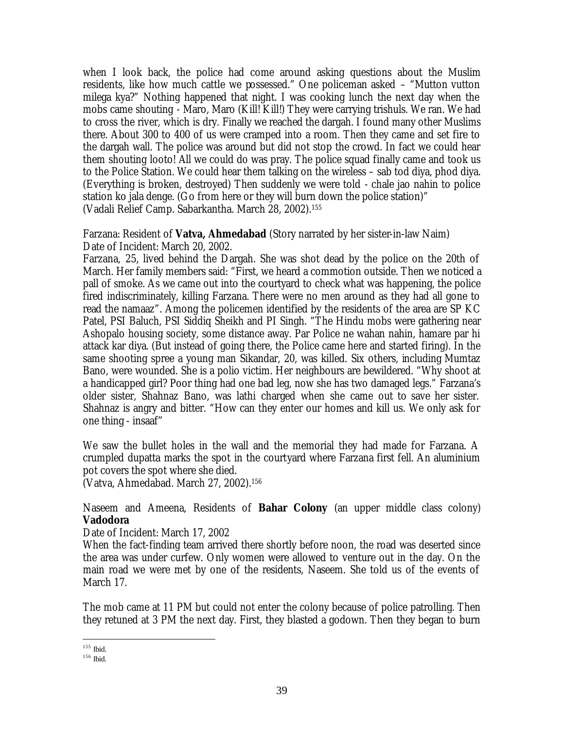when I look back, the police had come around asking questions about the Muslim residents, like how much cattle we possessed." One policeman asked – "Mutton vutton milega kya?" Nothing happened that night. I was cooking lunch the next day when the mobs came shouting - Maro, Maro (Kill! Kill!) They were carrying trishuls. We ran. We had to cross the river, which is dry. Finally we reached the dargah. I found many other Muslims there. About 300 to 400 of us were cramped into a room. Then they came and set fire to the dargah wall. The police was around but did not stop the crowd. In fact we could hear them shouting looto! All we could do was pray. The police squad finally came and took us to the Police Station. We could hear them talking on the wireless – sab tod diya, phod diya. (Everything is broken, destroyed) Then suddenly we were told - chale jao nahin to police station ko jala denge. (Go from here or they will burn down the police station)"
(Vadali Relief Camp. Sabarkantha. March 28, 2002).[155]

Farzana: Resident of **Vatva, Ahmedabad** (Story narrated by her sister-in-law Naim)
Date of Incident: March 20, 2002.
Farzana, 25, lived behind the Dargah. She was shot dead by the police on the 20th of March. Her family members said: "First, we heard a commotion outside. Then we noticed a pall of smoke. As we came out into the courtyard to check what was happening, the police fired indiscriminately, killing Farzana. There were no men around as they had all gone to read the namaaz". Among the policemen identified by the residents of the area are SP KC Patel, PSI Baluch, PSI Siddiq Sheikh and PI Singh. "The Hindu mobs were gathering near Ashopalo housing society, some distance away. Par Police ne wahan nahin, hamare par hi attack kar diya. (But instead of going there, the Police came here and started firing). In the same shooting spree a young man Sikandar, 20, was killed. Six others, including Mumtaz Bano, were wounded. She is a polio victim. Her neighbours are bewildered. "Why shoot at a handicapped girl? Poor thing had one bad leg, now she has two damaged legs." Farzana's older sister, Shahnaz Bano, was lathi charged when she came out to save her sister. Shahnaz is angry and bitter. "How can they enter our homes and kill us. We only ask for one thing - insaaf"

We saw the bullet holes in the wall and the memorial they had made for Farzana. A crumpled dupatta marks the spot in the courtyard where Farzana first fell. An aluminium pot covers the spot where she died.
(Vatva, Ahmedabad. March 27, 2002).[156]

Naseem and Ameena, Residents of **Bahar Colony** (an upper middle class colony) **Vadodora**
Date of Incident: March 17, 2002
When the fact-finding team arrived there shortly before noon, the road was deserted since the area was under curfew. Only women were allowed to venture out in the day. On the main road we were met by one of the residents, Naseem. She told us of the events of March 17.

The mob came at 11 PM but could not enter the colony because of police patrolling. Then they retuned at 3 PM the next day. First, they blasted a godown. Then they began to burn

[155] Ibid.
[156] Ibid.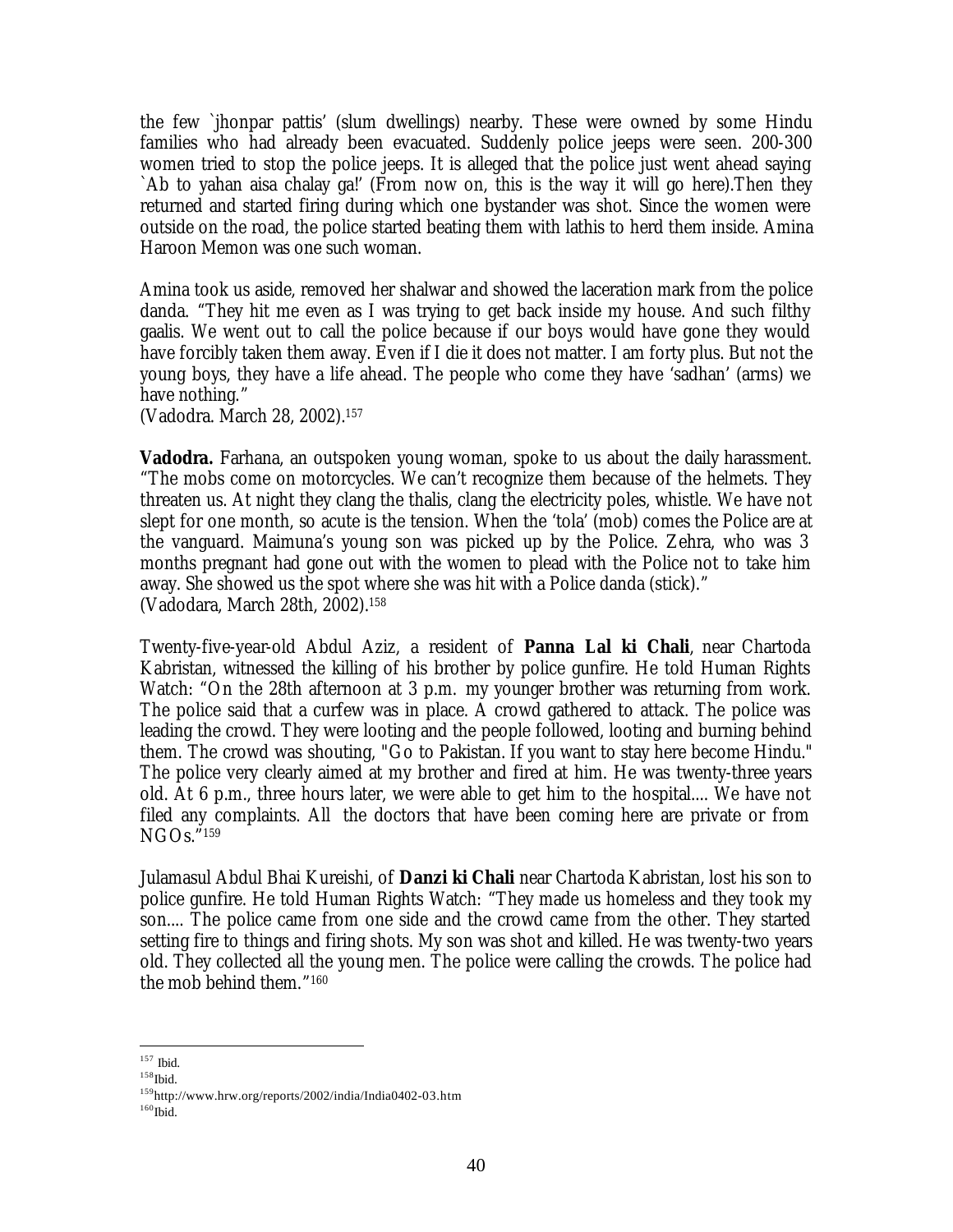the few `jhonpar pattis' (slum dwellings) nearby. These were owned by some Hindu families who had already been evacuated. Suddenly police jeeps were seen. 200-300 women tried to stop the police jeeps. It is alleged that the police just went ahead saying `Ab to yahan aisa chalay ga!' (From now on, this is the way it will go here).Then they returned and started firing during which one bystander was shot. Since the women were outside on the road, the police started beating them with lathis to herd them inside. Amina Haroon Memon was one such woman.

Amina took us aside, removed her shalwar and showed the laceration mark from the police danda. "They hit me even as I was trying to get back inside my house. And such filthy gaalis. We went out to call the police because if our boys would have gone they would have forcibly taken them away. Even if I die it does not matter. I am forty plus. But not the young boys, they have a life ahead. The people who come they have 'sadhan' (arms) we have nothing."
(Vadodra. March 28, 2002).[157]

**Vadodra.** Farhana, an outspoken young woman, spoke to us about the daily harassment. "The mobs come on motorcycles. We can't recognize them because of the helmets. They threaten us. At night they clang the thalis, clang the electricity poles, whistle. We have not slept for one month, so acute is the tension. When the 'tola' (mob) comes the Police are at the vanguard. Maimuna's young son was picked up by the Police. Zehra, who was 3 months pregnant had gone out with the women to plead with the Police not to take him away. She showed us the spot where she was hit with a Police danda (stick)."
(Vadodara, March 28th, 2002).[158]

Twenty-five-year-old Abdul Aziz, a resident of **Panna Lal ki Chali**, near Chartoda Kabristan, witnessed the killing of his brother by police gunfire. He told Human Rights Watch: "On the 28th afternoon at 3 p.m. my younger brother was returning from work. The police said that a curfew was in place. A crowd gathered to attack. The police was leading the crowd. They were looting and the people followed, looting and burning behind them. The crowd was shouting, "Go to Pakistan. If you want to stay here become Hindu." The police very clearly aimed at my brother and fired at him. He was twenty-three years old. At 6 p.m., three hours later, we were able to get him to the hospital.... We have not filed any complaints. All the doctors that have been coming here are private or from NGOs."[159]

Julamasul Abdul Bhai Kureishi, of **Danzi ki Chali** near Chartoda Kabristan, lost his son to police gunfire. He told Human Rights Watch: "They made us homeless and they took my son.... The police came from one side and the crowd came from the other. They started setting fire to things and firing shots. My son was shot and killed. He was twenty-two years old. They collected all the young men. The police were calling the crowds. The police had the mob behind them."[160]

---

[157] Ibid.

[158] Ibid.

[159] http://www.hrw.org/reports/2002/india/India0402-03.htm

[160] Ibid.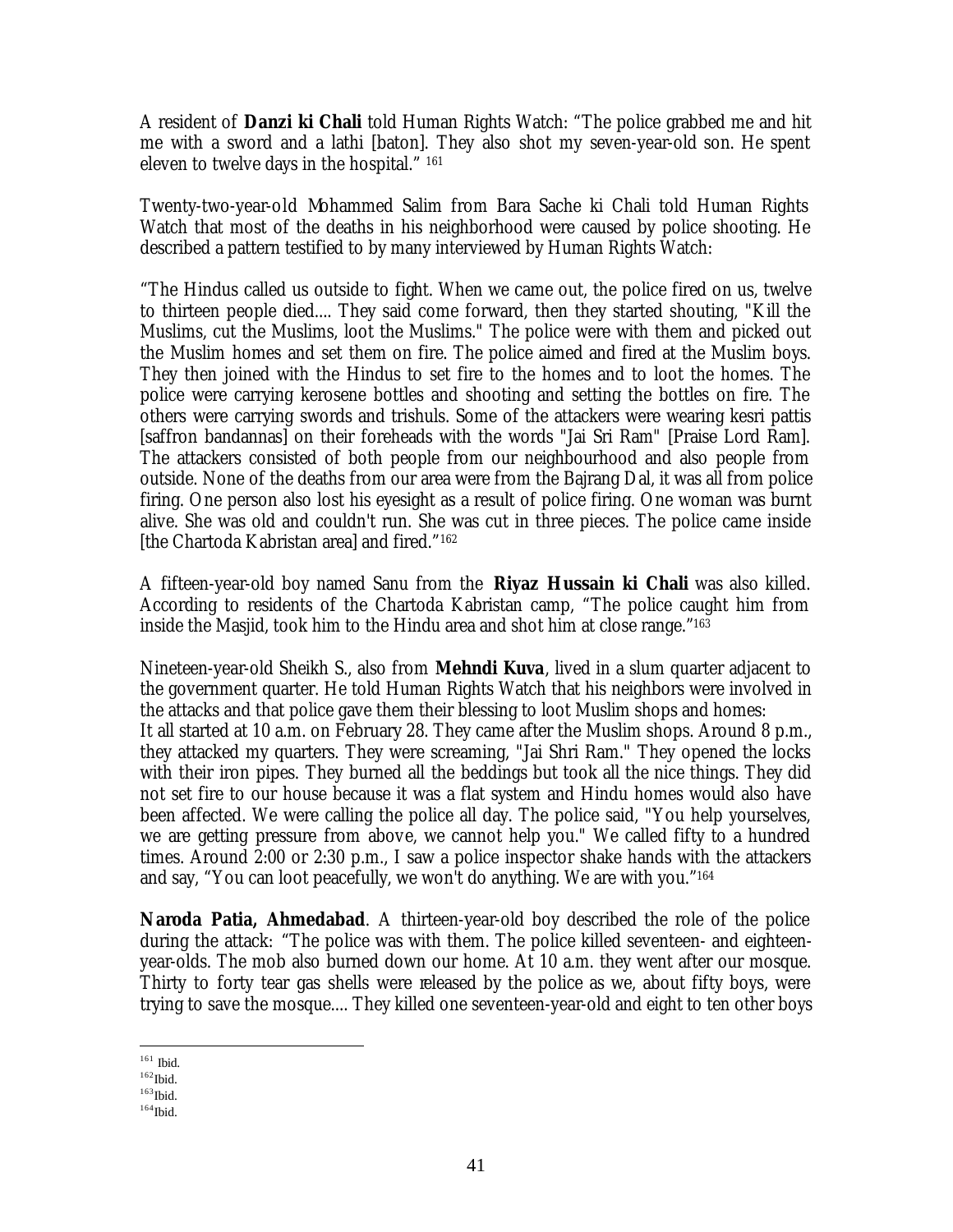A resident of **Danzi ki Chali** told Human Rights Watch: "The police grabbed me and hit me with a sword and a lathi [baton]. They also shot my seven-year-old son. He spent eleven to twelve days in the hospital." [161]

Twenty-two-year-old Mohammed Salim from Bara Sache ki Chali told Human Rights Watch that most of the deaths in his neighborhood were caused by police shooting. He described a pattern testified to by many interviewed by Human Rights Watch:

"The Hindus called us outside to fight. When we came out, the police fired on us, twelve to thirteen people died.... They said come forward, then they started shouting, "Kill the Muslims, cut the Muslims, loot the Muslims." The police were with them and picked out the Muslim homes and set them on fire. The police aimed and fired at the Muslim boys. They then joined with the Hindus to set fire to the homes and to loot the homes. The police were carrying kerosene bottles and shooting and setting the bottles on fire. The others were carrying swords and trishuls. Some of the attackers were wearing kesri pattis [saffron bandannas] on their foreheads with the words "Jai Sri Ram" [Praise Lord Ram]. The attackers consisted of both people from our neighbourhood and also people from outside. None of the deaths from our area were from the Bajrang Dal, it was all from police firing. One person also lost his eyesight as a result of police firing. One woman was burnt alive. She was old and couldn't run. She was cut in three pieces. The police came inside [the Chartoda Kabristan area] and fired."[162]

A fifteen-year-old boy named Sanu from the **Riyaz Hussain ki Chali** was also killed. According to residents of the Chartoda Kabristan camp, "The police caught him from inside the Masjid, took him to the Hindu area and shot him at close range."[163]

Nineteen-year-old Sheikh S., also from **Mehndi Kuva**, lived in a slum quarter adjacent to the government quarter. He told Human Rights Watch that his neighbors were involved in the attacks and that police gave them their blessing to loot Muslim shops and homes:

It all started at 10 a.m. on February 28. They came after the Muslim shops. Around 8 p.m., they attacked my quarters. They were screaming, "Jai Shri Ram." They opened the locks with their iron pipes. They burned all the beddings but took all the nice things. They did not set fire to our house because it was a flat system and Hindu homes would also have been affected. We were calling the police all day. The police said, "You help yourselves, we are getting pressure from above, we cannot help you." We called fifty to a hundred times. Around 2:00 or 2:30 p.m., I saw a police inspector shake hands with the attackers and say, "You can loot peacefully, we won't do anything. We are with you."[164]

**Naroda Patia, Ahmedabad**. A thirteen-year-old boy described the role of the police during the attack: "The police was with them. The police killed seventeen- and eighteen-year-olds. The mob also burned down our home. At 10 a.m. they went after our mosque. Thirty to forty tear gas shells were released by the police as we, about fifty boys, were trying to save the mosque.... They killed one seventeen-year-old and eight to ten other boys

---

[161] Ibid.
[162] Ibid.
[163] Ibid.
[164] Ibid.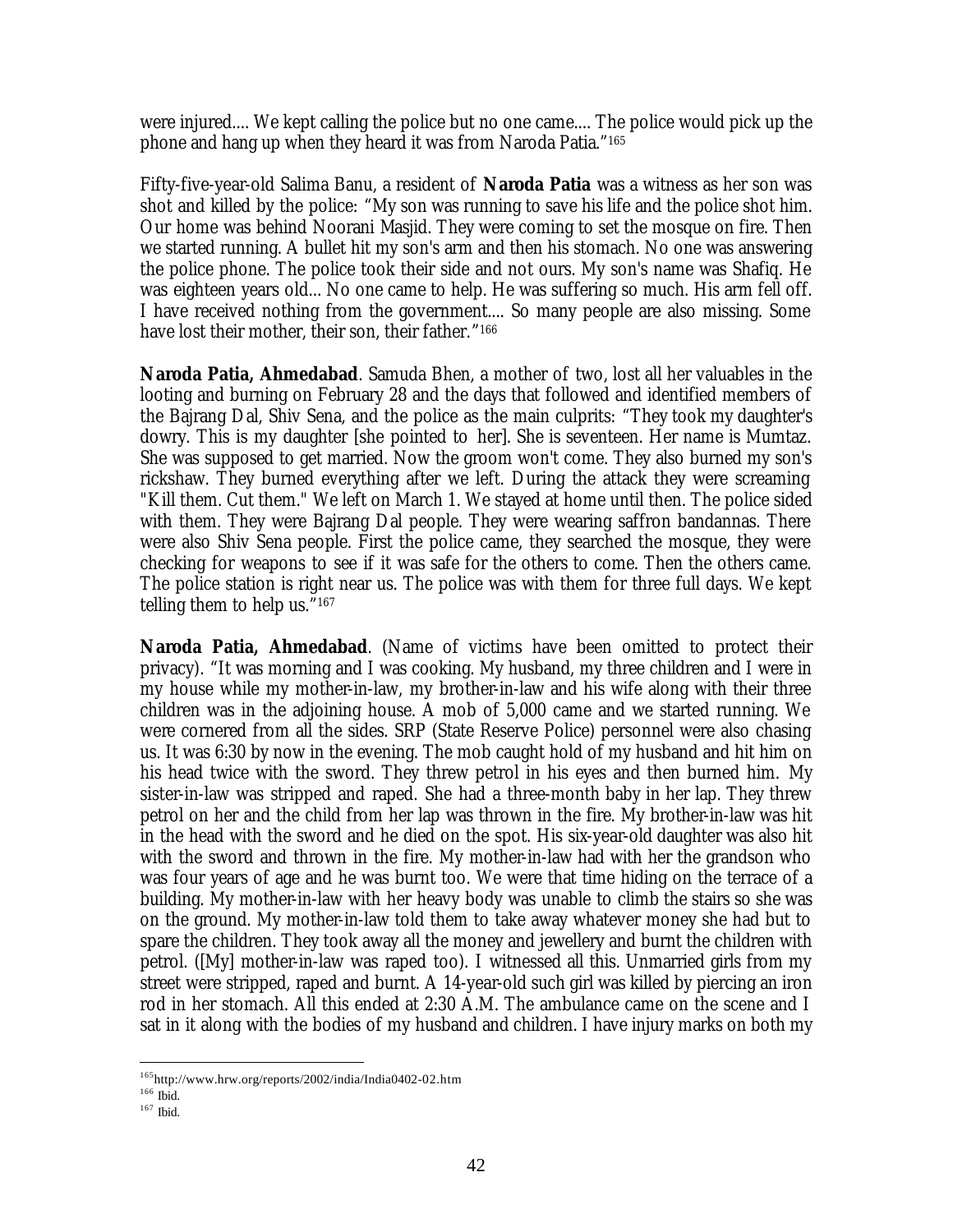were injured.... We kept calling the police but no one came.... The police would pick up the phone and hang up when they heard it was from Naroda Patia."[165]

Fifty-five-year-old Salima Banu, a resident of **Naroda Patia** was a witness as her son was shot and killed by the police: "My son was running to save his life and the police shot him. Our home was behind Noorani Masjid. They were coming to set the mosque on fire. Then we started running. A bullet hit my son's arm and then his stomach. No one was answering the police phone. The police took their side and not ours. My son's name was Shafiq. He was eighteen years old... No one came to help. He was suffering so much. His arm fell off. I have received nothing from the government.... So many people are also missing. Some have lost their mother, their son, their father."[166]

**Naroda Patia, Ahmedabad**. Samuda Bhen, a mother of two, lost all her valuables in the looting and burning on February 28 and the days that followed and identified members of the Bajrang Dal, Shiv Sena, and the police as the main culprits: "They took my daughter's dowry. This is my daughter [she pointed to her]. She is seventeen. Her name is Mumtaz. She was supposed to get married. Now the groom won't come. They also burned my son's rickshaw. They burned everything after we left. During the attack they were screaming "Kill them. Cut them." We left on March 1. We stayed at home until then. The police sided with them. They were Bajrang Dal people. They were wearing saffron bandannas. There were also Shiv Sena people. First the police came, they searched the mosque, they were checking for weapons to see if it was safe for the others to come. Then the others came. The police station is right near us. The police was with them for three full days. We kept telling them to help us."[167]

**Naroda Patia, Ahmedabad**. (Name of victims have been omitted to protect their privacy). "It was morning and I was cooking. My husband, my three children and I were in my house while my mother-in-law, my brother-in-law and his wife along with their three children was in the adjoining house. A mob of 5,000 came and we started running. We were cornered from all the sides. SRP (State Reserve Police) personnel were also chasing us. It was 6:30 by now in the evening. The mob caught hold of my husband and hit him on his head twice with the sword. They threw petrol in his eyes and then burned him. My sister-in-law was stripped and raped. She had a three-month baby in her lap. They threw petrol on her and the child from her lap was thrown in the fire. My brother-in-law was hit in the head with the sword and he died on the spot. His six-year-old daughter was also hit with the sword and thrown in the fire. My mother-in-law had with her the grandson who was four years of age and he was burnt too. We were that time hiding on the terrace of a building. My mother-in-law with her heavy body was unable to climb the stairs so she was on the ground. My mother-in-law told them to take away whatever money she had but to spare the children. They took away all the money and jewellery and burnt the children with petrol. ([My] mother-in-law was raped too). I witnessed all this. Unmarried girls from my street were stripped, raped and burnt. A 14-year-old such girl was killed by piercing an iron rod in her stomach. All this ended at 2:30 A.M. The ambulance came on the scene and I sat in it along with the bodies of my husband and children. I have injury marks on both my

---

[165] http://www.hrw.org/reports/2002/india/India0402-02.htm
[166] Ibid.
[167] Ibid.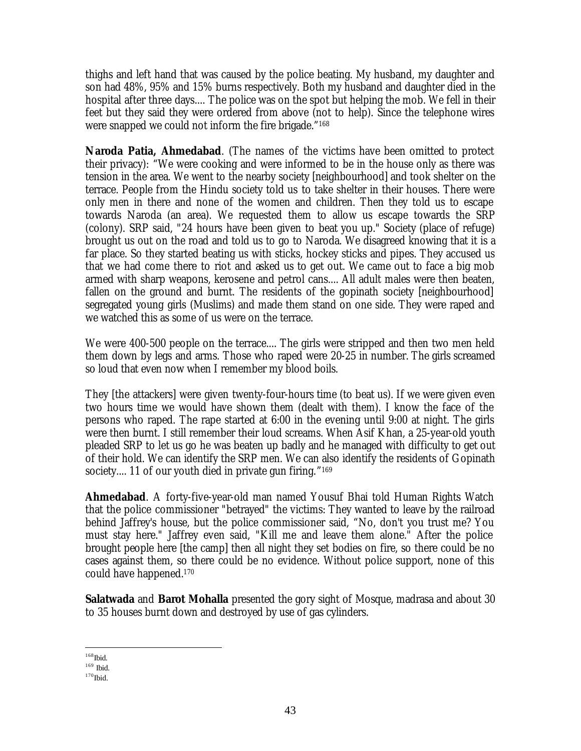thighs and left hand that was caused by the police beating. My husband, my daughter and son had 48%, 95% and 15% burns respectively. Both my husband and daughter died in the hospital after three days.... The police was on the spot but helping the mob. We fell in their feet but they said they were ordered from above (not to help). Since the telephone wires were snapped we could not inform the fire brigade."[168]

**Naroda Patia, Ahmedabad**. (The names of the victims have been omitted to protect their privacy): "We were cooking and were informed to be in the house only as there was tension in the area. We went to the nearby society [neighbourhood] and took shelter on the terrace. People from the Hindu society told us to take shelter in their houses. There were only men in there and none of the women and children. Then they told us to escape towards Naroda (an area). We requested them to allow us escape towards the SRP (colony). SRP said, "24 hours have been given to beat you up." Society (place of refuge) brought us out on the road and told us to go to Naroda. We disagreed knowing that it is a far place. So they started beating us with sticks, hockey sticks and pipes. They accused us that we had come there to riot and asked us to get out. We came out to face a big mob armed with sharp weapons, kerosene and petrol cans.... All adult males were then beaten, fallen on the ground and burnt. The residents of the gopinath society [neighbourhood] segregated young girls (Muslims) and made them stand on one side. They were raped and we watched this as some of us were on the terrace.

We were 400-500 people on the terrace.... The girls were stripped and then two men held them down by legs and arms. Those who raped were 20-25 in number. The girls screamed so loud that even now when I remember my blood boils.

They [the attackers] were given twenty-four-hours time (to beat us). If we were given even two hours time we would have shown them (dealt with them). I know the face of the persons who raped. The rape started at 6:00 in the evening until 9:00 at night. The girls were then burnt. I still remember their loud screams. When Asif Khan, a 25-year-old youth pleaded SRP to let us go he was beaten up badly and he managed with difficulty to get out of their hold. We can identify the SRP men. We can also identify the residents of Gopinath society.... 11 of our youth died in private gun firing."[169]

**Ahmedabad**. A forty-five-year-old man named Yousuf Bhai told Human Rights Watch that the police commissioner "betrayed" the victims: They wanted to leave by the railroad behind Jaffrey's house, but the police commissioner said, "No, don't you trust me? You must stay here." Jaffrey even said, "Kill me and leave them alone." After the police brought people here [the camp] then all night they set bodies on fire, so there could be no cases against them, so there could be no evidence. Without police support, none of this could have happened.[170]

**Salatwada** and **Barot Mohalla** presented the gory sight of Mosque, madrasa and about 30 to 35 houses burnt down and destroyed by use of gas cylinders.

---

[168] Ibid.
[169] Ibid.
[170] Ibid.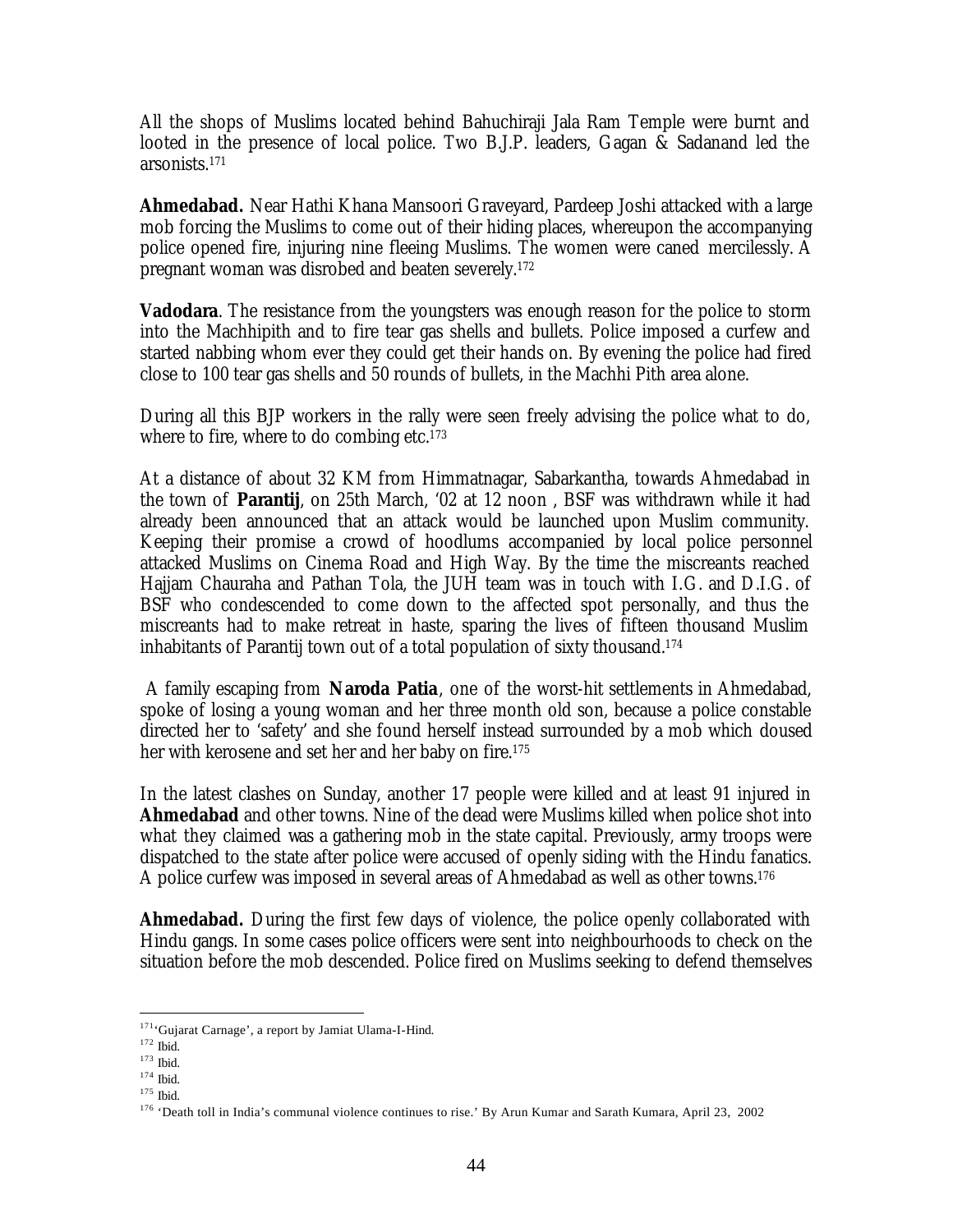All the shops of Muslims located behind Bahuchiraji Jala Ram Temple were burnt and looted in the presence of local police. Two B.J.P. leaders, Gagan & Sadanand led the arsonists.[171]

**Ahmedabad.** Near Hathi Khana Mansoori Graveyard, Pardeep Joshi attacked with a large mob forcing the Muslims to come out of their hiding places, whereupon the accompanying police opened fire, injuring nine fleeing Muslims. The women were caned mercilessly. A pregnant woman was disrobed and beaten severely.[172]

**Vadodara**. The resistance from the youngsters was enough reason for the police to storm into the Machhipith and to fire tear gas shells and bullets. Police imposed a curfew and started nabbing whom ever they could get their hands on. By evening the police had fired close to 100 tear gas shells and 50 rounds of bullets, in the Machhi Pith area alone.

During all this BJP workers in the rally were seen freely advising the police what to do, where to fire, where to do combing etc.[173]

At a distance of about 32 KM from Himmatnagar, Sabarkantha, towards Ahmedabad in the town of **Parantij**, on 25th March, '02 at 12 noon , BSF was withdrawn while it had already been announced that an attack would be launched upon Muslim community. Keeping their promise a crowd of hoodlums accompanied by local police personnel attacked Muslims on Cinema Road and High Way. By the time the miscreants reached Hajjam Chauraha and Pathan Tola, the JUH team was in touch with I.G. and D.I.G. of BSF who condescended to come down to the affected spot personally, and thus the miscreants had to make retreat in haste, sparing the lives of fifteen thousand Muslim inhabitants of Parantij town out of a total population of sixty thousand.[174]

A family escaping from **Naroda Patia**, one of the worst-hit settlements in Ahmedabad, spoke of losing a young woman and her three month old son, because a police constable directed her to 'safety' and she found herself instead surrounded by a mob which doused her with kerosene and set her and her baby on fire.[175]

In the latest clashes on Sunday, another 17 people were killed and at least 91 injured in **Ahmedabad** and other towns. Nine of the dead were Muslims killed when police shot into what they claimed was a gathering mob in the state capital. Previously, army troops were dispatched to the state after police were accused of openly siding with the Hindu fanatics. A police curfew was imposed in several areas of Ahmedabad as well as other towns.[176]

**Ahmedabad.** During the first few days of violence, the police openly collaborated with Hindu gangs. In some cases police officers were sent into neighbourhoods to check on the situation before the mob descended. Police fired on Muslims seeking to defend themselves

---

[171] 'Gujarat Carnage', a report by Jamiat Ulama-I-Hind.

[172] Ibid.

[173] Ibid.

[174] Ibid.

[175] Ibid.

[176] 'Death toll in India's communal violence continues to rise.' By Arun Kumar and Sarath Kumara, April 23, 2002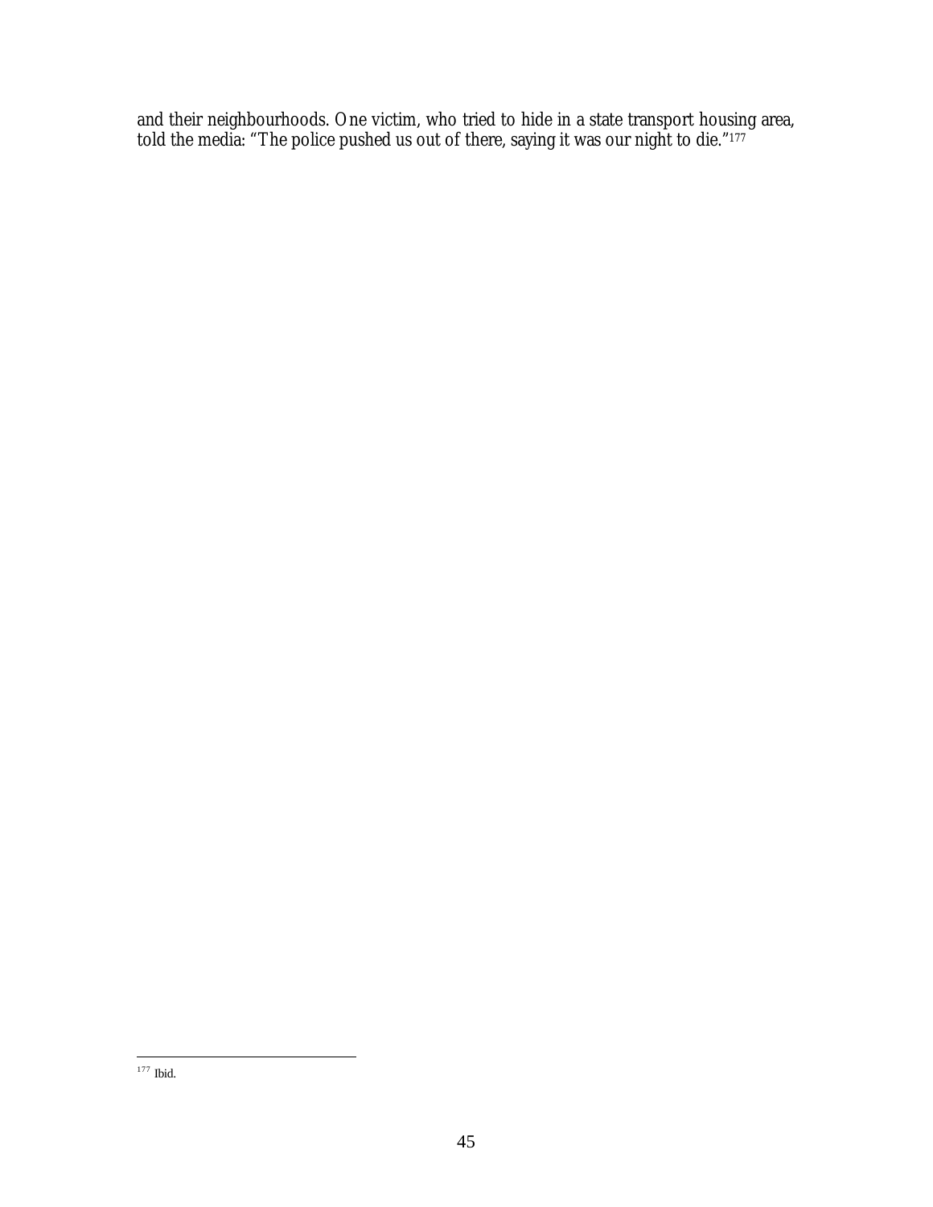and their neighbourhoods. One victim, who tried to hide in a state transport housing area, told the media: "The police pushed us out of there, saying it was our night to die."[177]

[177] Ibid.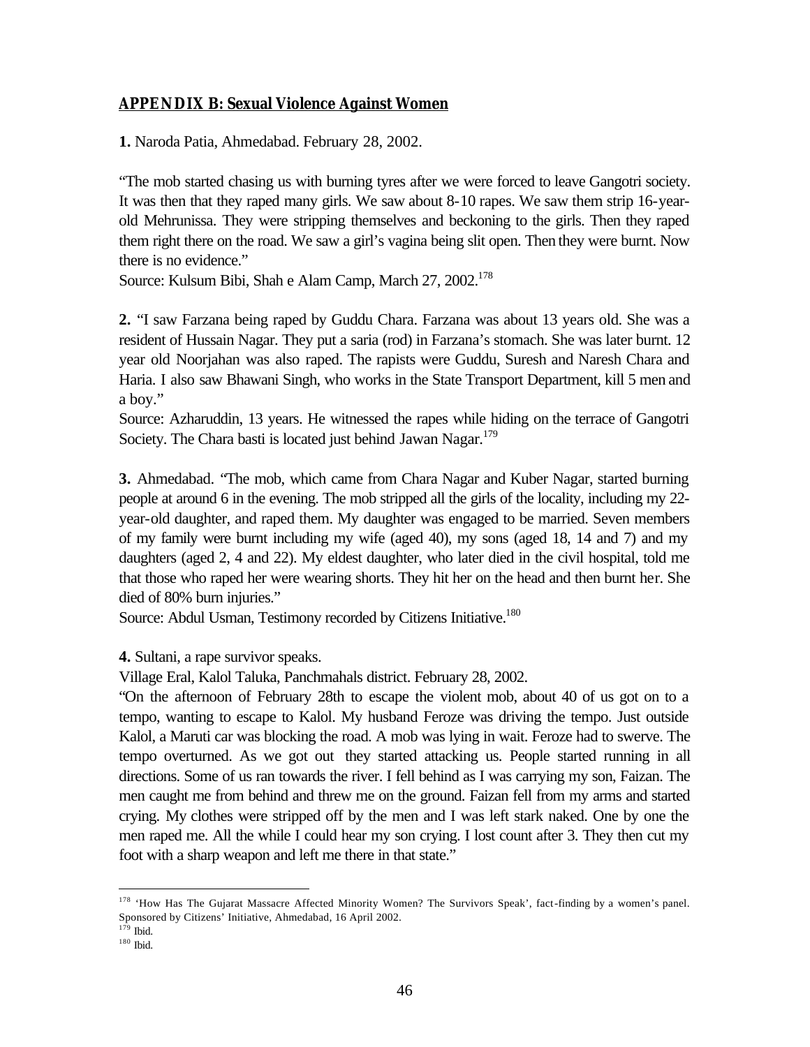## APPENDIX B: Sexual Violence Against Women

**1.** Naroda Patia, Ahmedabad. February 28, 2002.

"The mob started chasing us with burning tyres after we were forced to leave Gangotri society. It was then that they raped many girls. We saw about 8-10 rapes. We saw them strip 16-year-old Mehrunissa. They were stripping themselves and beckoning to the girls. Then they raped them right there on the road. We saw a girl's vagina being slit open. Then they were burnt. Now there is no evidence."
Source: Kulsum Bibi, Shah e Alam Camp, March 27, 2002.[178]

**2.** "I saw Farzana being raped by Guddu Chara. Farzana was about 13 years old. She was a resident of Hussain Nagar. They put a saria (rod) in Farzana's stomach. She was later burnt. 12 year old Noorjahan was also raped. The rapists were Guddu, Suresh and Naresh Chara and Haria. I also saw Bhawani Singh, who works in the State Transport Department, kill 5 men and a boy."
Source: Azharuddin, 13 years. He witnessed the rapes while hiding on the terrace of Gangotri Society. The Chara basti is located just behind Jawan Nagar.[179]

**3.** Ahmedabad. "The mob, which came from Chara Nagar and Kuber Nagar, started burning people at around 6 in the evening. The mob stripped all the girls of the locality, including my 22-year-old daughter, and raped them. My daughter was engaged to be married. Seven members of my family were burnt including my wife (aged 40), my sons (aged 18, 14 and 7) and my daughters (aged 2, 4 and 22). My eldest daughter, who later died in the civil hospital, told me that those who raped her were wearing shorts. They hit her on the head and then burnt her. She died of 80% burn injuries."
Source: Abdul Usman, Testimony recorded by Citizens Initiative.[180]

**4.** Sultani, a rape survivor speaks.
Village Eral, Kalol Taluka, Panchmahals district. February 28, 2002.
"On the afternoon of February 28th to escape the violent mob, about 40 of us got on to a tempo, wanting to escape to Kalol. My husband Feroze was driving the tempo. Just outside Kalol, a Maruti car was blocking the road. A mob was lying in wait. Feroze had to swerve. The tempo overturned. As we got out they started attacking us. People started running in all directions. Some of us ran towards the river. I fell behind as I was carrying my son, Faizan. The men caught me from behind and threw me on the ground. Faizan fell from my arms and started crying. My clothes were stripped off by the men and I was left stark naked. One by one the men raped me. All the while I could hear my son crying. I lost count after 3. They then cut my foot with a sharp weapon and left me there in that state."

---

[178] 'How Has The Gujarat Massacre Affected Minority Women? The Survivors Speak', fact-finding by a women's panel. Sponsored by Citizens' Initiative, Ahmedabad, 16 April 2002.
[179] Ibid.
[180] Ibid.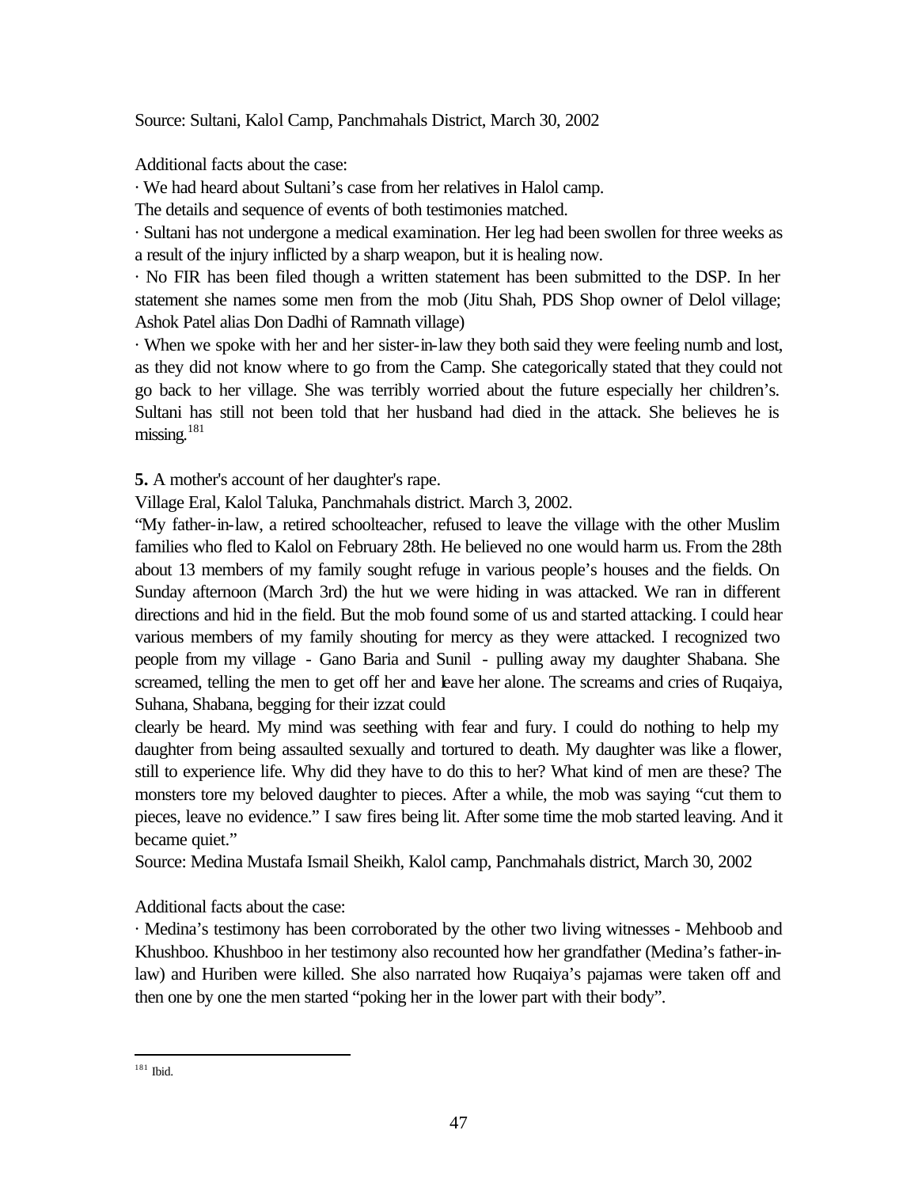Source: Sultani, Kalol Camp, Panchmahals District, March 30, 2002

Additional facts about the case:

· We had heard about Sultani's case from her relatives in Halol camp.
The details and sequence of events of both testimonies matched.

· Sultani has not undergone a medical examination. Her leg had been swollen for three weeks as a result of the injury inflicted by a sharp weapon, but it is healing now.

· No FIR has been filed though a written statement has been submitted to the DSP. In her statement she names some men from the mob (Jitu Shah, PDS Shop owner of Delol village; Ashok Patel alias Don Dadhi of Ramnath village)

· When we spoke with her and her sister-in-law they both said they were feeling numb and lost, as they did not know where to go from the Camp. She categorically stated that they could not go back to her village. She was terribly worried about the future especially her children's. Sultani has still not been told that her husband had died in the attack. She believes he is missing.[181]

**5.** A mother's account of her daughter's rape.

Village Eral, Kalol Taluka, Panchmahals district. March 3, 2002.

"My father-in-law, a retired schoolteacher, refused to leave the village with the other Muslim families who fled to Kalol on February 28th. He believed no one would harm us. From the 28th about 13 members of my family sought refuge in various people's houses and the fields. On Sunday afternoon (March 3rd) the hut we were hiding in was attacked. We ran in different directions and hid in the field. But the mob found some of us and started attacking. I could hear various members of my family shouting for mercy as they were attacked. I recognized two people from my village - Gano Baria and Sunil - pulling away my daughter Shabana. She screamed, telling the men to get off her and leave her alone. The screams and cries of Ruqaiya, Suhana, Shabana, begging for their izzat could clearly be heard. My mind was seething with fear and fury. I could do nothing to help my daughter from being assaulted sexually and tortured to death. My daughter was like a flower, still to experience life. Why did they have to do this to her? What kind of men are these? The monsters tore my beloved daughter to pieces. After a while, the mob was saying "cut them to pieces, leave no evidence." I saw fires being lit. After some time the mob started leaving. And it became quiet."

Source: Medina Mustafa Ismail Sheikh, Kalol camp, Panchmahals district, March 30, 2002

Additional facts about the case:

· Medina's testimony has been corroborated by the other two living witnesses - Mehboob and Khushboo. Khushboo in her testimony also recounted how her grandfather (Medina's father-in-law) and Huriben were killed. She also narrated how Ruqaiya's pajamas were taken off and then one by one the men started "poking her in the lower part with their body".

---

[181] Ibid.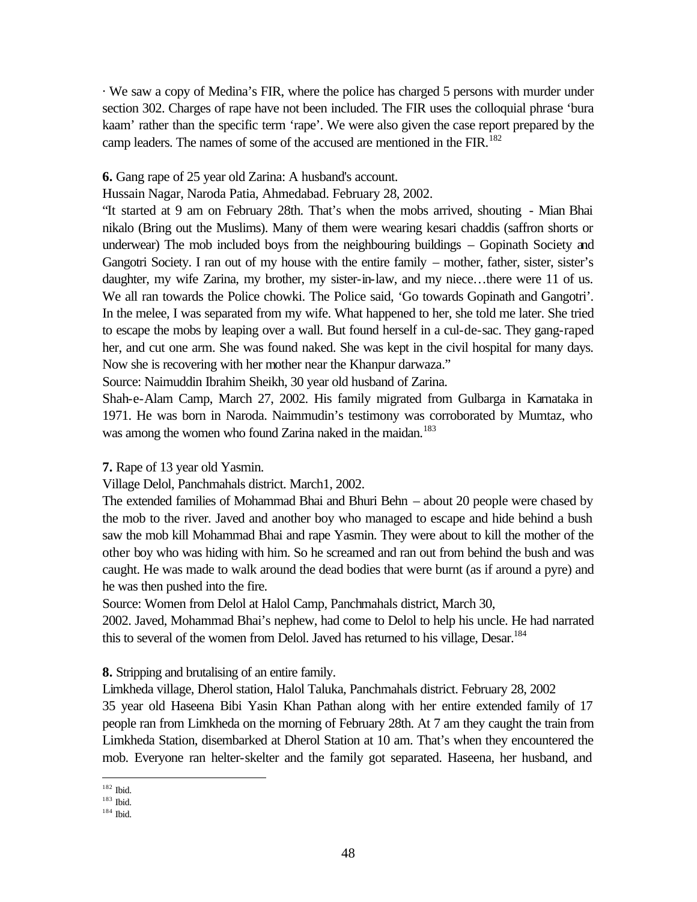· We saw a copy of Medina's FIR, where the police has charged 5 persons with murder under section 302. Charges of rape have not been included. The FIR uses the colloquial phrase 'bura kaam' rather than the specific term 'rape'. We were also given the case report prepared by the camp leaders. The names of some of the accused are mentioned in the FIR.[182]

**6.** Gang rape of 25 year old Zarina: A husband's account.

Hussain Nagar, Naroda Patia, Ahmedabad. February 28, 2002.

"It started at 9 am on February 28th. That's when the mobs arrived, shouting - Mian Bhai nikalo (Bring out the Muslims). Many of them were wearing kesari chaddis (saffron shorts or underwear) The mob included boys from the neighbouring buildings – Gopinath Society and Gangotri Society. I ran out of my house with the entire family – mother, father, sister, sister's daughter, my wife Zarina, my brother, my sister-in-law, and my niece…there were 11 of us. We all ran towards the Police chowki. The Police said, 'Go towards Gopinath and Gangotri'. In the melee, I was separated from my wife. What happened to her, she told me later. She tried to escape the mobs by leaping over a wall. But found herself in a cul-de-sac. They gang-raped her, and cut one arm. She was found naked. She was kept in the civil hospital for many days. Now she is recovering with her mother near the Khanpur darwaza."

Source: Naimuddin Ibrahim Sheikh, 30 year old husband of Zarina.

Shah-e-Alam Camp, March 27, 2002. His family migrated from Gulbarga in Karnataka in 1971. He was born in Naroda. Naimmudin's testimony was corroborated by Mumtaz, who was among the women who found Zarina naked in the maidan.[183]

**7.** Rape of 13 year old Yasmin.

Village Delol, Panchmahals district. March1, 2002.

The extended families of Mohammad Bhai and Bhuri Behn – about 20 people were chased by the mob to the river. Javed and another boy who managed to escape and hide behind a bush saw the mob kill Mohammad Bhai and rape Yasmin. They were about to kill the mother of the other boy who was hiding with him. So he screamed and ran out from behind the bush and was caught. He was made to walk around the dead bodies that were burnt (as if around a pyre) and he was then pushed into the fire.

Source: Women from Delol at Halol Camp, Panchmahals district, March 30, 2002. Javed, Mohammad Bhai's nephew, had come to Delol to help his uncle. He had narrated this to several of the women from Delol. Javed has returned to his village, Desar.[184]

**8.** Stripping and brutalising of an entire family.

Limkheda village, Dherol station, Halol Taluka, Panchmahals district. February 28, 2002

35 year old Haseena Bibi Yasin Khan Pathan along with her entire extended family of 17 people ran from Limkheda on the morning of February 28th. At 7 am they caught the train from Limkheda Station, disembarked at Dherol Station at 10 am. That's when they encountered the mob. Everyone ran helter-skelter and the family got separated. Haseena, her husband, and

---

[182] Ibid.

[183] Ibid.

[184] Ibid.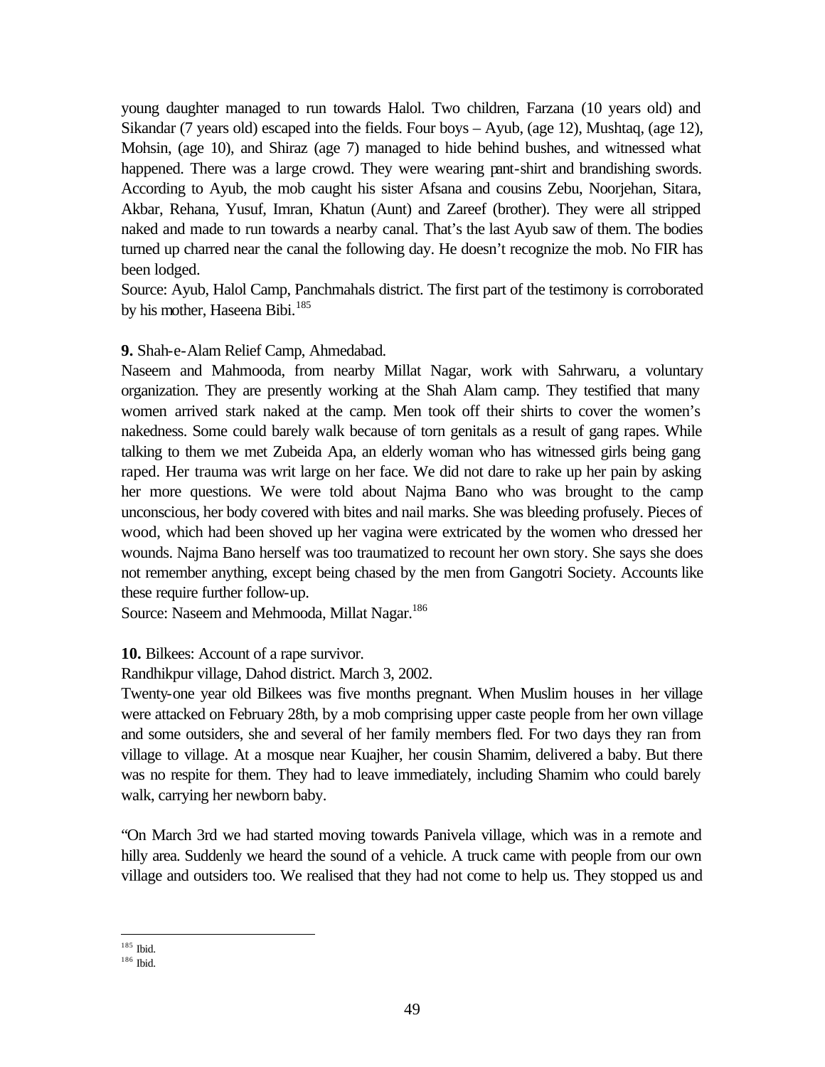young daughter managed to run towards Halol. Two children, Farzana (10 years old) and Sikandar (7 years old) escaped into the fields. Four boys – Ayub, (age 12), Mushtaq, (age 12), Mohsin, (age 10), and Shiraz (age 7) managed to hide behind bushes, and witnessed what happened. There was a large crowd. They were wearing pant-shirt and brandishing swords. According to Ayub, the mob caught his sister Afsana and cousins Zebu, Noorjehan, Sitara, Akbar, Rehana, Yusuf, Imran, Khatun (Aunt) and Zareef (brother). They were all stripped naked and made to run towards a nearby canal. That's the last Ayub saw of them. The bodies turned up charred near the canal the following day. He doesn't recognize the mob. No FIR has been lodged.

Source: Ayub, Halol Camp, Panchmahals district. The first part of the testimony is corroborated by his mother, Haseena Bibi.[185]

**9.** Shah-e-Alam Relief Camp, Ahmedabad.

Naseem and Mahmooda, from nearby Millat Nagar, work with Sahrwaru, a voluntary organization. They are presently working at the Shah Alam camp. They testified that many women arrived stark naked at the camp. Men took off their shirts to cover the women's nakedness. Some could barely walk because of torn genitals as a result of gang rapes. While talking to them we met Zubeida Apa, an elderly woman who has witnessed girls being gang raped. Her trauma was writ large on her face. We did not dare to rake up her pain by asking her more questions. We were told about Najma Bano who was brought to the camp unconscious, her body covered with bites and nail marks. She was bleeding profusely. Pieces of wood, which had been shoved up her vagina were extricated by the women who dressed her wounds. Najma Bano herself was too traumatized to recount her own story. She says she does not remember anything, except being chased by the men from Gangotri Society. Accounts like these require further follow-up.

Source: Naseem and Mehmooda, Millat Nagar.[186]

**10.** Bilkees: Account of a rape survivor.

Randhikpur village, Dahod district. March 3, 2002.

Twenty-one year old Bilkees was five months pregnant. When Muslim houses in her village were attacked on February 28th, by a mob comprising upper caste people from her own village and some outsiders, she and several of her family members fled. For two days they ran from village to village. At a mosque near Kuajher, her cousin Shamim, delivered a baby. But there was no respite for them. They had to leave immediately, including Shamim who could barely walk, carrying her newborn baby.

"On March 3rd we had started moving towards Panivela village, which was in a remote and hilly area. Suddenly we heard the sound of a vehicle. A truck came with people from our own village and outsiders too. We realised that they had not come to help us. They stopped us and

[185] Ibid.
[186] Ibid.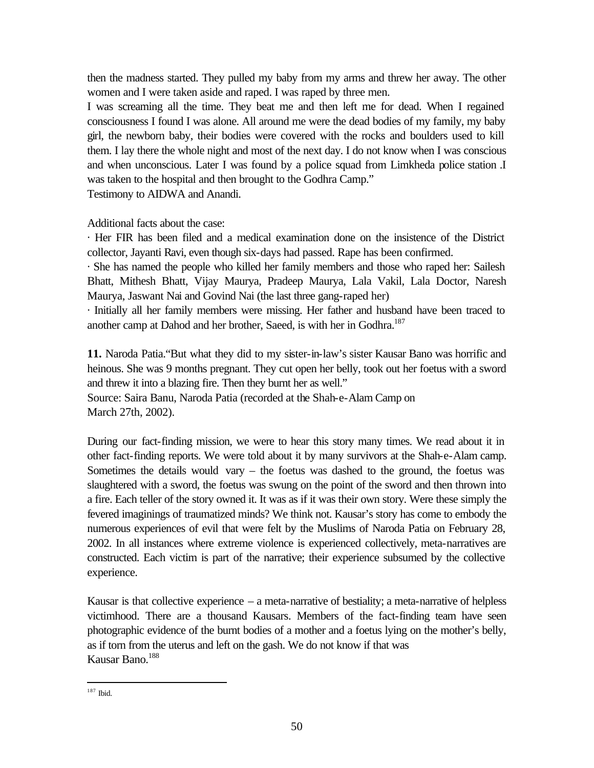then the madness started. They pulled my baby from my arms and threw her away. The other women and I were taken aside and raped. I was raped by three men.
I was screaming all the time. They beat me and then left me for dead. When I regained consciousness I found I was alone. All around me were the dead bodies of my family, my baby girl, the newborn baby, their bodies were covered with the rocks and boulders used to kill them. I lay there the whole night and most of the next day. I do not know when I was conscious and when unconscious. Later I was found by a police squad from Limkheda police station .I was taken to the hospital and then brought to the Godhra Camp."
Testimony to AIDWA and Anandi.

Additional facts about the case:

· Her FIR has been filed and a medical examination done on the insistence of the District collector, Jayanti Ravi, even though six-days had passed. Rape has been confirmed.
· She has named the people who killed her family members and those who raped her: Sailesh Bhatt, Mithesh Bhatt, Vijay Maurya, Pradeep Maurya, Lala Vakil, Lala Doctor, Naresh Maurya, Jaswant Nai and Govind Nai (the last three gang-raped her)
· Initially all her family members were missing. Her father and husband have been traced to another camp at Dahod and her brother, Saeed, is with her in Godhra.[187]

**11.** Naroda Patia."But what they did to my sister-in-law's sister Kausar Bano was horrific and heinous. She was 9 months pregnant. They cut open her belly, took out her foetus with a sword and threw it into a blazing fire. Then they burnt her as well."
Source: Saira Banu, Naroda Patia (recorded at the Shah-e-Alam Camp on March 27th, 2002).

During our fact-finding mission, we were to hear this story many times. We read about it in other fact-finding reports. We were told about it by many survivors at the Shah-e-Alam camp. Sometimes the details would vary – the foetus was dashed to the ground, the foetus was slaughtered with a sword, the foetus was swung on the point of the sword and then thrown into a fire. Each teller of the story owned it. It was as if it was their own story. Were these simply the fevered imaginings of traumatized minds? We think not. Kausar's story has come to embody the numerous experiences of evil that were felt by the Muslims of Naroda Patia on February 28, 2002. In all instances where extreme violence is experienced collectively, meta-narratives are constructed. Each victim is part of the narrative; their experience subsumed by the collective experience.

Kausar is that collective experience – a meta-narrative of bestiality; a meta-narrative of helpless victimhood. There are a thousand Kausars. Members of the fact-finding team have seen photographic evidence of the burnt bodies of a mother and a foetus lying on the mother's belly, as if torn from the uterus and left on the gash. We do not know if that was Kausar Bano.[188]

[187] Ibid.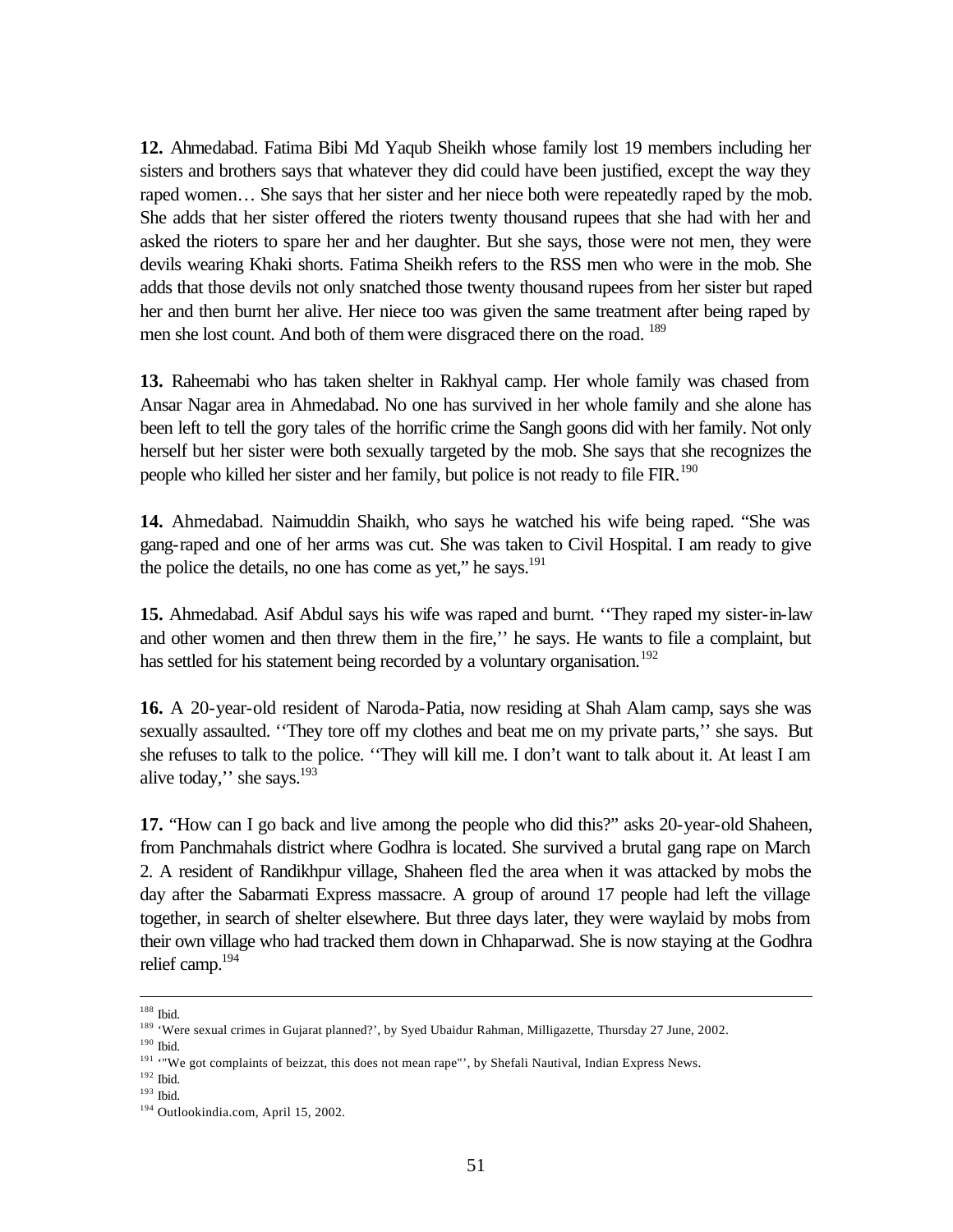**12.** Ahmedabad. Fatima Bibi Md Yaqub Sheikh whose family lost 19 members including her sisters and brothers says that whatever they did could have been justified, except the way they raped women… She says that her sister and her niece both were repeatedly raped by the mob. She adds that her sister offered the rioters twenty thousand rupees that she had with her and asked the rioters to spare her and her daughter. But she says, those were not men, they were devils wearing Khaki shorts. Fatima Sheikh refers to the RSS men who were in the mob. She adds that those devils not only snatched those twenty thousand rupees from her sister but raped her and then burnt her alive. Her niece too was given the same treatment after being raped by men she lost count. And both of them were disgraced there on the road. [189]

**13.** Raheemabi who has taken shelter in Rakhyal camp. Her whole family was chased from Ansar Nagar area in Ahmedabad. No one has survived in her whole family and she alone has been left to tell the gory tales of the horrific crime the Sangh goons did with her family. Not only herself but her sister were both sexually targeted by the mob. She says that she recognizes the people who killed her sister and her family, but police is not ready to file FIR.[190]

**14.** Ahmedabad. Naimuddin Shaikh, who says he watched his wife being raped. "She was gang-raped and one of her arms was cut. She was taken to Civil Hospital. I am ready to give the police the details, no one has come as yet," he says.[191]

**15.** Ahmedabad. Asif Abdul says his wife was raped and burnt. ''They raped my sister-in-law and other women and then threw them in the fire,'' he says. He wants to file a complaint, but has settled for his statement being recorded by a voluntary organisation.[192]

**16.** A 20-year-old resident of Naroda-Patia, now residing at Shah Alam camp, says she was sexually assaulted. ''They tore off my clothes and beat me on my private parts,'' she says. But she refuses to talk to the police. ''They will kill me. I don't want to talk about it. At least I am alive today,'' she says.[193]

**17.** "How can I go back and live among the people who did this?" asks 20-year-old Shaheen, from Panchmahals district where Godhra is located. She survived a brutal gang rape on March 2. A resident of Randikhpur village, Shaheen fled the area when it was attacked by mobs the day after the Sabarmati Express massacre. A group of around 17 people had left the village together, in search of shelter elsewhere. But three days later, they were waylaid by mobs from their own village who had tracked them down in Chhaparwad. She is now staying at the Godhra relief camp.[194]

---

[188] Ibid.
[189] 'Were sexual crimes in Gujarat planned?', by Syed Ubaidur Rahman, Milligazette, Thursday 27 June, 2002.
[190] Ibid.
[191] '"We got complaints of beizzat, this does not mean rape"', by Shefali Nautival, Indian Express News.
[192] Ibid.
[193] Ibid.
[194] Outlookindia.com, April 15, 2002.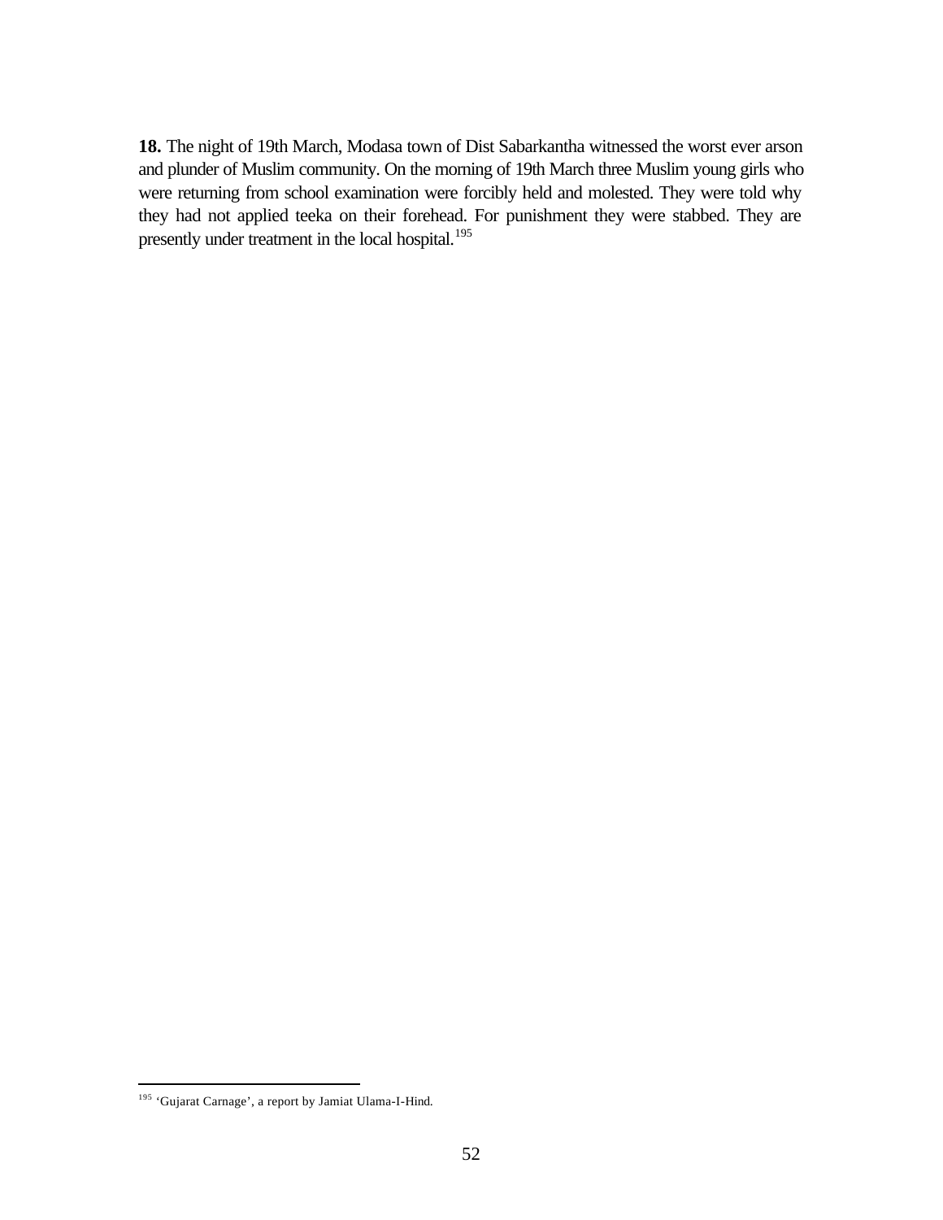**18.** The night of 19th March, Modasa town of Dist Sabarkantha witnessed the worst ever arson and plunder of Muslim community. On the morning of 19th March three Muslim young girls who were returning from school examination were forcibly held and molested. They were told why they had not applied teeka on their forehead. For punishment they were stabbed. They are presently under treatment in the local hospital.[195]

---

[195] 'Gujarat Carnage', a report by Jamiat Ulama-I-Hind.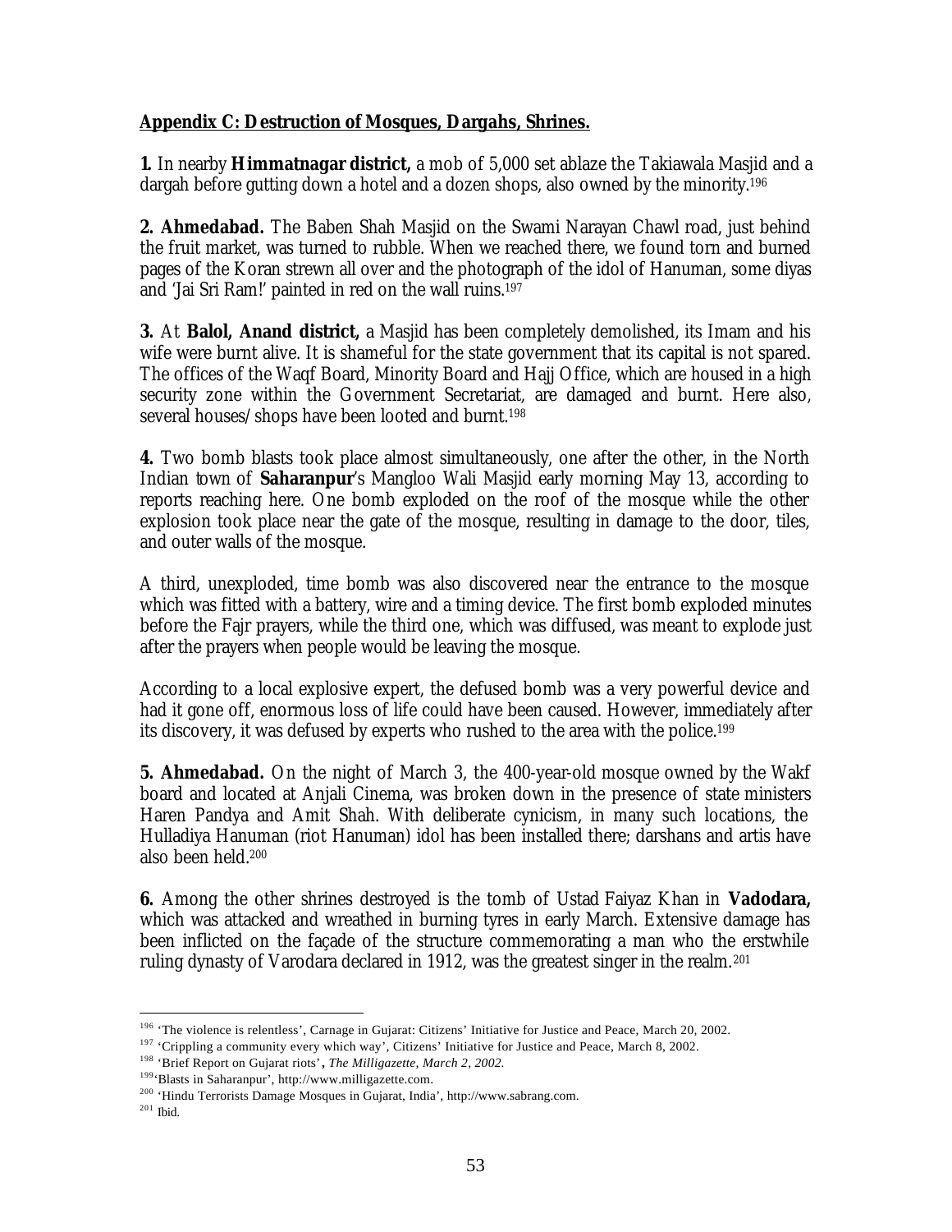**Appendix C: Destruction of Mosques, Dargahs, Shrines.**

**1.** In nearby **Himmatnagar district,** a mob of 5,000 set ablaze the Takiawala Masjid and a dargah before gutting down a hotel and a dozen shops, also owned by the minority.[196]

**2. Ahmedabad.** The Baben Shah Masjid on the Swami Narayan Chawl road, just behind the fruit market, was turned to rubble. When we reached there, we found torn and burned pages of the Koran strewn all over and the photograph of the idol of Hanuman, some diyas and 'Jai Sri Ram!' painted in red on the wall ruins.[197]

**3.** At **Balol, Anand district,** a Masjid has been completely demolished, its Imam and his wife were burnt alive. It is shameful for the state government that its capital is not spared. The offices of the Waqf Board, Minority Board and Hajj Office, which are housed in a high security zone within the Government Secretariat, are damaged and burnt. Here also, several houses/shops have been looted and burnt.[198]

**4.** Two bomb blasts took place almost simultaneously, one after the other, in the North Indian town of **Saharanpur**'s Mangloo Wali Masjid early morning May 13, according to reports reaching here. One bomb exploded on the roof of the mosque while the other explosion took place near the gate of the mosque, resulting in damage to the door, tiles, and outer walls of the mosque.

A third, unexploded, time bomb was also discovered near the entrance to the mosque which was fitted with a battery, wire and a timing device. The first bomb exploded minutes before the Fajr prayers, while the third one, which was diffused, was meant to explode just after the prayers when people would be leaving the mosque.

According to a local explosive expert, the defused bomb was a very powerful device and had it gone off, enormous loss of life could have been caused. However, immediately after its discovery, it was defused by experts who rushed to the area with the police.[199]

**5. Ahmedabad.** On the night of March 3, the 400-year-old mosque owned by the Wakf board and located at Anjali Cinema, was broken down in the presence of state ministers Haren Pandya and Amit Shah. With deliberate cynicism, in many such locations, the Hulladiya Hanuman (riot Hanuman) idol has been installed there; darshans and artis have also been held.[200]

**6.** Among the other shrines destroyed is the tomb of Ustad Faiyaz Khan in **Vadodara,** which was attacked and wreathed in burning tyres in early March. Extensive damage has been inflicted on the façade of the structure commemorating a man who the erstwhile ruling dynasty of Varodara declared in 1912, was the greatest singer in the realm.[201]

---

[196] 'The violence is relentless', Carnage in Gujarat: Citizens' Initiative for Justice and Peace, March 20, 2002.

[197] 'Crippling a community every which way', Citizens' Initiative for Justice and Peace, March 8, 2002.

[198] 'Brief Report on Gujarat riots', *The Milligazette, March 2, 2002.*

[199] 'Blasts in Saharanpur', http://www.milligazette.com.

[200] 'Hindu Terrorists Damage Mosques in Gujarat, India', http://www.sabrang.com.

[201] Ibid.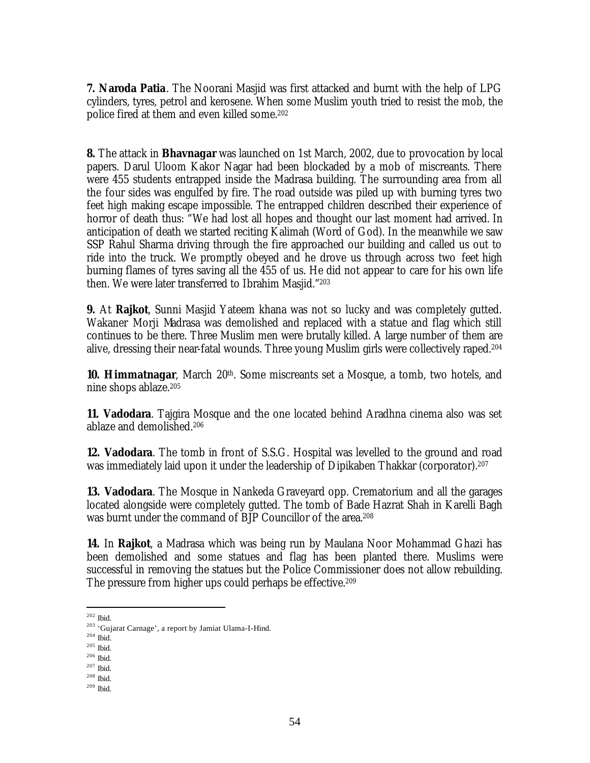**7. Naroda Patia**. The Noorani Masjid was first attacked and burnt with the help of LPG cylinders, tyres, petrol and kerosene. When some Muslim youth tried to resist the mob, the police fired at them and even killed some.[202]

**8.** The attack in **Bhavnagar** was launched on 1st March, 2002, due to provocation by local papers. Darul Uloom Kakor Nagar had been blockaded by a mob of miscreants. There were 455 students entrapped inside the Madrasa building. The surrounding area from all the four sides was engulfed by fire. The road outside was piled up with burning tyres two feet high making escape impossible. The entrapped children described their experience of horror of death thus: "We had lost all hopes and thought our last moment had arrived. In anticipation of death we started reciting Kalimah (Word of God). In the meanwhile we saw SSP Rahul Sharma driving through the fire approached our building and called us out to ride into the truck. We promptly obeyed and he drove us through across two feet high burning flames of tyres saving all the 455 of us. He did not appear to care for his own life then. We were later transferred to Ibrahim Masjid."[203]

**9.** At **Rajkot**, Sunni Masjid Yateem khana was not so lucky and was completely gutted. Wakaner Morji Madrasa was demolished and replaced with a statue and flag which still continues to be there. Three Muslim men were brutally killed. A large number of them are alive, dressing their near-fatal wounds. Three young Muslim girls were collectively raped.[204]

**10. Himmatnagar**, March 20th. Some miscreants set a Mosque, a tomb, two hotels, and nine shops ablaze.[205]

**11. Vadodara**. Tajgira Mosque and the one located behind Aradhna cinema also was set ablaze and demolished.[206]

**12. Vadodara**. The tomb in front of S.S.G. Hospital was levelled to the ground and road was immediately laid upon it under the leadership of Dipikaben Thakkar (corporator).[207]

**13. Vadodara**. The Mosque in Nankeda Graveyard opp. Crematorium and all the garages located alongside were completely gutted. The tomb of Bade Hazrat Shah in Karelli Bagh was burnt under the command of BJP Councillor of the area.[208]

**14.** In **Rajkot**, a Madrasa which was being run by Maulana Noor Mohammad Ghazi has been demolished and some statues and flag has been planted there. Muslims were successful in removing the statues but the Police Commissioner does not allow rebuilding. The pressure from higher ups could perhaps be effective.[209]

---

[202] Ibid.
[203] 'Gujarat Carnage', a report by Jamiat Ulama-I-Hind.
[204] Ibid.
[205] Ibid.
[206] Ibid.
[207] Ibid.
[208] Ibid.
[209] Ibid.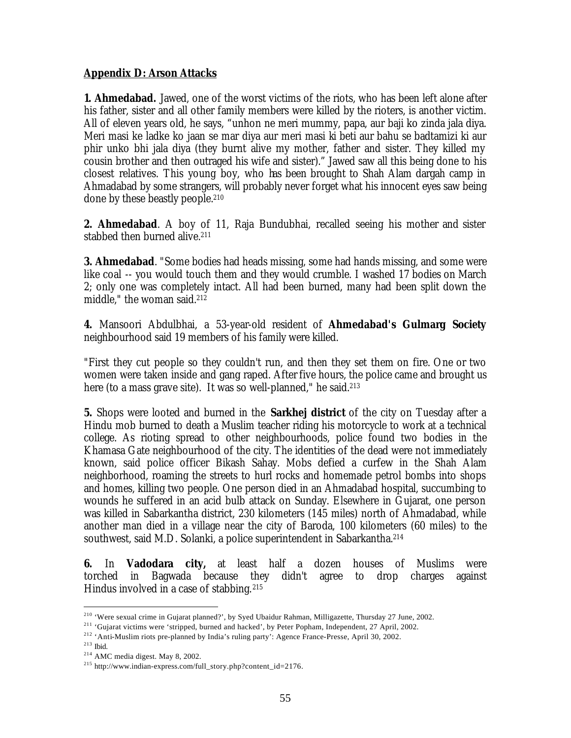## Appendix D: Arson Attacks

**1. Ahmedabad.** Jawed, one of the worst victims of the riots, who has been left alone after his father, sister and all other family members were killed by the rioters, is another victim. All of eleven years old, he says, "unhon ne meri mummy, papa, aur baji ko zinda jala diya. Meri masi ke ladke ko jaan se mar diya aur meri masi ki beti aur bahu se badtamizi ki aur phir unko bhi jala diya (they burnt alive my mother, father and sister. They killed my cousin brother and then outraged his wife and sister)." Jawed saw all this being done to his closest relatives. This young boy, who has been brought to Shah Alam dargah camp in Ahmadabad by some strangers, will probably never forget what his innocent eyes saw being done by these beastly people.[210]

**2. Ahmedabad**. A boy of 11, Raja Bundubhai, recalled seeing his mother and sister stabbed then burned alive.[211]

**3. Ahmedabad**. "Some bodies had heads missing, some had hands missing, and some were like coal -- you would touch them and they would crumble. I washed 17 bodies on March 2; only one was completely intact. All had been burned, many had been split down the middle," the woman said.[212]

**4.** Mansoori Abdulbhai, a 53-year-old resident of **Ahmedabad's Gulmarg Society** neighbourhood said 19 members of his family were killed.

"First they cut people so they couldn't run, and then they set them on fire. One or two women were taken inside and gang raped. After five hours, the police came and brought us here (to a mass grave site). It was so well-planned," he said.[213]

**5.** Shops were looted and burned in the **Sarkhej district** of the city on Tuesday after a Hindu mob burned to death a Muslim teacher riding his motorcycle to work at a technical college. As rioting spread to other neighbourhoods, police found two bodies in the Khamasa Gate neighbourhood of the city. The identities of the dead were not immediately known, said police officer Bikash Sahay. Mobs defied a curfew in the Shah Alam neighborhood, roaming the streets to hurl rocks and homemade petrol bombs into shops and homes, killing two people. One person died in an Ahmadabad hospital, succumbing to wounds he suffered in an acid bulb attack on Sunday. Elsewhere in Gujarat, one person was killed in Sabarkantha district, 230 kilometers (145 miles) north of Ahmadabad, while another man died in a village near the city of Baroda, 100 kilometers (60 miles) to the southwest, said M.D. Solanki, a police superintendent in Sabarkantha.[214]

**6.** In **Vadodara city,** at least half a dozen houses of Muslims were torched in Bagwada because they didn't agree to drop charges against Hindus involved in a case of stabbing.[215]

---

[210] 'Were sexual crime in Gujarat planned?', by Syed Ubaidur Rahman, Milligazette, Thursday 27 June, 2002.

[211] 'Gujarat victims were 'stripped, burned and hacked', by Peter Popham, Independent, 27 April, 2002.

[212] 'Anti-Muslim riots pre-planned by India's ruling party': Agence France-Presse, April 30, 2002.

[213] Ibid.

[214] AMC media digest. May 8, 2002.

[215] http://www.indian-express.com/full_story.php?content_id=2176.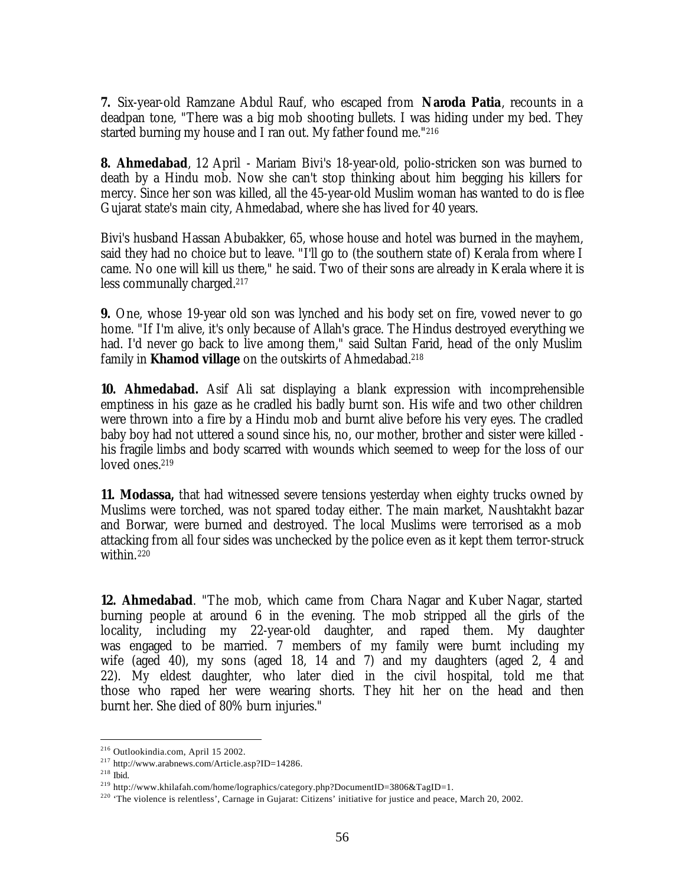**7.** Six-year-old Ramzane Abdul Rauf, who escaped from **Naroda Patia**, recounts in a deadpan tone, "There was a big mob shooting bullets. I was hiding under my bed. They started burning my house and I ran out. My father found me."[216]

**8. Ahmedabad**, 12 April - Mariam Bivi's 18-year-old, polio-stricken son was burned to death by a Hindu mob. Now she can't stop thinking about him begging his killers for mercy. Since her son was killed, all the 45-year-old Muslim woman has wanted to do is flee Gujarat state's main city, Ahmedabad, where she has lived for 40 years.

Bivi's husband Hassan Abubakker, 65, whose house and hotel was burned in the mayhem, said they had no choice but to leave. "I'll go to (the southern state of) Kerala from where I came. No one will kill us there," he said. Two of their sons are already in Kerala where it is less communally charged.[217]

**9.** One, whose 19-year old son was lynched and his body set on fire, vowed never to go home. "If I'm alive, it's only because of Allah's grace. The Hindus destroyed everything we had. I'd never go back to live among them," said Sultan Farid, head of the only Muslim family in **Khamod village** on the outskirts of Ahmedabad.[218]

**10. Ahmedabad.** Asif Ali sat displaying a blank expression with incomprehensible emptiness in his gaze as he cradled his badly burnt son. His wife and two other children were thrown into a fire by a Hindu mob and burnt alive before his very eyes. The cradled baby boy had not uttered a sound since his, no, our mother, brother and sister were killed - his fragile limbs and body scarred with wounds which seemed to weep for the loss of our loved ones.[219]

**11. Modassa,** that had witnessed severe tensions yesterday when eighty trucks owned by Muslims were torched, was not spared today either. The main market, Naushtakht bazar and Borwar, were burned and destroyed. The local Muslims were terrorised as a mob attacking from all four sides was unchecked by the police even as it kept them terror-struck within.[220]

**12. Ahmedabad**. "The mob, which came from Chara Nagar and Kuber Nagar, started burning people at around 6 in the evening. The mob stripped all the girls of the locality, including my 22-year-old daughter, and raped them. My daughter was engaged to be married. 7 members of my family were burnt including my wife (aged 40), my sons (aged 18, 14 and 7) and my daughters (aged 2, 4 and 22). My eldest daughter, who later died in the civil hospital, told me that those who raped her were wearing shorts. They hit her on the head and then burnt her. She died of 80% burn injuries."

---

[216] Outlookindia.com, April 15 2002.

[217] http://www.arabnews.com/Article.asp?ID=14286.

[218] Ibid.

[219] http://www.khilafah.com/home/lographics/category.php?DocumentID=3806&TagID=1.

[220] 'The violence is relentless', Carnage in Gujarat: Citizens' initiative for justice and peace, March 20, 2002.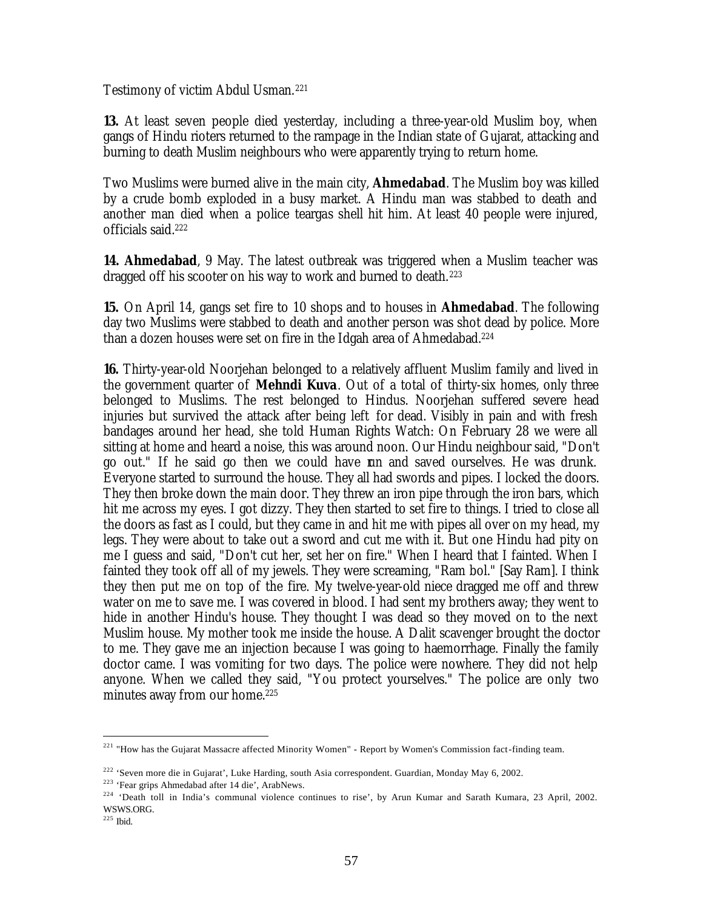Testimony of victim Abdul Usman.[221]

**13.** At least seven people died yesterday, including a three-year-old Muslim boy, when gangs of Hindu rioters returned to the rampage in the Indian state of Gujarat, attacking and burning to death Muslim neighbours who were apparently trying to return home.

Two Muslims were burned alive in the main city, **Ahmedabad**. The Muslim boy was killed by a crude bomb exploded in a busy market. A Hindu man was stabbed to death and another man died when a police teargas shell hit him. At least 40 people were injured, officials said.[222]

**14. Ahmedabad**, 9 May. The latest outbreak was triggered when a Muslim teacher was dragged off his scooter on his way to work and burned to death.[223]

**15.** On April 14, gangs set fire to 10 shops and to houses in **Ahmedabad**. The following day two Muslims were stabbed to death and another person was shot dead by police. More than a dozen houses were set on fire in the Idgah area of Ahmedabad.[224]

**16.** Thirty-year-old Noorjehan belonged to a relatively affluent Muslim family and lived in the government quarter of **Mehndi Kuva**. Out of a total of thirty-six homes, only three belonged to Muslims. The rest belonged to Hindus. Noorjehan suffered severe head injuries but survived the attack after being left for dead. Visibly in pain and with fresh bandages around her head, she told Human Rights Watch: On February 28 we were all sitting at home and heard a noise, this was around noon. Our Hindu neighbour said, "Don't go out." If he said go then we could have run and saved ourselves. He was drunk. Everyone started to surround the house. They all had swords and pipes. I locked the doors. They then broke down the main door. They threw an iron pipe through the iron bars, which hit me across my eyes. I got dizzy. They then started to set fire to things. I tried to close all the doors as fast as I could, but they came in and hit me with pipes all over on my head, my legs. They were about to take out a sword and cut me with it. But one Hindu had pity on me I guess and said, "Don't cut her, set her on fire." When I heard that I fainted. When I fainted they took off all of my jewels. They were screaming, "Ram bol." [Say Ram]. I think they then put me on top of the fire. My twelve-year-old niece dragged me off and threw water on me to save me. I was covered in blood. I had sent my brothers away; they went to hide in another Hindu's house. They thought I was dead so they moved on to the next Muslim house. My mother took me inside the house. A Dalit scavenger brought the doctor to me. They gave me an injection because I was going to haemorrhage. Finally the family doctor came. I was vomiting for two days. The police were nowhere. They did not help anyone. When we called they said, "You protect yourselves." The police are only two minutes away from our home.[225]

---

[221] "How has the Gujarat Massacre affected Minority Women" - Report by Women's Commission fact-finding team.

[222] 'Seven more die in Gujarat', Luke Harding, south Asia correspondent. Guardian, Monday May 6, 2002.

[223] 'Fear grips Ahmedabad after 14 die', ArabNews.

[224] 'Death toll in India's communal violence continues to rise', by Arun Kumar and Sarath Kumara, 23 April, 2002. WSWS.ORG.

[225] Ibid.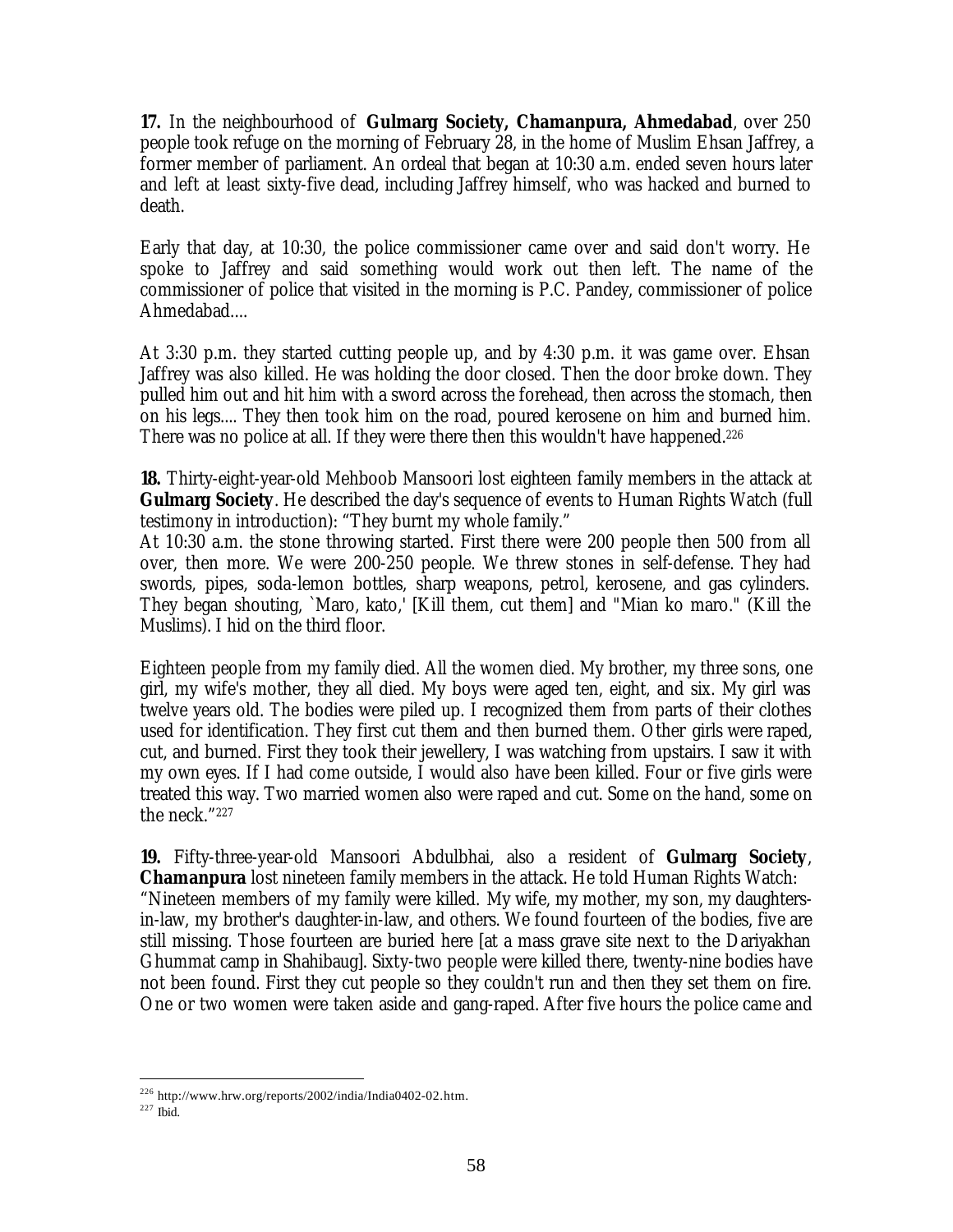**17.** In the neighbourhood of **Gulmarg Society, Chamanpura, Ahmedabad**, over 250 people took refuge on the morning of February 28, in the home of Muslim Ehsan Jaffrey, a former member of parliament. An ordeal that began at 10:30 a.m. ended seven hours later and left at least sixty-five dead, including Jaffrey himself, who was hacked and burned to death.

Early that day, at 10:30, the police commissioner came over and said don't worry. He spoke to Jaffrey and said something would work out then left. The name of the commissioner of police that visited in the morning is P.C. Pandey, commissioner of police Ahmedabad....

At 3:30 p.m. they started cutting people up, and by 4:30 p.m. it was game over. Ehsan Jaffrey was also killed. He was holding the door closed. Then the door broke down. They pulled him out and hit him with a sword across the forehead, then across the stomach, then on his legs.... They then took him on the road, poured kerosene on him and burned him. There was no police at all. If they were there then this wouldn't have happened.[226]

**18.** Thirty-eight-year-old Mehboob Mansoori lost eighteen family members in the attack at **Gulmarg Society**. He described the day's sequence of events to Human Rights Watch (full testimony in introduction): "They burnt my whole family."

At 10:30 a.m. the stone throwing started. First there were 200 people then 500 from all over, then more. We were 200-250 people. We threw stones in self-defense. They had swords, pipes, soda-lemon bottles, sharp weapons, petrol, kerosene, and gas cylinders. They began shouting, `Maro, kato,' [Kill them, cut them] and "Mian ko maro." (Kill the Muslims). I hid on the third floor.

Eighteen people from my family died. All the women died. My brother, my three sons, one girl, my wife's mother, they all died. My boys were aged ten, eight, and six. My girl was twelve years old. The bodies were piled up. I recognized them from parts of their clothes used for identification. They first cut them and then burned them. Other girls were raped, cut, and burned. First they took their jewellery, I was watching from upstairs. I saw it with my own eyes. If I had come outside, I would also have been killed. Four or five girls were treated this way. Two married women also were raped and cut. Some on the hand, some on the neck."[227]

**19.** Fifty-three-year-old Mansoori Abdulbhai, also a resident of **Gulmarg Society**, **Chamanpura** lost nineteen family members in the attack. He told Human Rights Watch:

"Nineteen members of my family were killed. My wife, my mother, my son, my daughters-in-law, my brother's daughter-in-law, and others. We found fourteen of the bodies, five are still missing. Those fourteen are buried here [at a mass grave site next to the Dariyakhan Ghummat camp in Shahibaug]. Sixty-two people were killed there, twenty-nine bodies have not been found. First they cut people so they couldn't run and then they set them on fire. One or two women were taken aside and gang-raped. After five hours the police came and

---

[226] http://www.hrw.org/reports/2002/india/India0402-02.htm.

[227] Ibid.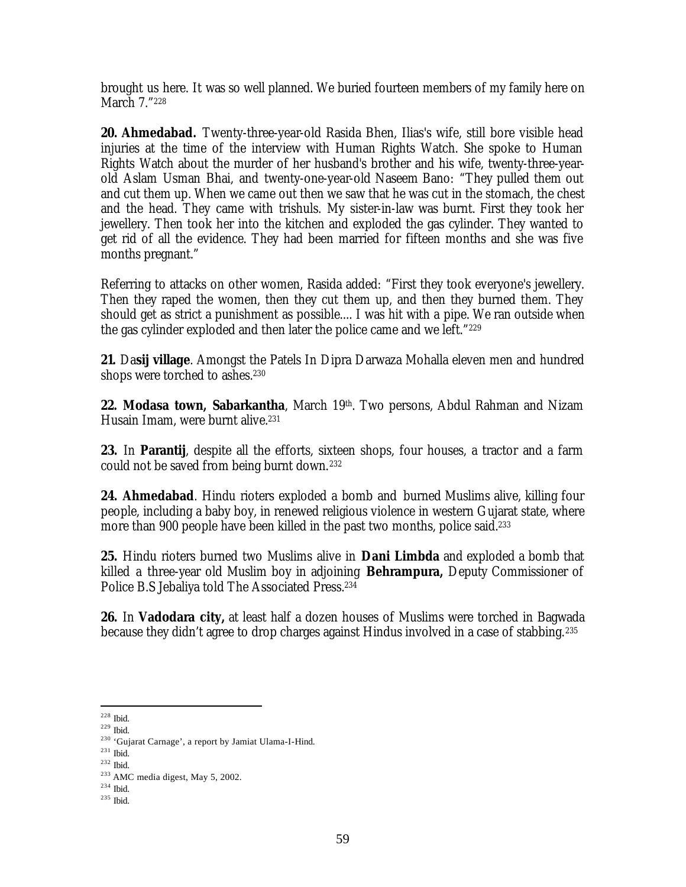brought us here. It was so well planned. We buried fourteen members of my family here on March 7."[228]

**20. Ahmedabad.** Twenty-three-year-old Rasida Bhen, Ilias's wife, still bore visible head injuries at the time of the interview with Human Rights Watch. She spoke to Human Rights Watch about the murder of her husband's brother and his wife, twenty-three-year-old Aslam Usman Bhai, and twenty-one-year-old Naseem Bano: "They pulled them out and cut them up. When we came out then we saw that he was cut in the stomach, the chest and the head. They came with trishuls. My sister-in-law was burnt. First they took her jewellery. Then took her into the kitchen and exploded the gas cylinder. They wanted to get rid of all the evidence. They had been married for fifteen months and she was five months pregnant."

Referring to attacks on other women, Rasida added: "First they took everyone's jewellery. Then they raped the women, then they cut them up, and then they burned them. They should get as strict a punishment as possible.... I was hit with a pipe. We ran outside when the gas cylinder exploded and then later the police came and we left."[229]

**21.** Da**sij village**. Amongst the Patels In Dipra Darwaza Mohalla eleven men and hundred shops were torched to ashes.[230]

**22. Modasa town, Sabarkantha**, March 19th. Two persons, Abdul Rahman and Nizam Husain Imam, were burnt alive.[231]

**23.** In **Parantij**, despite all the efforts, sixteen shops, four houses, a tractor and a farm could not be saved from being burnt down.[232]

**24. Ahmedabad**. Hindu rioters exploded a bomb and burned Muslims alive, killing four people, including a baby boy, in renewed religious violence in western Gujarat state, where more than 900 people have been killed in the past two months, police said.[233]

**25.** Hindu rioters burned two Muslims alive in **Dani Limbda** and exploded a bomb that killed a three-year old Muslim boy in adjoining **Behrampura,** Deputy Commissioner of Police B.S Jebaliya told The Associated Press.[234]

**26.** In **Vadodara city,** at least half a dozen houses of Muslims were torched in Bagwada because they didn't agree to drop charges against Hindus involved in a case of stabbing.[235]

---

[228] Ibid.

[229] Ibid.

[230] 'Gujarat Carnage', a report by Jamiat Ulama-I-Hind.

[231] Ibid.

[232] Ibid.

[233] AMC media digest, May 5, 2002.

[234] Ibid.

[235] Ibid.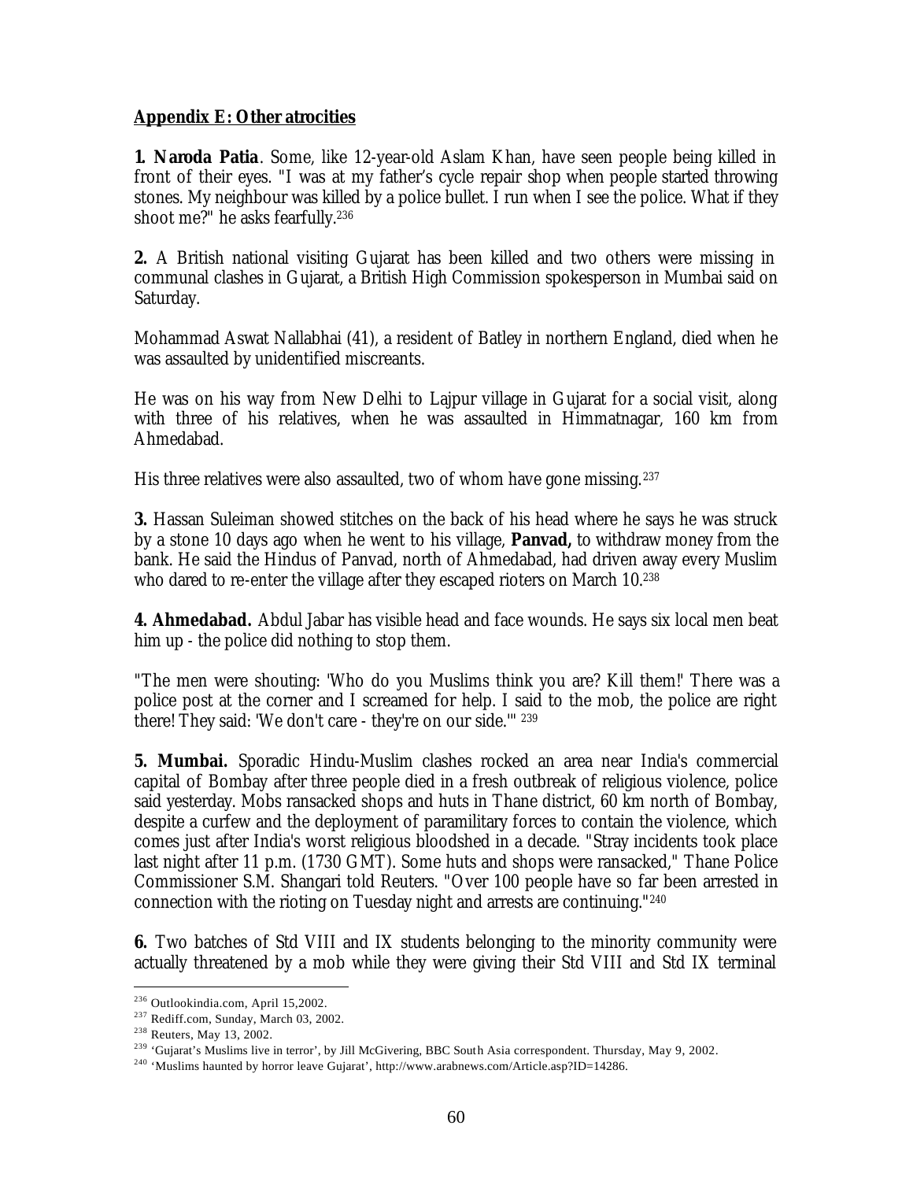## Appendix E: Other atrocities

**1. Naroda Patia**. Some, like 12-year-old Aslam Khan, have seen people being killed in front of their eyes. "I was at my father's cycle repair shop when people started throwing stones. My neighbour was killed by a police bullet. I run when I see the police. What if they shoot me?" he asks fearfully.[236]

**2.** A British national visiting Gujarat has been killed and two others were missing in communal clashes in Gujarat, a British High Commission spokesperson in Mumbai said on Saturday.

Mohammad Aswat Nallabhai (41), a resident of Batley in northern England, died when he was assaulted by unidentified miscreants.

He was on his way from New Delhi to Lajpur village in Gujarat for a social visit, along with three of his relatives, when he was assaulted in Himmatnagar, 160 km from Ahmedabad.

His three relatives were also assaulted, two of whom have gone missing.[237]

**3.** Hassan Suleiman showed stitches on the back of his head where he says he was struck by a stone 10 days ago when he went to his village, **Panvad,** to withdraw money from the bank. He said the Hindus of Panvad, north of Ahmedabad, had driven away every Muslim who dared to re-enter the village after they escaped rioters on March 10.[238]

**4. Ahmedabad.** Abdul Jabar has visible head and face wounds. He says six local men beat him up - the police did nothing to stop them.

"The men were shouting: 'Who do you Muslims think you are? Kill them!' There was a police post at the corner and I screamed for help. I said to the mob, the police are right there! They said: 'We don't care - they're on our side.'" [239]

**5. Mumbai.** Sporadic Hindu-Muslim clashes rocked an area near India's commercial capital of Bombay after three people died in a fresh outbreak of religious violence, police said yesterday. Mobs ransacked shops and huts in Thane district, 60 km north of Bombay, despite a curfew and the deployment of paramilitary forces to contain the violence, which comes just after India's worst religious bloodshed in a decade. "Stray incidents took place last night after 11 p.m. (1730 GMT). Some huts and shops were ransacked," Thane Police Commissioner S.M. Shangari told Reuters. "Over 100 people have so far been arrested in connection with the rioting on Tuesday night and arrests are continuing."[240]

**6.** Two batches of Std VIII and IX students belonging to the minority community were actually threatened by a mob while they were giving their Std VIII and Std IX terminal

---

[236] Outlookindia.com, April 15,2002.

[237] Rediff.com, Sunday, March 03, 2002.

[238] Reuters, May 13, 2002.

[239] 'Gujarat's Muslims live in terror', by Jill McGivering, BBC South Asia correspondent. Thursday, May 9, 2002.

[240] 'Muslims haunted by horror leave Gujarat', http://www.arabnews.com/Article.asp?ID=14286.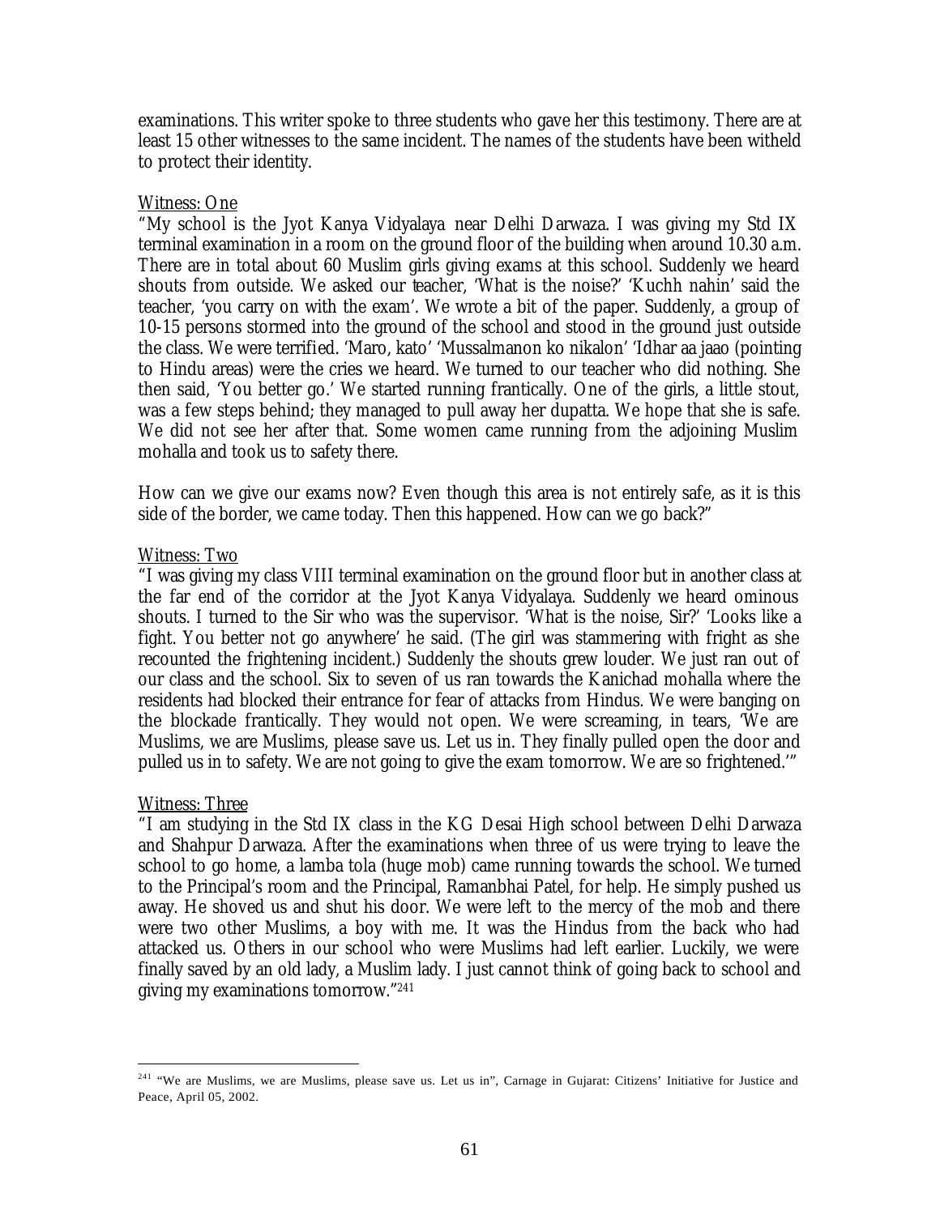examinations. This writer spoke to three students who gave her this testimony. There are at least 15 other witnesses to the same incident. The names of the students have been witheld to protect their identity.

Witness: One

"My school is the Jyot Kanya Vidyalaya near Delhi Darwaza. I was giving my Std IX terminal examination in a room on the ground floor of the building when around 10.30 a.m. There are in total about 60 Muslim girls giving exams at this school. Suddenly we heard shouts from outside. We asked our teacher, 'What is the noise?' 'Kuchh nahin' said the teacher, 'you carry on with the exam'. We wrote a bit of the paper. Suddenly, a group of 10-15 persons stormed into the ground of the school and stood in the ground just outside the class. We were terrified. 'Maro, kato' 'Mussalmanon ko nikalon' 'Idhar aa jaao (pointing to Hindu areas) were the cries we heard. We turned to our teacher who did nothing. She then said, 'You better go.' We started running frantically. One of the girls, a little stout, was a few steps behind; they managed to pull away her dupatta. We hope that she is safe. We did not see her after that. Some women came running from the adjoining Muslim mohalla and took us to safety there.

How can we give our exams now? Even though this area is not entirely safe, as it is this side of the border, we came today. Then this happened. How can we go back?"

Witness: Two

"I was giving my class VIII terminal examination on the ground floor but in another class at the far end of the corridor at the Jyot Kanya Vidyalaya. Suddenly we heard ominous shouts. I turned to the Sir who was the supervisor. 'What is the noise, Sir?' 'Looks like a fight. You better not go anywhere' he said. (The girl was stammering with fright as she recounted the frightening incident.) Suddenly the shouts grew louder. We just ran out of our class and the school. Six to seven of us ran towards the Kanichad mohalla where the residents had blocked their entrance for fear of attacks from Hindus. We were banging on the blockade frantically. They would not open. We were screaming, in tears, 'We are Muslims, we are Muslims, please save us. Let us in. They finally pulled open the door and pulled us in to safety. We are not going to give the exam tomorrow. We are so frightened.'"

Witness: Three

"I am studying in the Std IX class in the KG Desai High school between Delhi Darwaza and Shahpur Darwaza. After the examinations when three of us were trying to leave the school to go home, a lamba tola (huge mob) came running towards the school. We turned to the Principal's room and the Principal, Ramanbhai Patel, for help. He simply pushed us away. He shoved us and shut his door. We were left to the mercy of the mob and there were two other Muslims, a boy with me. It was the Hindus from the back who had attacked us. Others in our school who were Muslims had left earlier. Luckily, we were finally saved by an old lady, a Muslim lady. I just cannot think of going back to school and giving my examinations tomorrow."[241]

---

[241] "We are Muslims, we are Muslims, please save us. Let us in", Carnage in Gujarat: Citizens' Initiative for Justice and Peace, April 05, 2002.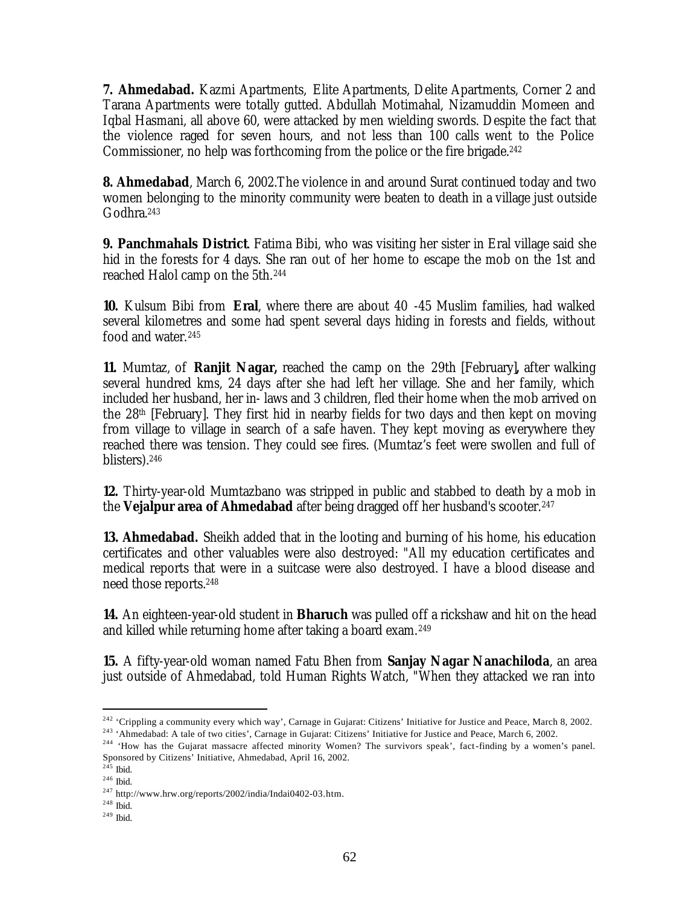**7. Ahmedabad.** Kazmi Apartments, Elite Apartments, Delite Apartments, Corner 2 and Tarana Apartments were totally gutted. Abdullah Motimahal, Nizamuddin Momeen and Iqbal Hasmani, all above 60, were attacked by men wielding swords. Despite the fact that the violence raged for seven hours, and not less than 100 calls went to the Police Commissioner, no help was forthcoming from the police or the fire brigade.[242]

**8. Ahmedabad**, March 6, 2002.The violence in and around Surat continued today and two women belonging to the minority community were beaten to death in a village just outside Godhra.[243]

**9. Panchmahals District**. Fatima Bibi, who was visiting her sister in Eral village said she hid in the forests for 4 days. She ran out of her home to escape the mob on the 1st and reached Halol camp on the 5th.[244]

**10.** Kulsum Bibi from **Eral**, where there are about 40 -45 Muslim families, had walked several kilometres and some had spent several days hiding in forests and fields, without food and water.[245]

**11.** Mumtaz, of **Ranjit Nagar,** reached the camp on the 29th [February]**,** after walking several hundred kms, 24 days after she had left her village. She and her family, which included her husband, her in- laws and 3 children, fled their home when the mob arrived on the 28th [February]. They first hid in nearby fields for two days and then kept on moving from village to village in search of a safe haven. They kept moving as everywhere they reached there was tension. They could see fires. (Mumtaz's feet were swollen and full of blisters).[246]

**12.** Thirty-year-old Mumtazbano was stripped in public and stabbed to death by a mob in the **Vejalpur area of Ahmedabad** after being dragged off her husband's scooter.[247]

**13. Ahmedabad.** Sheikh added that in the looting and burning of his home, his education certificates and other valuables were also destroyed: "All my education certificates and medical reports that were in a suitcase were also destroyed. I have a blood disease and need those reports.[248]

**14.** An eighteen-year-old student in **Bharuch** was pulled off a rickshaw and hit on the head and killed while returning home after taking a board exam.[249]

**15.** A fifty-year-old woman named Fatu Bhen from **Sanjay Nagar Nanachiloda**, an area just outside of Ahmedabad, told Human Rights Watch, "When they attacked we ran into

---

[242] 'Crippling a community every which way', Carnage in Gujarat: Citizens' Initiative for Justice and Peace, March 8, 2002.

[243] 'Ahmedabad: A tale of two cities', Carnage in Gujarat: Citizens' Initiative for Justice and Peace, March 6, 2002.

[244] 'How has the Gujarat massacre affected minority Women? The survivors speak', fact-finding by a women's panel. Sponsored by Citizens' Initiative, Ahmedabad, April 16, 2002.

[245] Ibid.

[246] Ibid.

[247] http://www.hrw.org/reports/2002/india/Indai0402-03.htm.

[248] Ibid.

[249] Ibid.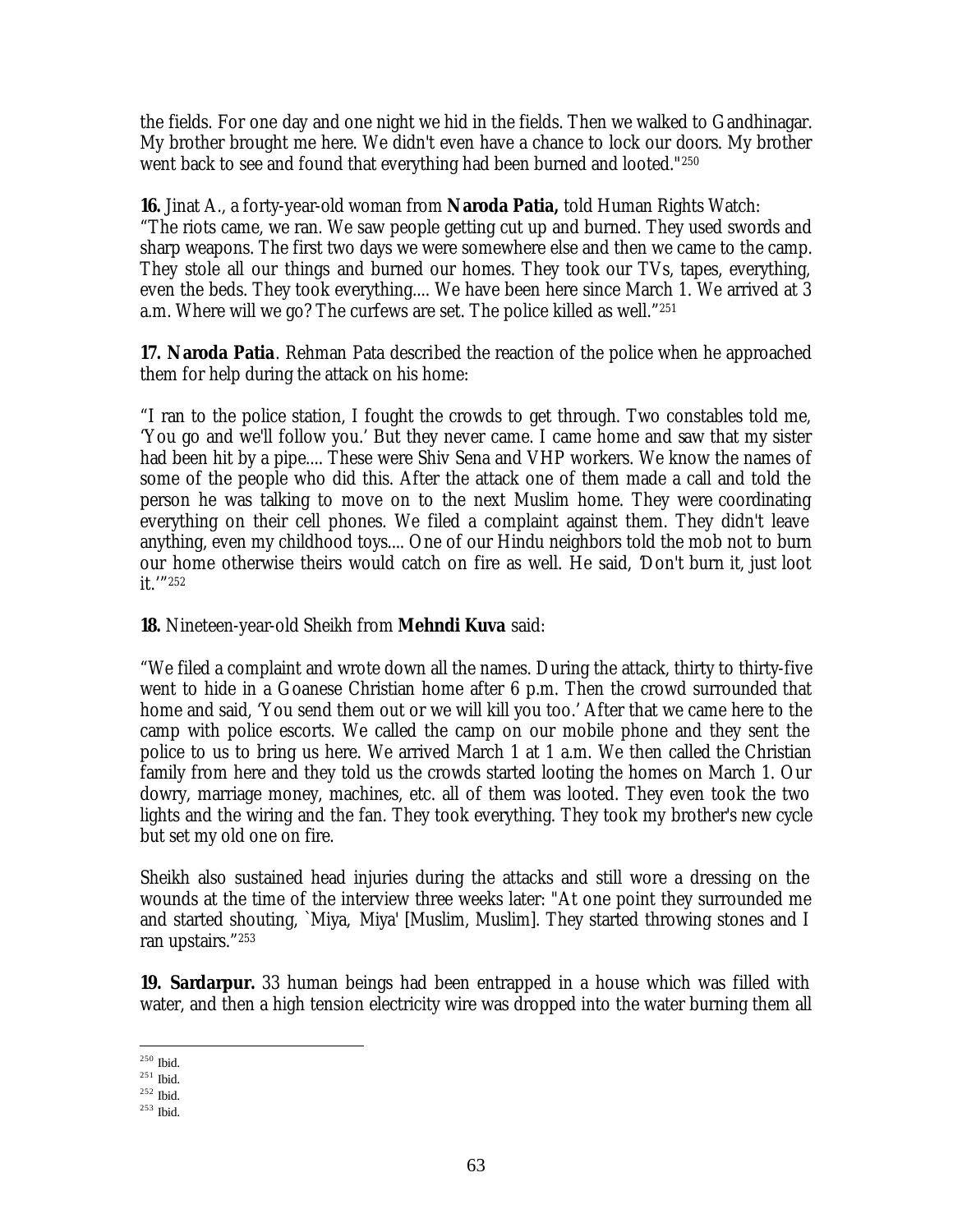the fields. For one day and one night we hid in the fields. Then we walked to Gandhinagar. My brother brought me here. We didn't even have a chance to lock our doors. My brother went back to see and found that everything had been burned and looted."[250]

**16.** Jinat A., a forty-year-old woman from **Naroda Patia,** told Human Rights Watch: "The riots came, we ran. We saw people getting cut up and burned. They used swords and sharp weapons. The first two days we were somewhere else and then we came to the camp. They stole all our things and burned our homes. They took our TVs, tapes, everything, even the beds. They took everything.... We have been here since March 1. We arrived at 3 a.m. Where will we go? The curfews are set. The police killed as well."[251]

**17. Naroda Patia**. Rehman Pata described the reaction of the police when he approached them for help during the attack on his home:

"I ran to the police station, I fought the crowds to get through. Two constables told me, 'You go and we'll follow you.' But they never came. I came home and saw that my sister had been hit by a pipe.... These were Shiv Sena and VHP workers. We know the names of some of the people who did this. After the attack one of them made a call and told the person he was talking to move on to the next Muslim home. They were coordinating everything on their cell phones. We filed a complaint against them. They didn't leave anything, even my childhood toys.... One of our Hindu neighbors told the mob not to burn our home otherwise theirs would catch on fire as well. He said, 'Don't burn it, just loot it.'"[252]

**18.** Nineteen-year-old Sheikh from **Mehndi Kuva** said:

"We filed a complaint and wrote down all the names. During the attack, thirty to thirty-five went to hide in a Goanese Christian home after 6 p.m. Then the crowd surrounded that home and said, 'You send them out or we will kill you too.' After that we came here to the camp with police escorts. We called the camp on our mobile phone and they sent the police to us to bring us here. We arrived March 1 at 1 a.m. We then called the Christian family from here and they told us the crowds started looting the homes on March 1. Our dowry, marriage money, machines, etc. all of them was looted. They even took the two lights and the wiring and the fan. They took everything. They took my brother's new cycle but set my old one on fire.

Sheikh also sustained head injuries during the attacks and still wore a dressing on the wounds at the time of the interview three weeks later: "At one point they surrounded me and started shouting, `Miya, Miya' [Muslim, Muslim]. They started throwing stones and I ran upstairs."[253]

**19. Sardarpur.** 33 human beings had been entrapped in a house which was filled with water, and then a high tension electricity wire was dropped into the water burning them all

---

[250] Ibid.
[251] Ibid.
[252] Ibid.
[253] Ibid.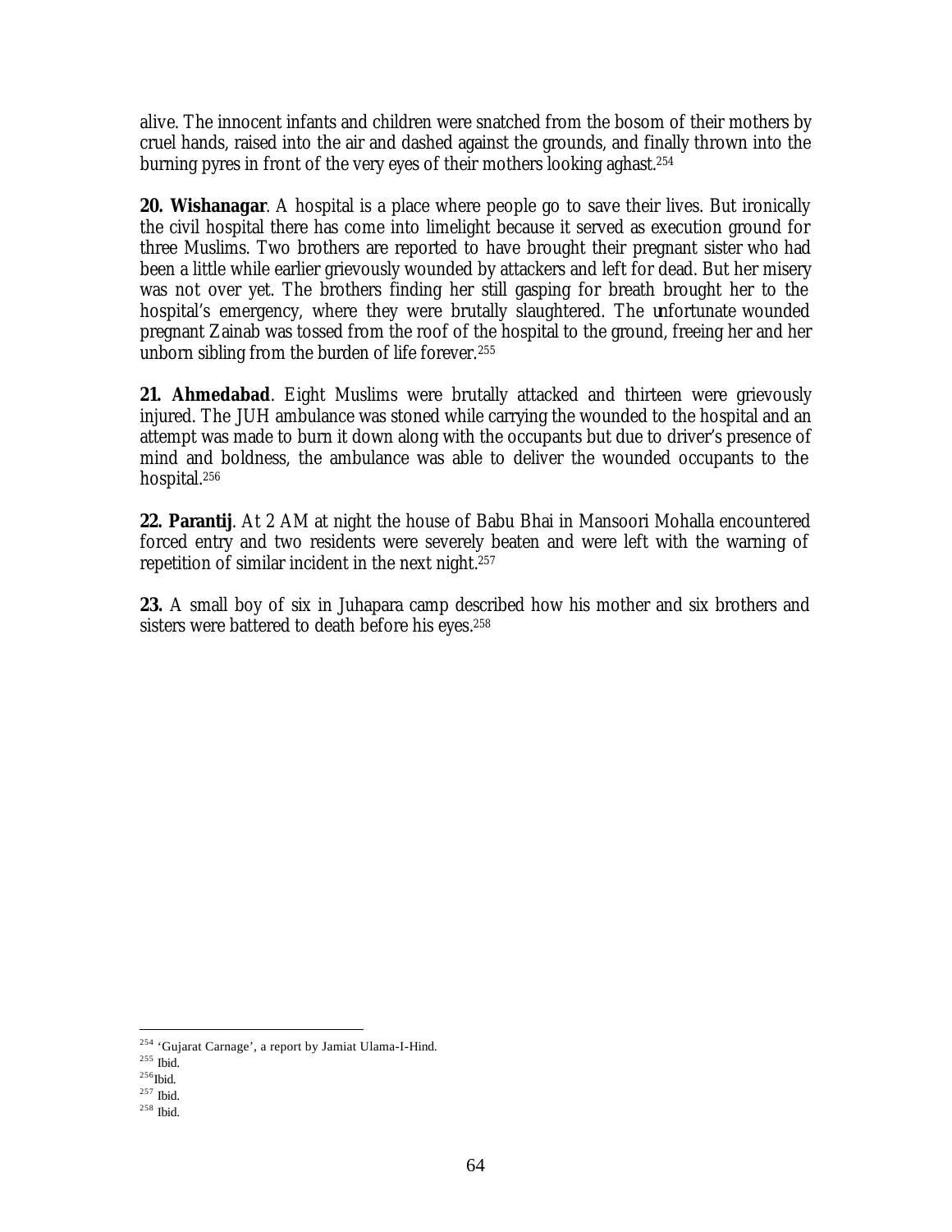alive. The innocent infants and children were snatched from the bosom of their mothers by cruel hands, raised into the air and dashed against the grounds, and finally thrown into the burning pyres in front of the very eyes of their mothers looking aghast.[254]

**20. Wishanagar**. A hospital is a place where people go to save their lives. But ironically the civil hospital there has come into limelight because it served as execution ground for three Muslims. Two brothers are reported to have brought their pregnant sister who had been a little while earlier grievously wounded by attackers and left for dead. But her misery was not over yet. The brothers finding her still gasping for breath brought her to the hospital's emergency, where they were brutally slaughtered. The unfortunate wounded pregnant Zainab was tossed from the roof of the hospital to the ground, freeing her and her unborn sibling from the burden of life forever.[255]

**21. Ahmedabad**. Eight Muslims were brutally attacked and thirteen were grievously injured. The JUH ambulance was stoned while carrying the wounded to the hospital and an attempt was made to burn it down along with the occupants but due to driver's presence of mind and boldness, the ambulance was able to deliver the wounded occupants to the hospital.[256]

**22. Parantij**. At 2 AM at night the house of Babu Bhai in Mansoori Mohalla encountered forced entry and two residents were severely beaten and were left with the warning of repetition of similar incident in the next night.[257]

**23.** A small boy of six in Juhapara camp described how his mother and six brothers and sisters were battered to death before his eyes.[258]

---

[254] 'Gujarat Carnage', a report by Jamiat Ulama-I-Hind.
[255] Ibid.
[256] Ibid.
[257] Ibid.
[258] Ibid.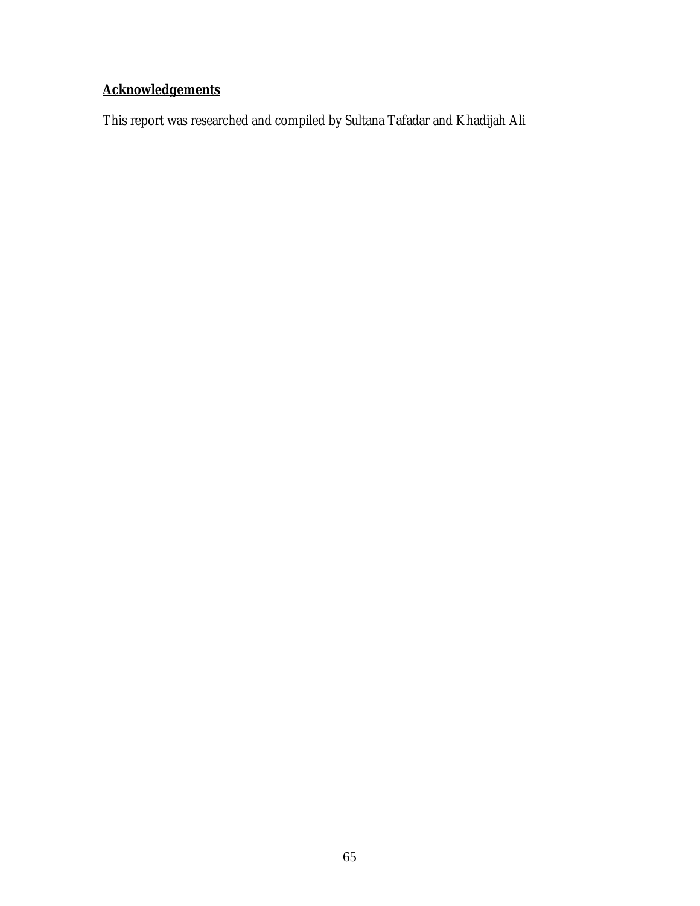## **Acknowledgements**

This report was researched and compiled by Sultana Tafadar and Khadijah Ali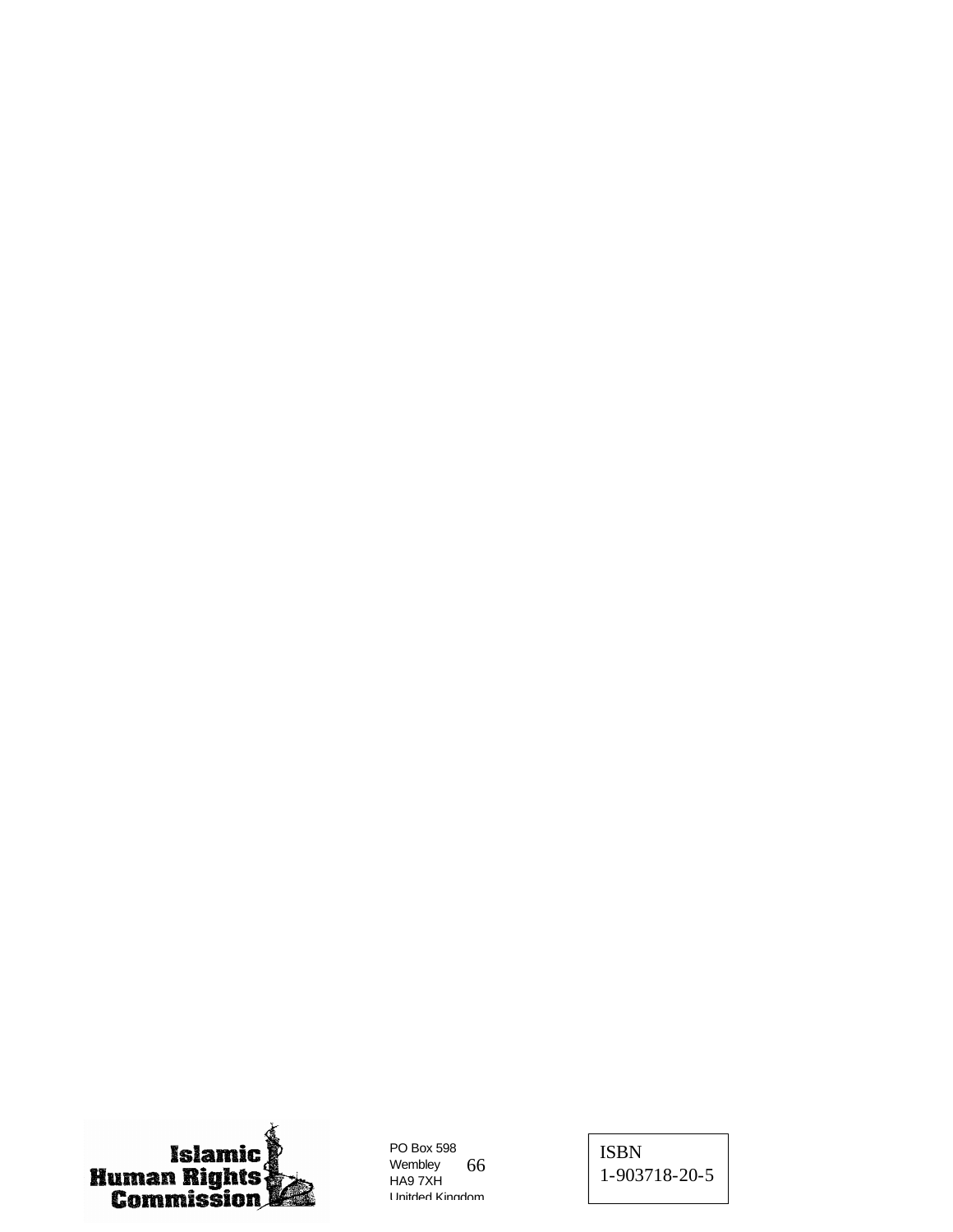Islamic Human Rights Commission

PO Box 598
Wembley
HA9 7XH
Unitded Kingdom

ISBN
1-903718-20-5